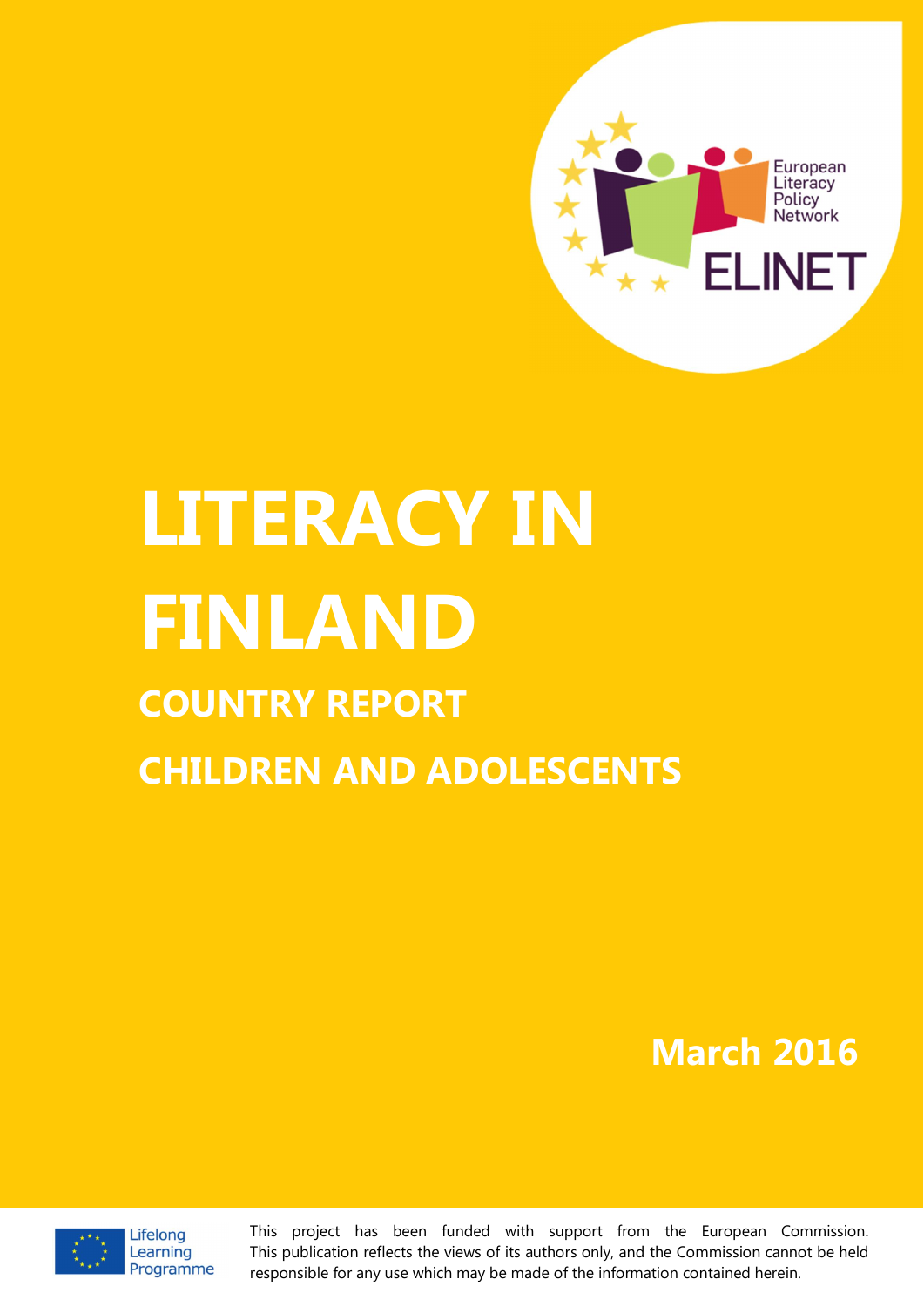European Literacy Policy Network

ELINET

# LITERACY IN FINLAND

## COUNTRY REPORT

## CHILDREN AND ADOLESCENTS

March 2016

Lifelong Learning Programme

This project has been funded with support from the European Commission. This publication reflects the views of its authors only, and the Commission cannot be held responsible for any use which may be made of the information contained herein.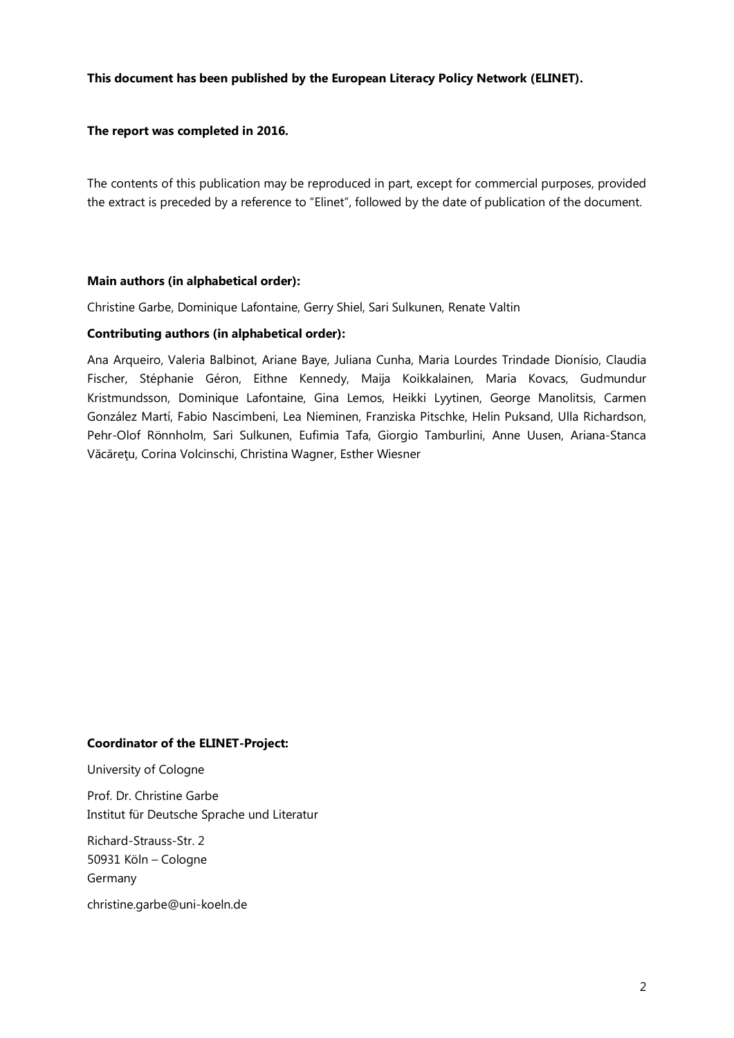**This document has been published by the European Literacy Policy Network (ELINET).**

**The report was completed in 2016.**

The contents of this publication may be reproduced in part, except for commercial purposes, provided the extract is preceded by a reference to "Elinet", followed by the date of publication of the document.

**Main authors (in alphabetical order):**

Christine Garbe, Dominique Lafontaine, Gerry Shiel, Sari Sulkunen, Renate Valtin

**Contributing authors (in alphabetical order):**

Ana Arqueiro, Valeria Balbinot, Ariane Baye, Juliana Cunha, Maria Lourdes Trindade Dionísio, Claudia Fischer, Stéphanie Géron, Eithne Kennedy, Maija Koikkalainen, Maria Kovacs, Gudmundur Kristmundsson, Dominique Lafontaine, Gina Lemos, Heikki Lyytinen, George Manolitsis, Carmen González Martí, Fabio Nascimbeni, Lea Nieminen, Franziska Pitschke, Helin Puksand, Ulla Richardson, Pehr-Olof Rönnholm, Sari Sulkunen, Eufimia Tafa, Giorgio Tamburlini, Anne Uusen, Ariana-Stanca Văcăreţu, Corina Volcinschi, Christina Wagner, Esther Wiesner

**Coordinator of the ELINET-Project:**

University of Cologne

Prof. Dr. Christine Garbe
Institut für Deutsche Sprache und Literatur

Richard-Strauss-Str. 2
50931 Köln – Cologne
Germany

christine.garbe@uni-koeln.de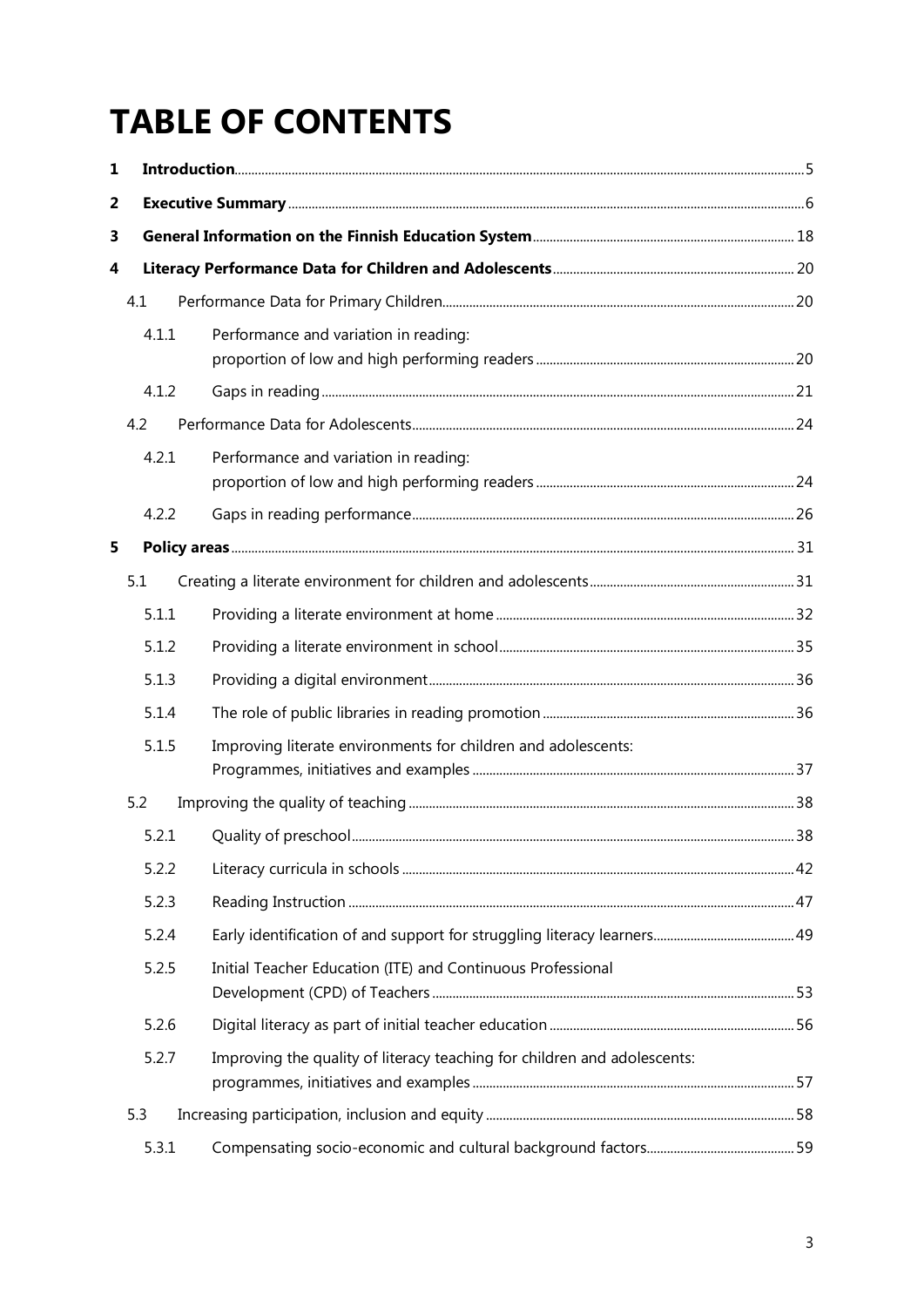# TABLE OF CONTENTS

**1 Introduction** ........ 5

**2 Executive Summary** ........ 6

**3 General Information on the Finnish Education System** ........ 18

**4 Literacy Performance Data for Children and Adolescents** ........ 20

- 4.1 Performance Data for Primary Children ........ 20
  - 4.1.1 Performance and variation in reading: proportion of low and high performing readers ........ 20
  - 4.1.2 Gaps in reading ........ 21
- 4.2 Performance Data for Adolescents ........ 24
  - 4.2.1 Performance and variation in reading: proportion of low and high performing readers ........ 24
  - 4.2.2 Gaps in reading performance ........ 26

**5 Policy areas** ........ 31

- 5.1 Creating a literate environment for children and adolescents ........ 31
  - 5.1.1 Providing a literate environment at home ........ 32
  - 5.1.2 Providing a literate environment in school ........ 35
  - 5.1.3 Providing a digital environment ........ 36
  - 5.1.4 The role of public libraries in reading promotion ........ 36
  - 5.1.5 Improving literate environments for children and adolescents: Programmes, initiatives and examples ........ 37
- 5.2 Improving the quality of teaching ........ 38
  - 5.2.1 Quality of preschool ........ 38
  - 5.2.2 Literacy curricula in schools ........ 42
  - 5.2.3 Reading Instruction ........ 47
  - 5.2.4 Early identification of and support for struggling literacy learners ........ 49
  - 5.2.5 Initial Teacher Education (ITE) and Continuous Professional Development (CPD) of Teachers ........ 53
  - 5.2.6 Digital literacy as part of initial teacher education ........ 56
  - 5.2.7 Improving the quality of literacy teaching for children and adolescents: programmes, initiatives and examples ........ 57
- 5.3 Increasing participation, inclusion and equity ........ 58
  - 5.3.1 Compensating socio-economic and cultural background factors ........ 59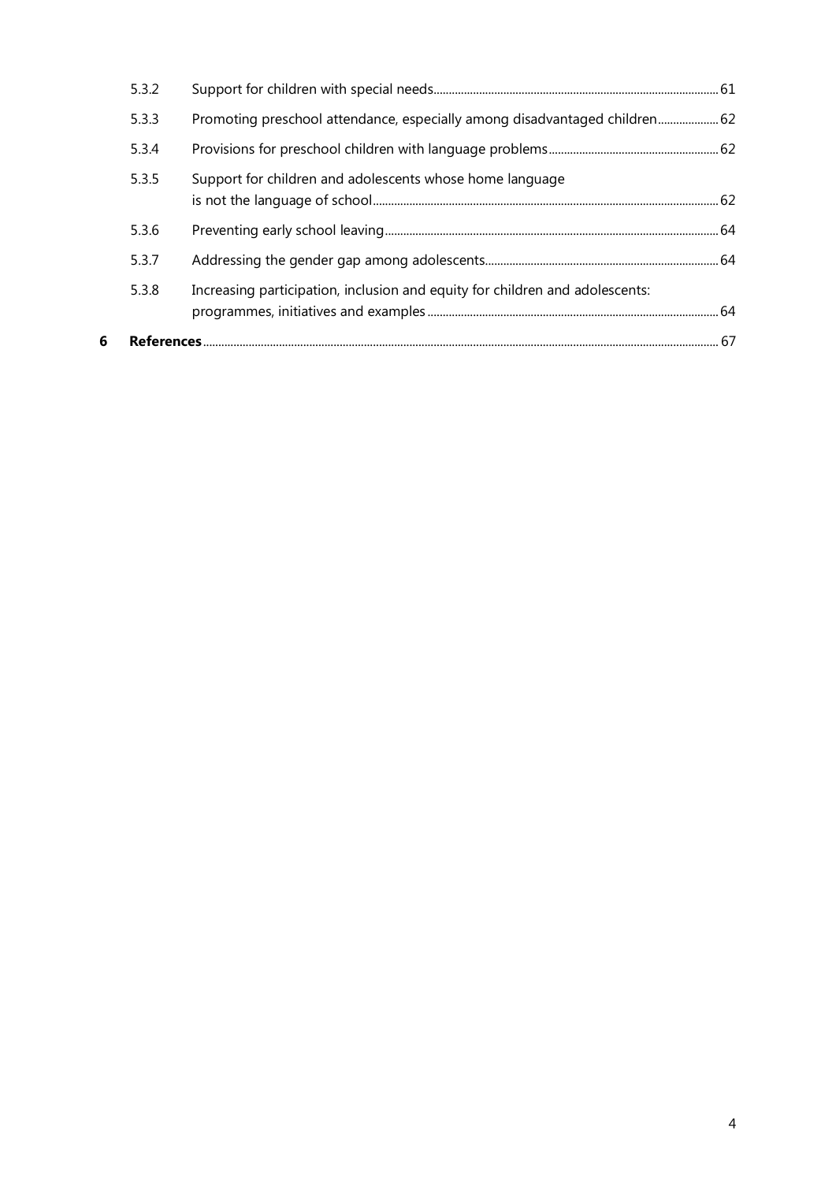| | | |
|---|---|---|
| 5.3.2 | Support for children with special needs | 61 |
| 5.3.3 | Promoting preschool attendance, especially among disadvantaged children | 62 |
| 5.3.4 | Provisions for preschool children with language problems | 62 |
| 5.3.5 | Support for children and adolescents whose home language is not the language of school | 62 |
| 5.3.6 | Preventing early school leaving | 64 |
| 5.3.7 | Addressing the gender gap among adolescents | 64 |
| 5.3.8 | Increasing participation, inclusion and equity for children and adolescents: programmes, initiatives and examples | 64 |
| **6** | **References** | 67 |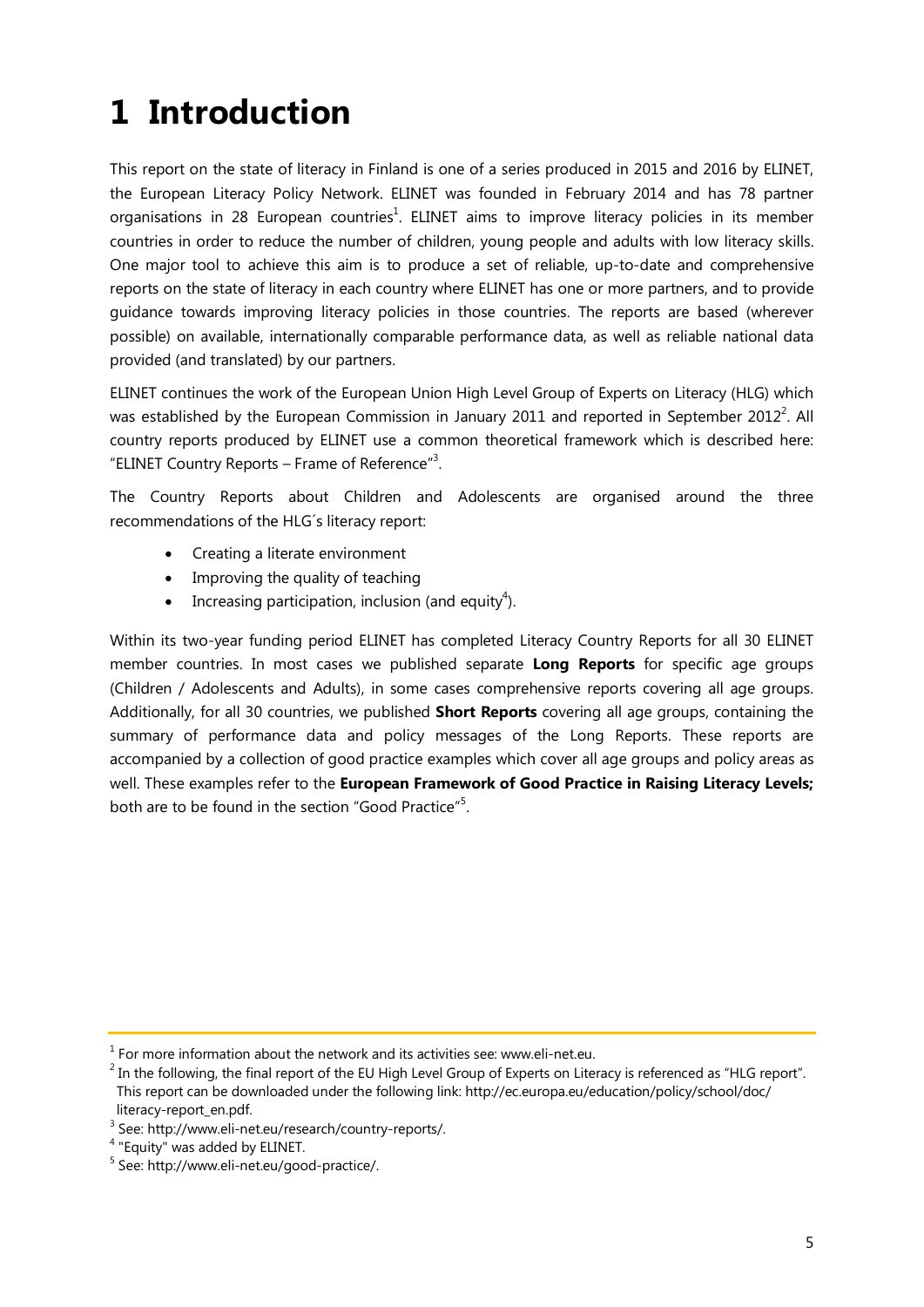# 1 Introduction

This report on the state of literacy in Finland is one of a series produced in 2015 and 2016 by ELINET, the European Literacy Policy Network. ELINET was founded in February 2014 and has 78 partner organisations in 28 European countries[1]. ELINET aims to improve literacy policies in its member countries in order to reduce the number of children, young people and adults with low literacy skills. One major tool to achieve this aim is to produce a set of reliable, up-to-date and comprehensive reports on the state of literacy in each country where ELINET has one or more partners, and to provide guidance towards improving literacy policies in those countries. The reports are based (wherever possible) on available, internationally comparable performance data, as well as reliable national data provided (and translated) by our partners.

ELINET continues the work of the European Union High Level Group of Experts on Literacy (HLG) which was established by the European Commission in January 2011 and reported in September 2012[2]. All country reports produced by ELINET use a common theoretical framework which is described here: "ELINET Country Reports – Frame of Reference"[3].

The Country Reports about Children and Adolescents are organised around the three recommendations of the HLG´s literacy report:

- Creating a literate environment
- Improving the quality of teaching
- Increasing participation, inclusion (and equity[4]).

Within its two-year funding period ELINET has completed Literacy Country Reports for all 30 ELINET member countries. In most cases we published separate **Long Reports** for specific age groups (Children / Adolescents and Adults), in some cases comprehensive reports covering all age groups. Additionally, for all 30 countries, we published **Short Reports** covering all age groups, containing the summary of performance data and policy messages of the Long Reports. These reports are accompanied by a collection of good practice examples which cover all age groups and policy areas as well. These examples refer to the **European Framework of Good Practice in Raising Literacy Levels;** both are to be found in the section "Good Practice"[5].

---

[1] For more information about the network and its activities see: www.eli-net.eu.

[2] In the following, the final report of the EU High Level Group of Experts on Literacy is referenced as "HLG report". This report can be downloaded under the following link: http://ec.europa.eu/education/policy/school/doc/literacy-report_en.pdf.

[3] See: http://www.eli-net.eu/research/country-reports/.

[4] "Equity" was added by ELINET.

[5] See: http://www.eli-net.eu/good-practice/.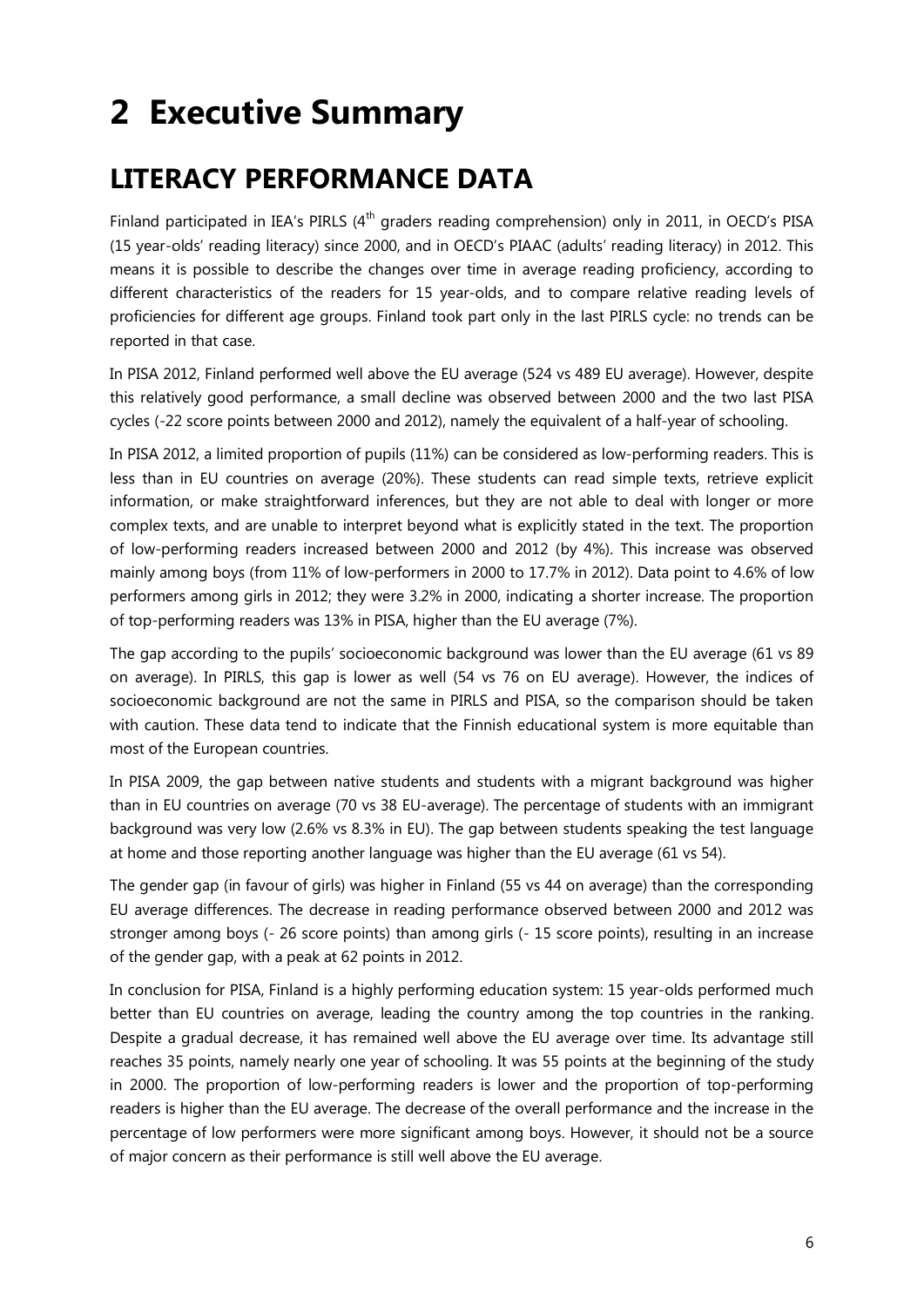# 2 Executive Summary

## LITERACY PERFORMANCE DATA

Finland participated in IEA's PIRLS (4th graders reading comprehension) only in 2011, in OECD's PISA (15 year-olds' reading literacy) since 2000, and in OECD's PIAAC (adults' reading literacy) in 2012. This means it is possible to describe the changes over time in average reading proficiency, according to different characteristics of the readers for 15 year-olds, and to compare relative reading levels of proficiencies for different age groups. Finland took part only in the last PIRLS cycle: no trends can be reported in that case.

In PISA 2012, Finland performed well above the EU average (524 vs 489 EU average). However, despite this relatively good performance, a small decline was observed between 2000 and the two last PISA cycles (-22 score points between 2000 and 2012), namely the equivalent of a half-year of schooling.

In PISA 2012, a limited proportion of pupils (11%) can be considered as low-performing readers. This is less than in EU countries on average (20%). These students can read simple texts, retrieve explicit information, or make straightforward inferences, but they are not able to deal with longer or more complex texts, and are unable to interpret beyond what is explicitly stated in the text. The proportion of low-performing readers increased between 2000 and 2012 (by 4%). This increase was observed mainly among boys (from 11% of low-performers in 2000 to 17.7% in 2012). Data point to 4.6% of low performers among girls in 2012; they were 3.2% in 2000, indicating a shorter increase. The proportion of top-performing readers was 13% in PISA, higher than the EU average (7%).

The gap according to the pupils' socioeconomic background was lower than the EU average (61 vs 89 on average). In PIRLS, this gap is lower as well (54 vs 76 on EU average). However, the indices of socioeconomic background are not the same in PIRLS and PISA, so the comparison should be taken with caution. These data tend to indicate that the Finnish educational system is more equitable than most of the European countries.

In PISA 2009, the gap between native students and students with a migrant background was higher than in EU countries on average (70 vs 38 EU-average). The percentage of students with an immigrant background was very low (2.6% vs 8.3% in EU). The gap between students speaking the test language at home and those reporting another language was higher than the EU average (61 vs 54).

The gender gap (in favour of girls) was higher in Finland (55 vs 44 on average) than the corresponding EU average differences. The decrease in reading performance observed between 2000 and 2012 was stronger among boys (- 26 score points) than among girls (- 15 score points), resulting in an increase of the gender gap, with a peak at 62 points in 2012.

In conclusion for PISA, Finland is a highly performing education system: 15 year-olds performed much better than EU countries on average, leading the country among the top countries in the ranking. Despite a gradual decrease, it has remained well above the EU average over time. Its advantage still reaches 35 points, namely nearly one year of schooling. It was 55 points at the beginning of the study in 2000. The proportion of low-performing readers is lower and the proportion of top-performing readers is higher than the EU average. The decrease of the overall performance and the increase in the percentage of low performers were more significant among boys. However, it should not be a source of major concern as their performance is still well above the EU average.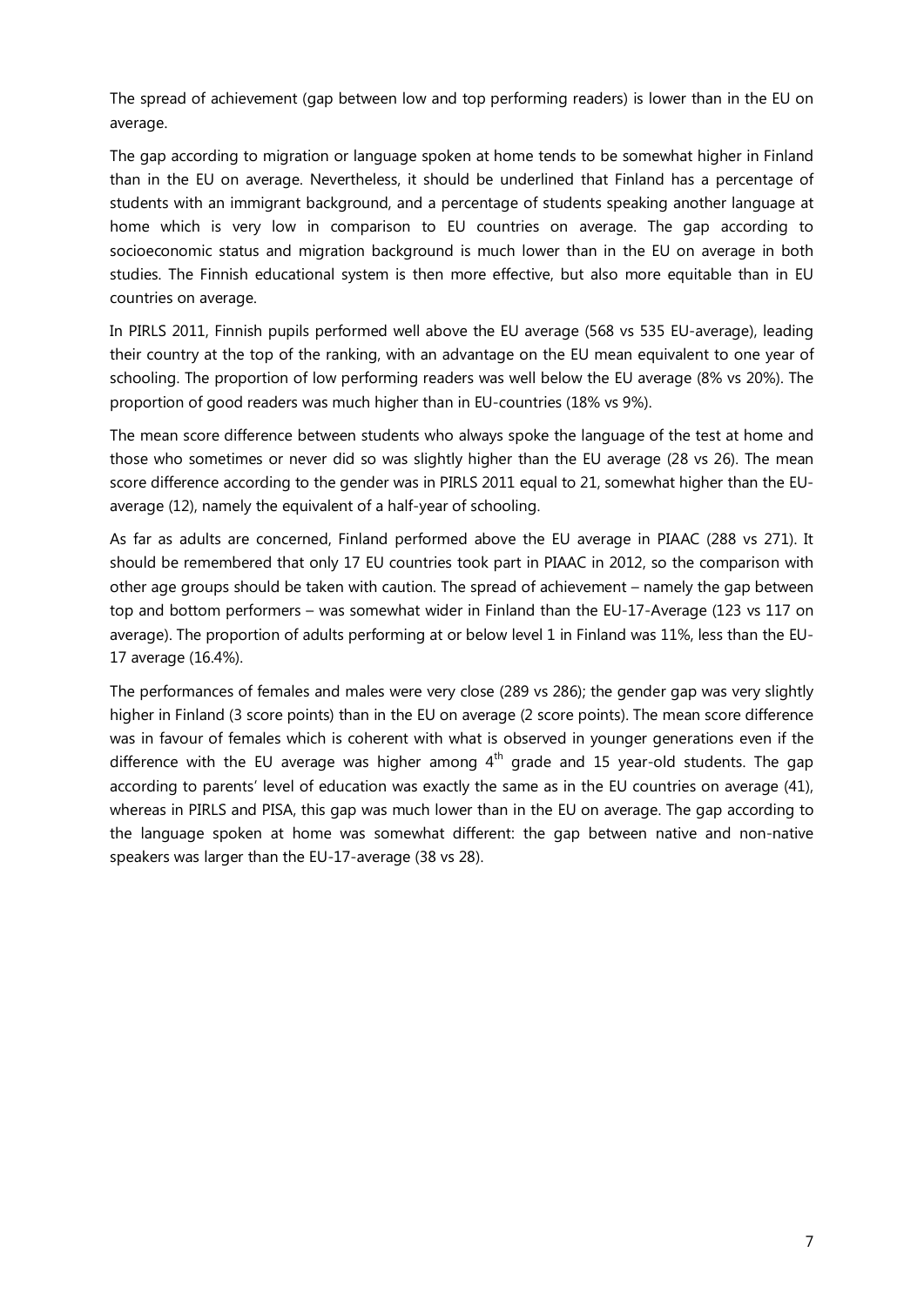The spread of achievement (gap between low and top performing readers) is lower than in the EU on average.

The gap according to migration or language spoken at home tends to be somewhat higher in Finland than in the EU on average. Nevertheless, it should be underlined that Finland has a percentage of students with an immigrant background, and a percentage of students speaking another language at home which is very low in comparison to EU countries on average. The gap according to socioeconomic status and migration background is much lower than in the EU on average in both studies. The Finnish educational system is then more effective, but also more equitable than in EU countries on average.

In PIRLS 2011, Finnish pupils performed well above the EU average (568 vs 535 EU-average), leading their country at the top of the ranking, with an advantage on the EU mean equivalent to one year of schooling. The proportion of low performing readers was well below the EU average (8% vs 20%). The proportion of good readers was much higher than in EU-countries (18% vs 9%).

The mean score difference between students who always spoke the language of the test at home and those who sometimes or never did so was slightly higher than the EU average (28 vs 26). The mean score difference according to the gender was in PIRLS 2011 equal to 21, somewhat higher than the EU-average (12), namely the equivalent of a half-year of schooling.

As far as adults are concerned, Finland performed above the EU average in PIAAC (288 vs 271). It should be remembered that only 17 EU countries took part in PIAAC in 2012, so the comparison with other age groups should be taken with caution. The spread of achievement – namely the gap between top and bottom performers – was somewhat wider in Finland than the EU-17-Average (123 vs 117 on average). The proportion of adults performing at or below level 1 in Finland was 11%, less than the EU-17 average (16.4%).

The performances of females and males were very close (289 vs 286); the gender gap was very slightly higher in Finland (3 score points) than in the EU on average (2 score points). The mean score difference was in favour of females which is coherent with what is observed in younger generations even if the difference with the EU average was higher among 4th grade and 15 year-old students. The gap according to parents' level of education was exactly the same as in the EU countries on average (41), whereas in PIRLS and PISA, this gap was much lower than in the EU on average. The gap according to the language spoken at home was somewhat different: the gap between native and non-native speakers was larger than the EU-17-average (38 vs 28).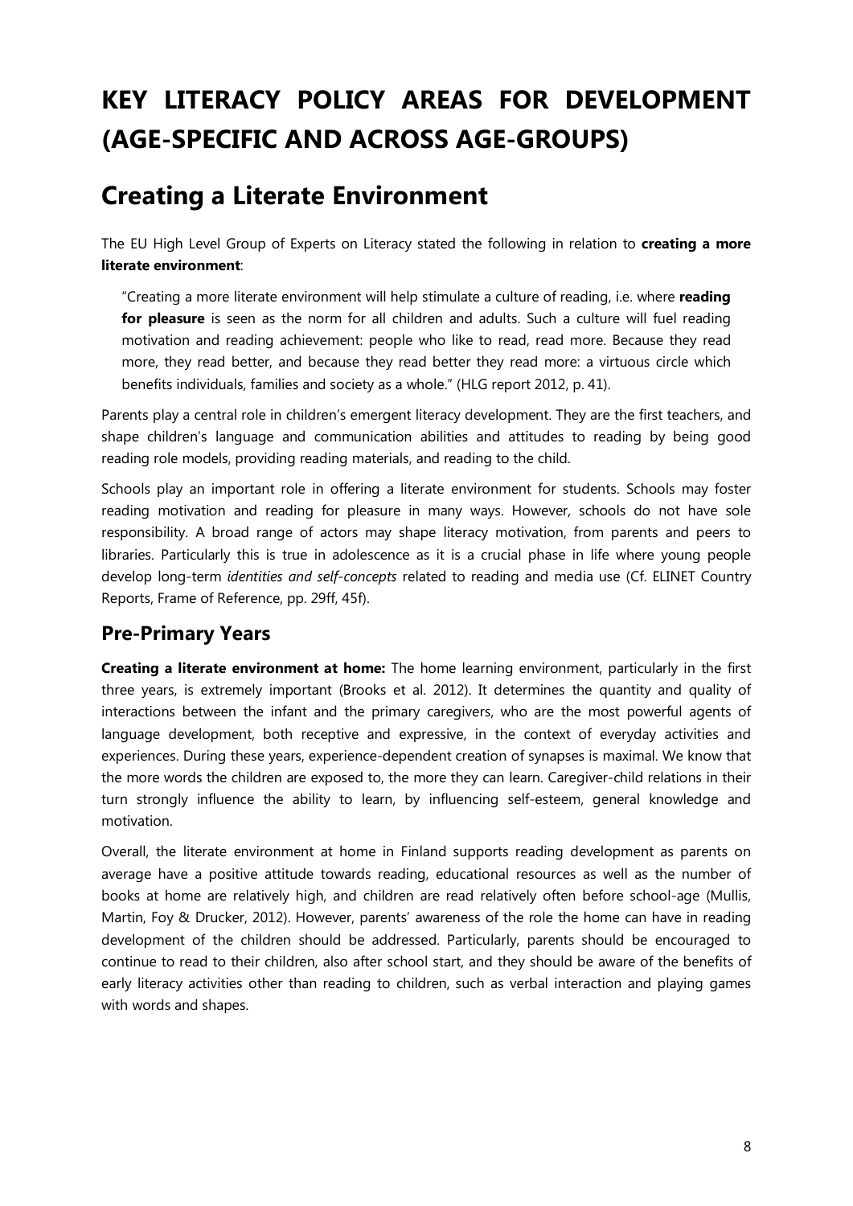# KEY LITERACY POLICY AREAS FOR DEVELOPMENT (AGE-SPECIFIC AND ACROSS AGE-GROUPS)

## Creating a Literate Environment

The EU High Level Group of Experts on Literacy stated the following in relation to **creating a more literate environment**:

> "Creating a more literate environment will help stimulate a culture of reading, i.e. where **reading for pleasure** is seen as the norm for all children and adults. Such a culture will fuel reading motivation and reading achievement: people who like to read, read more. Because they read more, they read better, and because they read better they read more: a virtuous circle which benefits individuals, families and society as a whole." (HLG report 2012, p. 41).

Parents play a central role in children's emergent literacy development. They are the first teachers, and shape children's language and communication abilities and attitudes to reading by being good reading role models, providing reading materials, and reading to the child.

Schools play an important role in offering a literate environment for students. Schools may foster reading motivation and reading for pleasure in many ways. However, schools do not have sole responsibility. A broad range of actors may shape literacy motivation, from parents and peers to libraries. Particularly this is true in adolescence as it is a crucial phase in life where young people develop long-term *identities and self-concepts* related to reading and media use (Cf. ELINET Country Reports, Frame of Reference, pp. 29ff, 45f).

### Pre-Primary Years

**Creating a literate environment at home:** The home learning environment, particularly in the first three years, is extremely important (Brooks et al. 2012). It determines the quantity and quality of interactions between the infant and the primary caregivers, who are the most powerful agents of language development, both receptive and expressive, in the context of everyday activities and experiences. During these years, experience-dependent creation of synapses is maximal. We know that the more words the children are exposed to, the more they can learn. Caregiver-child relations in their turn strongly influence the ability to learn, by influencing self-esteem, general knowledge and motivation.

Overall, the literate environment at home in Finland supports reading development as parents on average have a positive attitude towards reading, educational resources as well as the number of books at home are relatively high, and children are read relatively often before school-age (Mullis, Martin, Foy & Drucker, 2012). However, parents' awareness of the role the home can have in reading development of the children should be addressed. Particularly, parents should be encouraged to continue to read to their children, also after school start, and they should be aware of the benefits of early literacy activities other than reading to children, such as verbal interaction and playing games with words and shapes.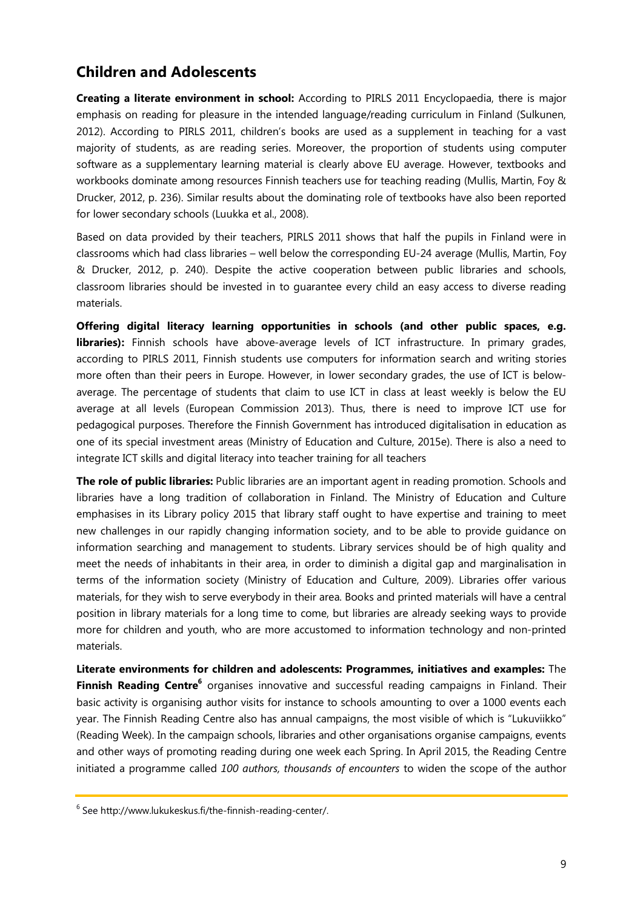## Children and Adolescents

**Creating a literate environment in school:** According to PIRLS 2011 Encyclopaedia, there is major emphasis on reading for pleasure in the intended language/reading curriculum in Finland (Sulkunen, 2012). According to PIRLS 2011, children's books are used as a supplement in teaching for a vast majority of students, as are reading series. Moreover, the proportion of students using computer software as a supplementary learning material is clearly above EU average. However, textbooks and workbooks dominate among resources Finnish teachers use for teaching reading (Mullis, Martin, Foy & Drucker, 2012, p. 236). Similar results about the dominating role of textbooks have also been reported for lower secondary schools (Luukka et al., 2008).

Based on data provided by their teachers, PIRLS 2011 shows that half the pupils in Finland were in classrooms which had class libraries – well below the corresponding EU-24 average (Mullis, Martin, Foy & Drucker, 2012, p. 240). Despite the active cooperation between public libraries and schools, classroom libraries should be invested in to guarantee every child an easy access to diverse reading materials.

**Offering digital literacy learning opportunities in schools (and other public spaces, e.g. libraries):** Finnish schools have above-average levels of ICT infrastructure. In primary grades, according to PIRLS 2011, Finnish students use computers for information search and writing stories more often than their peers in Europe. However, in lower secondary grades, the use of ICT is below-average. The percentage of students that claim to use ICT in class at least weekly is below the EU average at all levels (European Commission 2013). Thus, there is need to improve ICT use for pedagogical purposes. Therefore the Finnish Government has introduced digitalisation in education as one of its special investment areas (Ministry of Education and Culture, 2015e). There is also a need to integrate ICT skills and digital literacy into teacher training for all teachers

**The role of public libraries:** Public libraries are an important agent in reading promotion. Schools and libraries have a long tradition of collaboration in Finland. The Ministry of Education and Culture emphasises in its Library policy 2015 that library staff ought to have expertise and training to meet new challenges in our rapidly changing information society, and to be able to provide guidance on information searching and management to students. Library services should be of high quality and meet the needs of inhabitants in their area, in order to diminish a digital gap and marginalisation in terms of the information society (Ministry of Education and Culture, 2009). Libraries offer various materials, for they wish to serve everybody in their area. Books and printed materials will have a central position in library materials for a long time to come, but libraries are already seeking ways to provide more for children and youth, who are more accustomed to information technology and non-printed materials.

**Literate environments for children and adolescents: Programmes, initiatives and examples:** The **Finnish Reading Centre**[6] organises innovative and successful reading campaigns in Finland. Their basic activity is organising author visits for instance to schools amounting to over a 1000 events each year. The Finnish Reading Centre also has annual campaigns, the most visible of which is "Lukuviikko" (Reading Week). In the campaign schools, libraries and other organisations organise campaigns, events and other ways of promoting reading during one week each Spring. In April 2015, the Reading Centre initiated a programme called *100 authors, thousands of encounters* to widen the scope of the author

[6] See http://www.lukukeskus.fi/the-finnish-reading-center/.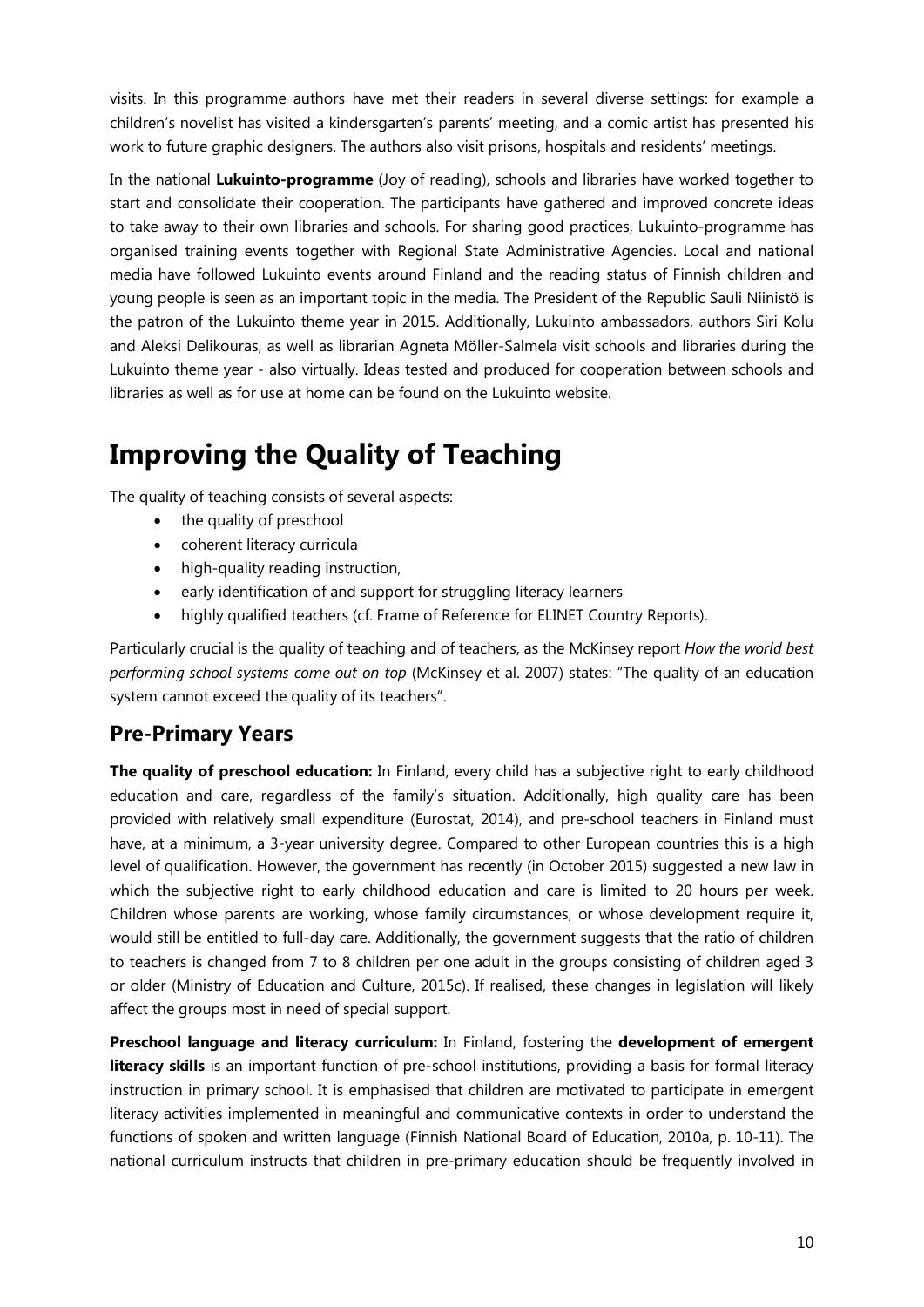visits. In this programme authors have met their readers in several diverse settings: for example a children's novelist has visited a kindersgarten's parents' meeting, and a comic artist has presented his work to future graphic designers. The authors also visit prisons, hospitals and residents' meetings.

In the national **Lukuinto-programme** (Joy of reading), schools and libraries have worked together to start and consolidate their cooperation. The participants have gathered and improved concrete ideas to take away to their own libraries and schools. For sharing good practices, Lukuinto-programme has organised training events together with Regional State Administrative Agencies. Local and national media have followed Lukuinto events around Finland and the reading status of Finnish children and young people is seen as an important topic in the media. The President of the Republic Sauli Niinistö is the patron of the Lukuinto theme year in 2015. Additionally, Lukuinto ambassadors, authors Siri Kolu and Aleksi Delikouras, as well as librarian Agneta Möller-Salmela visit schools and libraries during the Lukuinto theme year - also virtually. Ideas tested and produced for cooperation between schools and libraries as well as for use at home can be found on the Lukuinto website.

# Improving the Quality of Teaching

The quality of teaching consists of several aspects:

- the quality of preschool
- coherent literacy curricula
- high-quality reading instruction,
- early identification of and support for struggling literacy learners
- highly qualified teachers (cf. Frame of Reference for ELINET Country Reports).

Particularly crucial is the quality of teaching and of teachers, as the McKinsey report *How the world best performing school systems come out on top* (McKinsey et al. 2007) states: "The quality of an education system cannot exceed the quality of its teachers".

## Pre-Primary Years

**The quality of preschool education:** In Finland, every child has a subjective right to early childhood education and care, regardless of the family's situation. Additionally, high quality care has been provided with relatively small expenditure (Eurostat, 2014), and pre-school teachers in Finland must have, at a minimum, a 3-year university degree. Compared to other European countries this is a high level of qualification. However, the government has recently (in October 2015) suggested a new law in which the subjective right to early childhood education and care is limited to 20 hours per week. Children whose parents are working, whose family circumstances, or whose development require it, would still be entitled to full-day care. Additionally, the government suggests that the ratio of children to teachers is changed from 7 to 8 children per one adult in the groups consisting of children aged 3 or older (Ministry of Education and Culture, 2015c). If realised, these changes in legislation will likely affect the groups most in need of special support.

**Preschool language and literacy curriculum:** In Finland, fostering the **development of emergent literacy skills** is an important function of pre-school institutions, providing a basis for formal literacy instruction in primary school. It is emphasised that children are motivated to participate in emergent literacy activities implemented in meaningful and communicative contexts in order to understand the functions of spoken and written language (Finnish National Board of Education, 2010a, p. 10-11). The national curriculum instructs that children in pre-primary education should be frequently involved in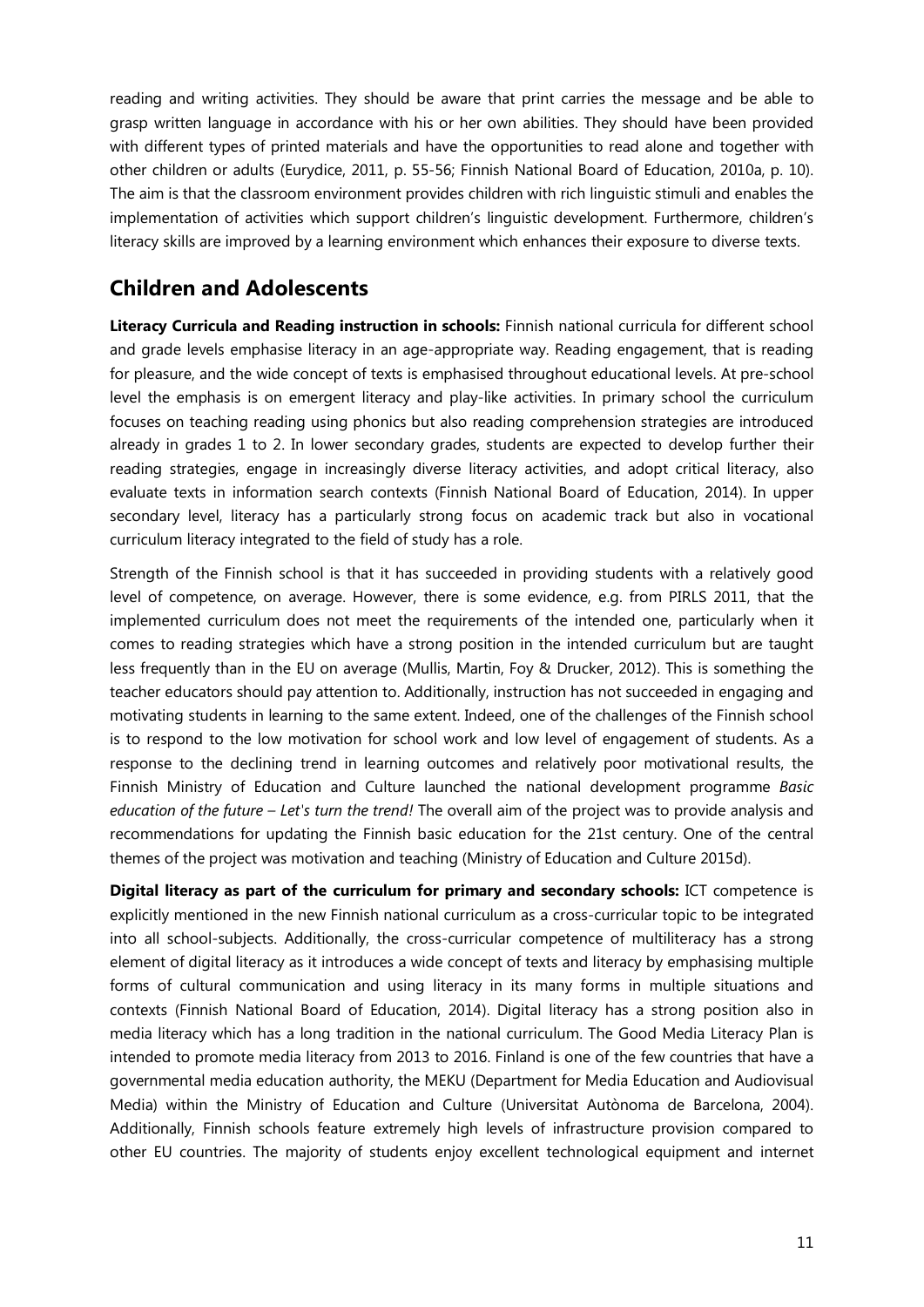reading and writing activities. They should be aware that print carries the message and be able to grasp written language in accordance with his or her own abilities. They should have been provided with different types of printed materials and have the opportunities to read alone and together with other children or adults (Eurydice, 2011, p. 55-56; Finnish National Board of Education, 2010a, p. 10). The aim is that the classroom environment provides children with rich linguistic stimuli and enables the implementation of activities which support children's linguistic development. Furthermore, children's literacy skills are improved by a learning environment which enhances their exposure to diverse texts.

## Children and Adolescents

**Literacy Curricula and Reading instruction in schools:** Finnish national curricula for different school and grade levels emphasise literacy in an age-appropriate way. Reading engagement, that is reading for pleasure, and the wide concept of texts is emphasised throughout educational levels. At pre-school level the emphasis is on emergent literacy and play-like activities. In primary school the curriculum focuses on teaching reading using phonics but also reading comprehension strategies are introduced already in grades 1 to 2. In lower secondary grades, students are expected to develop further their reading strategies, engage in increasingly diverse literacy activities, and adopt critical literacy, also evaluate texts in information search contexts (Finnish National Board of Education, 2014). In upper secondary level, literacy has a particularly strong focus on academic track but also in vocational curriculum literacy integrated to the field of study has a role.

Strength of the Finnish school is that it has succeeded in providing students with a relatively good level of competence, on average. However, there is some evidence, e.g. from PIRLS 2011, that the implemented curriculum does not meet the requirements of the intended one, particularly when it comes to reading strategies which have a strong position in the intended curriculum but are taught less frequently than in the EU on average (Mullis, Martin, Foy & Drucker, 2012). This is something the teacher educators should pay attention to. Additionally, instruction has not succeeded in engaging and motivating students in learning to the same extent. Indeed, one of the challenges of the Finnish school is to respond to the low motivation for school work and low level of engagement of students. As a response to the declining trend in learning outcomes and relatively poor motivational results, the Finnish Ministry of Education and Culture launched the national development programme *Basic education of the future – Let's turn the trend!* The overall aim of the project was to provide analysis and recommendations for updating the Finnish basic education for the 21st century. One of the central themes of the project was motivation and teaching (Ministry of Education and Culture 2015d).

**Digital literacy as part of the curriculum for primary and secondary schools:** ICT competence is explicitly mentioned in the new Finnish national curriculum as a cross-curricular topic to be integrated into all school-subjects. Additionally, the cross-curricular competence of multiliteracy has a strong element of digital literacy as it introduces a wide concept of texts and literacy by emphasising multiple forms of cultural communication and using literacy in its many forms in multiple situations and contexts (Finnish National Board of Education, 2014). Digital literacy has a strong position also in media literacy which has a long tradition in the national curriculum. The Good Media Literacy Plan is intended to promote media literacy from 2013 to 2016. Finland is one of the few countries that have a governmental media education authority, the MEKU (Department for Media Education and Audiovisual Media) within the Ministry of Education and Culture (Universitat Autònoma de Barcelona, 2004). Additionally, Finnish schools feature extremely high levels of infrastructure provision compared to other EU countries. The majority of students enjoy excellent technological equipment and internet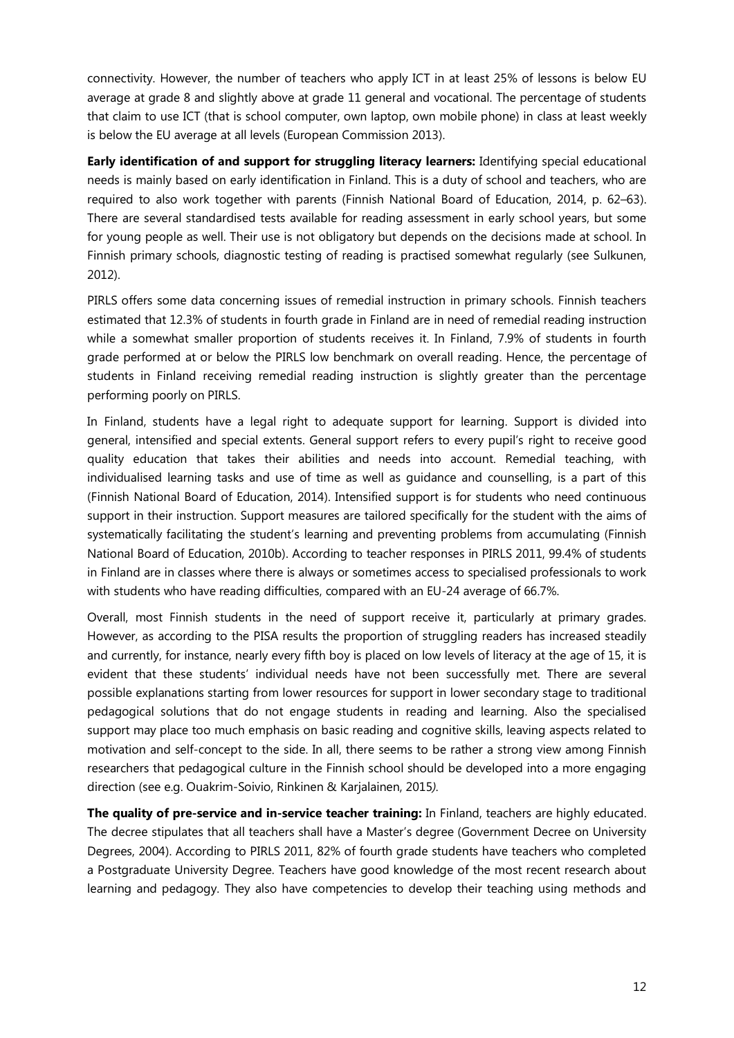connectivity. However, the number of teachers who apply ICT in at least 25% of lessons is below EU average at grade 8 and slightly above at grade 11 general and vocational. The percentage of students that claim to use ICT (that is school computer, own laptop, own mobile phone) in class at least weekly is below the EU average at all levels (European Commission 2013).

**Early identification of and support for struggling literacy learners:** Identifying special educational needs is mainly based on early identification in Finland. This is a duty of school and teachers, who are required to also work together with parents (Finnish National Board of Education, 2014, p. 62–63). There are several standardised tests available for reading assessment in early school years, but some for young people as well. Their use is not obligatory but depends on the decisions made at school. In Finnish primary schools, diagnostic testing of reading is practised somewhat regularly (see Sulkunen, 2012).

PIRLS offers some data concerning issues of remedial instruction in primary schools. Finnish teachers estimated that 12.3% of students in fourth grade in Finland are in need of remedial reading instruction while a somewhat smaller proportion of students receives it. In Finland, 7.9% of students in fourth grade performed at or below the PIRLS low benchmark on overall reading. Hence, the percentage of students in Finland receiving remedial reading instruction is slightly greater than the percentage performing poorly on PIRLS.

In Finland, students have a legal right to adequate support for learning. Support is divided into general, intensified and special extents. General support refers to every pupil's right to receive good quality education that takes their abilities and needs into account. Remedial teaching, with individualised learning tasks and use of time as well as guidance and counselling, is a part of this (Finnish National Board of Education, 2014). Intensified support is for students who need continuous support in their instruction. Support measures are tailored specifically for the student with the aims of systematically facilitating the student's learning and preventing problems from accumulating (Finnish National Board of Education, 2010b). According to teacher responses in PIRLS 2011, 99.4% of students in Finland are in classes where there is always or sometimes access to specialised professionals to work with students who have reading difficulties, compared with an EU-24 average of 66.7%.

Overall, most Finnish students in the need of support receive it, particularly at primary grades. However, as according to the PISA results the proportion of struggling readers has increased steadily and currently, for instance, nearly every fifth boy is placed on low levels of literacy at the age of 15, it is evident that these students' individual needs have not been successfully met. There are several possible explanations starting from lower resources for support in lower secondary stage to traditional pedagogical solutions that do not engage students in reading and learning. Also the specialised support may place too much emphasis on basic reading and cognitive skills, leaving aspects related to motivation and self-concept to the side. In all, there seems to be rather a strong view among Finnish researchers that pedagogical culture in the Finnish school should be developed into a more engaging direction (see e.g. Ouakrim-Soivio, Rinkinen & Karjalainen, 2015*).*

**The quality of pre-service and in-service teacher training:** In Finland, teachers are highly educated. The decree stipulates that all teachers shall have a Master's degree (Government Decree on University Degrees, 2004). According to PIRLS 2011, 82% of fourth grade students have teachers who completed a Postgraduate University Degree. Teachers have good knowledge of the most recent research about learning and pedagogy. They also have competencies to develop their teaching using methods and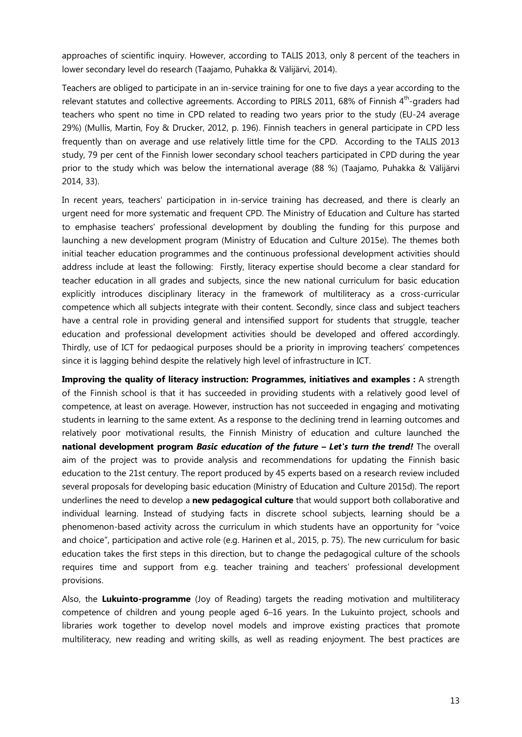approaches of scientific inquiry. However, according to TALIS 2013, only 8 percent of the teachers in lower secondary level do research (Taajamo, Puhakka & Välijärvi, 2014).

Teachers are obliged to participate in an in-service training for one to five days a year according to the relevant statutes and collective agreements. According to PIRLS 2011, 68% of Finnish 4th-graders had teachers who spent no time in CPD related to reading two years prior to the study (EU-24 average 29%) (Mullis, Martin, Foy & Drucker, 2012, p. 196). Finnish teachers in general participate in CPD less frequently than on average and use relatively little time for the CPD. According to the TALIS 2013 study, 79 per cent of the Finnish lower secondary school teachers participated in CPD during the year prior to the study which was below the international average (88 %) (Taajamo, Puhakka & Välijärvi 2014, 33).

In recent years, teachers' participation in in-service training has decreased, and there is clearly an urgent need for more systematic and frequent CPD. The Ministry of Education and Culture has started to emphasise teachers' professional development by doubling the funding for this purpose and launching a new development program (Ministry of Education and Culture 2015e). The themes both initial teacher education programmes and the continuous professional development activities should address include at least the following: Firstly, literacy expertise should become a clear standard for teacher education in all grades and subjects, since the new national curriculum for basic education explicitly introduces disciplinary literacy in the framework of multiliteracy as a cross-curricular competence which all subjects integrate with their content. Secondly, since class and subject teachers have a central role in providing general and intensified support for students that struggle, teacher education and professional development activities should be developed and offered accordingly. Thirdly, use of ICT for pedaogical purposes should be a priority in improving teachers' competences since it is lagging behind despite the relatively high level of infrastructure in ICT.

**Improving the quality of literacy instruction: Programmes, initiatives and examples :** A strength of the Finnish school is that it has succeeded in providing students with a relatively good level of competence, at least on average. However, instruction has not succeeded in engaging and motivating students in learning to the same extent. As a response to the declining trend in learning outcomes and relatively poor motivational results, the Finnish Ministry of education and culture launched the **national development program *Basic education of the future – Let's turn the trend!*** The overall aim of the project was to provide analysis and recommendations for updating the Finnish basic education to the 21st century. The report produced by 45 experts based on a research review included several proposals for developing basic education (Ministry of Education and Culture 2015d). The report underlines the need to develop a **new pedagogical culture** that would support both collaborative and individual learning. Instead of studying facts in discrete school subjects, learning should be a phenomenon-based activity across the curriculum in which students have an opportunity for "voice and choice", participation and active role (e.g. Harinen et al., 2015, p. 75). The new curriculum for basic education takes the first steps in this direction, but to change the pedagogical culture of the schools requires time and support from e.g. teacher training and teachers' professional development provisions.

Also, the **Lukuinto-programme** (Joy of Reading) targets the reading motivation and multiliteracy competence of children and young people aged 6–16 years. In the Lukuinto project, schools and libraries work together to develop novel models and improve existing practices that promote multiliteracy, new reading and writing skills, as well as reading enjoyment. The best practices are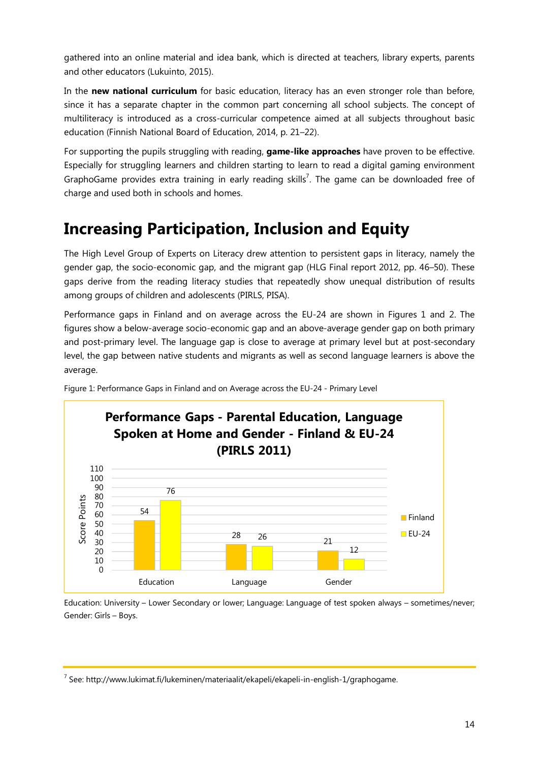gathered into an online material and idea bank, which is directed at teachers, library experts, parents and other educators (Lukuinto, 2015).

In the **new national curriculum** for basic education, literacy has an even stronger role than before, since it has a separate chapter in the common part concerning all school subjects. The concept of multiliteracy is introduced as a cross-curricular competence aimed at all subjects throughout basic education (Finnish National Board of Education, 2014, p. 21–22).

For supporting the pupils struggling with reading, **game-like approaches** have proven to be effective. Especially for struggling learners and children starting to learn to read a digital gaming environment GraphoGame provides extra training in early reading skills[7]. The game can be downloaded free of charge and used both in schools and homes.

# Increasing Participation, Inclusion and Equity

The High Level Group of Experts on Literacy drew attention to persistent gaps in literacy, namely the gender gap, the socio-economic gap, and the migrant gap (HLG Final report 2012, pp. 46–50). These gaps derive from the reading literacy studies that repeatedly show unequal distribution of results among groups of children and adolescents (PIRLS, PISA).

Performance gaps in Finland and on average across the EU-24 are shown in Figures 1 and 2. The figures show a below-average socio-economic gap and an above-average gender gap on both primary and post-primary level. The language gap is close to average at primary level but at post-secondary level, the gap between native students and migrants as well as second language learners is above the average.

Figure 1: Performance Gaps in Finland and on Average across the EU-24 - Primary Level

**Performance Gaps - Parental Education, Language Spoken at Home and Gender - Finland & EU-24 (PIRLS 2011)**

| Score Points | Finland | EU-24 |
|---|---|---|
| Education | 54 | 76 |
| Language | 28 | 26 |
| Gender | 21 | 12 |

Education: University – Lower Secondary or lower; Language: Language of test spoken always – sometimes/never; Gender: Girls – Boys.

[7] See: http://www.lukimat.fi/lukeminen/materiaalit/ekapeli/ekapeli-in-english-1/graphogame.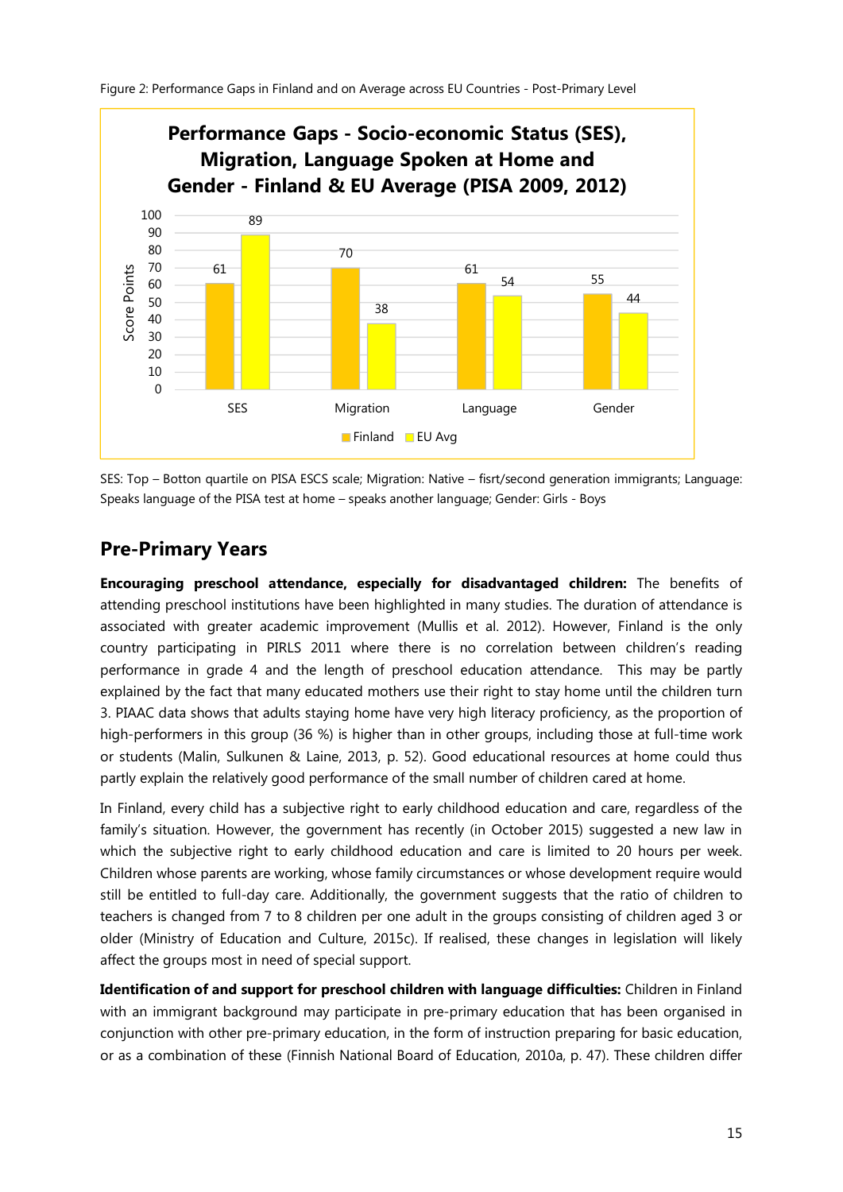Figure 2: Performance Gaps in Finland and on Average across EU Countries - Post-Primary Level

**Performance Gaps - Socio-economic Status (SES), Migration, Language Spoken at Home and Gender - Finland & EU Average (PISA 2009, 2012)**

| | Finland | EU Avg |
|---|---|---|
| SES | 61 | 89 |
| Migration | 70 | 38 |
| Language | 61 | 54 |
| Gender | 55 | 44 |

SES: Top – Botton quartile on PISA ESCS scale; Migration: Native – fisrt/second generation immigrants; Language: Speaks language of the PISA test at home – speaks another language; Gender: Girls - Boys

## Pre-Primary Years

**Encouraging preschool attendance, especially for disadvantaged children:** The benefits of attending preschool institutions have been highlighted in many studies. The duration of attendance is associated with greater academic improvement (Mullis et al. 2012). However, Finland is the only country participating in PIRLS 2011 where there is no correlation between children's reading performance in grade 4 and the length of preschool education attendance. This may be partly explained by the fact that many educated mothers use their right to stay home until the children turn 3. PIAAC data shows that adults staying home have very high literacy proficiency, as the proportion of high-performers in this group (36 %) is higher than in other groups, including those at full-time work or students (Malin, Sulkunen & Laine, 2013, p. 52). Good educational resources at home could thus partly explain the relatively good performance of the small number of children cared at home.

In Finland, every child has a subjective right to early childhood education and care, regardless of the family's situation. However, the government has recently (in October 2015) suggested a new law in which the subjective right to early childhood education and care is limited to 20 hours per week. Children whose parents are working, whose family circumstances or whose development require would still be entitled to full-day care. Additionally, the government suggests that the ratio of children to teachers is changed from 7 to 8 children per one adult in the groups consisting of children aged 3 or older (Ministry of Education and Culture, 2015c). If realised, these changes in legislation will likely affect the groups most in need of special support.

**Identification of and support for preschool children with language difficulties:** Children in Finland with an immigrant background may participate in pre-primary education that has been organised in conjunction with other pre-primary education, in the form of instruction preparing for basic education, or as a combination of these (Finnish National Board of Education, 2010a, p. 47). These children differ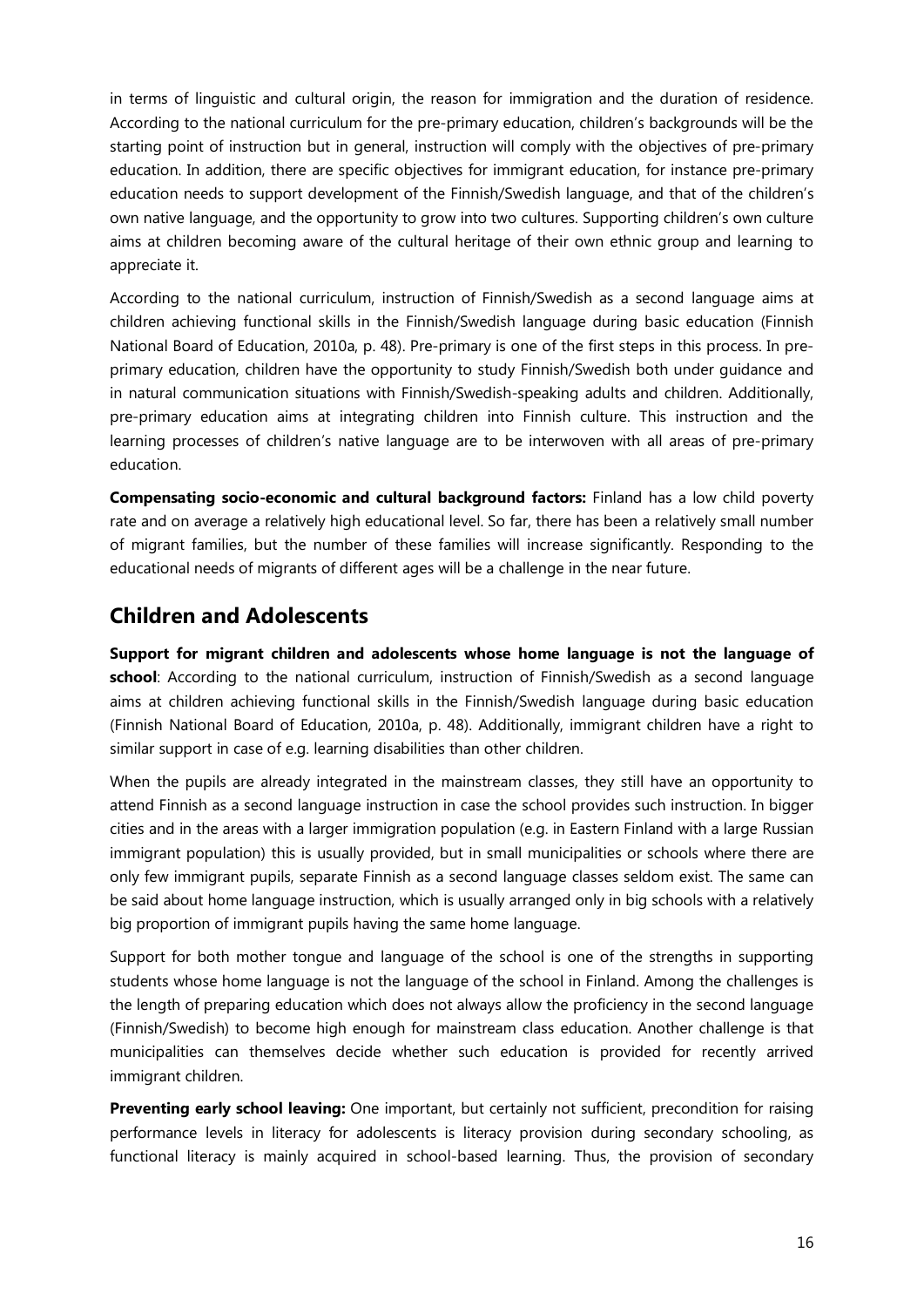in terms of linguistic and cultural origin, the reason for immigration and the duration of residence. According to the national curriculum for the pre-primary education, children's backgrounds will be the starting point of instruction but in general, instruction will comply with the objectives of pre-primary education. In addition, there are specific objectives for immigrant education, for instance pre-primary education needs to support development of the Finnish/Swedish language, and that of the children's own native language, and the opportunity to grow into two cultures. Supporting children's own culture aims at children becoming aware of the cultural heritage of their own ethnic group and learning to appreciate it.

According to the national curriculum, instruction of Finnish/Swedish as a second language aims at children achieving functional skills in the Finnish/Swedish language during basic education (Finnish National Board of Education, 2010a, p. 48). Pre-primary is one of the first steps in this process. In pre-primary education, children have the opportunity to study Finnish/Swedish both under guidance and in natural communication situations with Finnish/Swedish-speaking adults and children. Additionally, pre-primary education aims at integrating children into Finnish culture. This instruction and the learning processes of children's native language are to be interwoven with all areas of pre-primary education.

**Compensating socio-economic and cultural background factors:** Finland has a low child poverty rate and on average a relatively high educational level. So far, there has been a relatively small number of migrant families, but the number of these families will increase significantly. Responding to the educational needs of migrants of different ages will be a challenge in the near future.

## Children and Adolescents

**Support for migrant children and adolescents whose home language is not the language of school**: According to the national curriculum, instruction of Finnish/Swedish as a second language aims at children achieving functional skills in the Finnish/Swedish language during basic education (Finnish National Board of Education, 2010a, p. 48). Additionally, immigrant children have a right to similar support in case of e.g. learning disabilities than other children.

When the pupils are already integrated in the mainstream classes, they still have an opportunity to attend Finnish as a second language instruction in case the school provides such instruction. In bigger cities and in the areas with a larger immigration population (e.g. in Eastern Finland with a large Russian immigrant population) this is usually provided, but in small municipalities or schools where there are only few immigrant pupils, separate Finnish as a second language classes seldom exist. The same can be said about home language instruction, which is usually arranged only in big schools with a relatively big proportion of immigrant pupils having the same home language.

Support for both mother tongue and language of the school is one of the strengths in supporting students whose home language is not the language of the school in Finland. Among the challenges is the length of preparing education which does not always allow the proficiency in the second language (Finnish/Swedish) to become high enough for mainstream class education. Another challenge is that municipalities can themselves decide whether such education is provided for recently arrived immigrant children.

**Preventing early school leaving:** One important, but certainly not sufficient, precondition for raising performance levels in literacy for adolescents is literacy provision during secondary schooling, as functional literacy is mainly acquired in school-based learning. Thus, the provision of secondary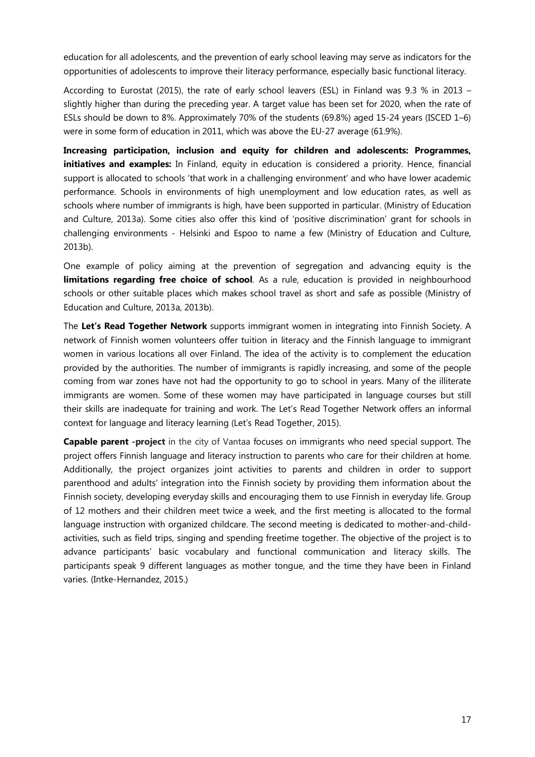education for all adolescents, and the prevention of early school leaving may serve as indicators for the opportunities of adolescents to improve their literacy performance, especially basic functional literacy.

According to Eurostat (2015), the rate of early school leavers (ESL) in Finland was 9.3 % in 2013 – slightly higher than during the preceding year. A target value has been set for 2020, when the rate of ESLs should be down to 8%. Approximately 70% of the students (69.8%) aged 15-24 years (ISCED 1–6) were in some form of education in 2011, which was above the EU-27 average (61.9%).

**Increasing participation, inclusion and equity for children and adolescents: Programmes, initiatives and examples:** In Finland, equity in education is considered a priority. Hence, financial support is allocated to schools 'that work in a challenging environment' and who have lower academic performance. Schools in environments of high unemployment and low education rates, as well as schools where number of immigrants is high, have been supported in particular. (Ministry of Education and Culture, 2013a). Some cities also offer this kind of 'positive discrimination' grant for schools in challenging environments - Helsinki and Espoo to name a few (Ministry of Education and Culture, 2013b).

One example of policy aiming at the prevention of segregation and advancing equity is the **limitations regarding free choice of school**. As a rule, education is provided in neighbourhood schools or other suitable places which makes school travel as short and safe as possible (Ministry of Education and Culture, 2013a, 2013b).

The **Let's Read Together Network** supports immigrant women in integrating into Finnish Society. A network of Finnish women volunteers offer tuition in literacy and the Finnish language to immigrant women in various locations all over Finland. The idea of the activity is to complement the education provided by the authorities. The number of immigrants is rapidly increasing, and some of the people coming from war zones have not had the opportunity to go to school in years. Many of the illiterate immigrants are women. Some of these women may have participated in language courses but still their skills are inadequate for training and work. The Let's Read Together Network offers an informal context for language and literacy learning (Let's Read Together, 2015).

**Capable parent -project** in the city of Vantaa focuses on immigrants who need special support. The project offers Finnish language and literacy instruction to parents who care for their children at home. Additionally, the project organizes joint activities to parents and children in order to support parenthood and adults' integration into the Finnish society by providing them information about the Finnish society, developing everyday skills and encouraging them to use Finnish in everyday life. Group of 12 mothers and their children meet twice a week, and the first meeting is allocated to the formal language instruction with organized childcare. The second meeting is dedicated to mother-and-child-activities, such as field trips, singing and spending freetime together. The objective of the project is to advance participants' basic vocabulary and functional communication and literacy skills. The participants speak 9 different languages as mother tongue, and the time they have been in Finland varies. (Intke-Hernandez, 2015.)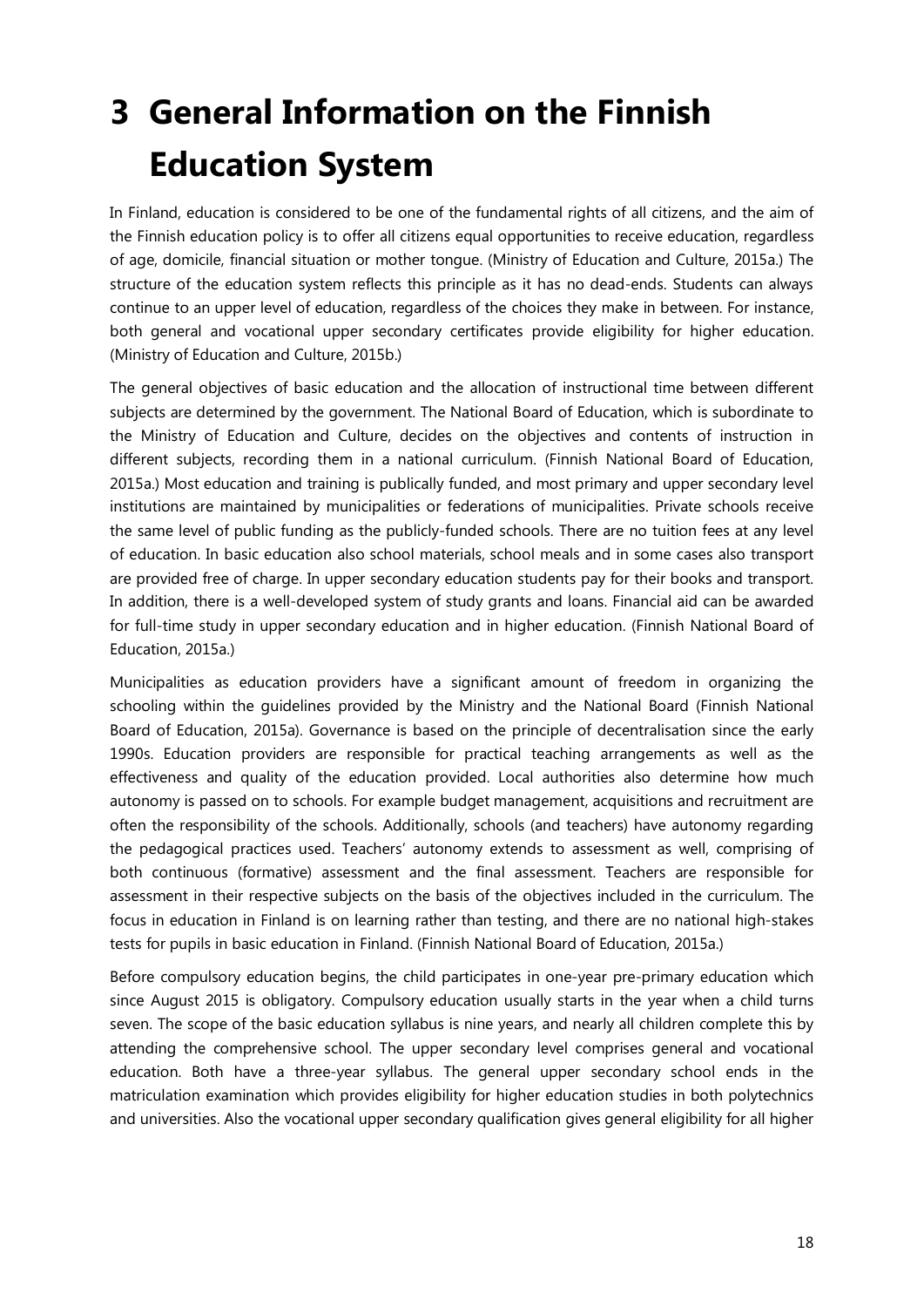# 3 General Information on the Finnish Education System

In Finland, education is considered to be one of the fundamental rights of all citizens, and the aim of the Finnish education policy is to offer all citizens equal opportunities to receive education, regardless of age, domicile, financial situation or mother tongue. (Ministry of Education and Culture, 2015a.) The structure of the education system reflects this principle as it has no dead-ends. Students can always continue to an upper level of education, regardless of the choices they make in between. For instance, both general and vocational upper secondary certificates provide eligibility for higher education. (Ministry of Education and Culture, 2015b.)

The general objectives of basic education and the allocation of instructional time between different subjects are determined by the government. The National Board of Education, which is subordinate to the Ministry of Education and Culture, decides on the objectives and contents of instruction in different subjects, recording them in a national curriculum. (Finnish National Board of Education, 2015a.) Most education and training is publically funded, and most primary and upper secondary level institutions are maintained by municipalities or federations of municipalities. Private schools receive the same level of public funding as the publicly-funded schools. There are no tuition fees at any level of education. In basic education also school materials, school meals and in some cases also transport are provided free of charge. In upper secondary education students pay for their books and transport. In addition, there is a well-developed system of study grants and loans. Financial aid can be awarded for full-time study in upper secondary education and in higher education. (Finnish National Board of Education, 2015a.)

Municipalities as education providers have a significant amount of freedom in organizing the schooling within the guidelines provided by the Ministry and the National Board (Finnish National Board of Education, 2015a). Governance is based on the principle of decentralisation since the early 1990s. Education providers are responsible for practical teaching arrangements as well as the effectiveness and quality of the education provided. Local authorities also determine how much autonomy is passed on to schools. For example budget management, acquisitions and recruitment are often the responsibility of the schools. Additionally, schools (and teachers) have autonomy regarding the pedagogical practices used. Teachers' autonomy extends to assessment as well, comprising of both continuous (formative) assessment and the final assessment. Teachers are responsible for assessment in their respective subjects on the basis of the objectives included in the curriculum. The focus in education in Finland is on learning rather than testing, and there are no national high-stakes tests for pupils in basic education in Finland. (Finnish National Board of Education, 2015a.)

Before compulsory education begins, the child participates in one-year pre-primary education which since August 2015 is obligatory. Compulsory education usually starts in the year when a child turns seven. The scope of the basic education syllabus is nine years, and nearly all children complete this by attending the comprehensive school. The upper secondary level comprises general and vocational education. Both have a three-year syllabus. The general upper secondary school ends in the matriculation examination which provides eligibility for higher education studies in both polytechnics and universities. Also the vocational upper secondary qualification gives general eligibility for all higher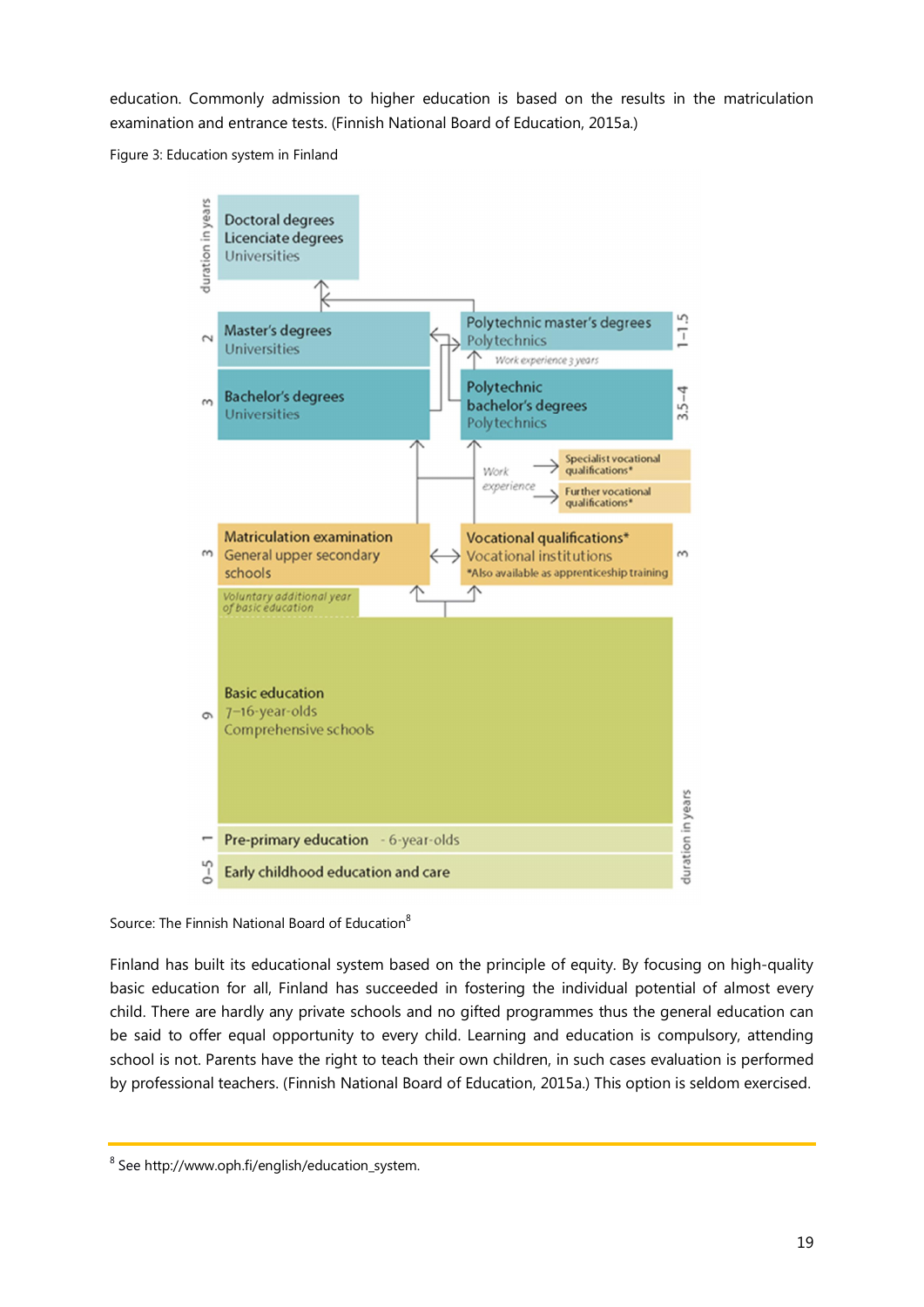education. Commonly admission to higher education is based on the results in the matriculation examination and entrance tests. (Finnish National Board of Education, 2015a.)

Figure 3: Education system in Finland

Source: The Finnish National Board of Education[8]

Finland has built its educational system based on the principle of equity. By focusing on high-quality basic education for all, Finland has succeeded in fostering the individual potential of almost every child. There are hardly any private schools and no gifted programmes thus the general education can be said to offer equal opportunity to every child. Learning and education is compulsory, attending school is not. Parents have the right to teach their own children, in such cases evaluation is performed by professional teachers. (Finnish National Board of Education, 2015a.) This option is seldom exercised.

---

[8] See http://www.oph.fi/english/education_system.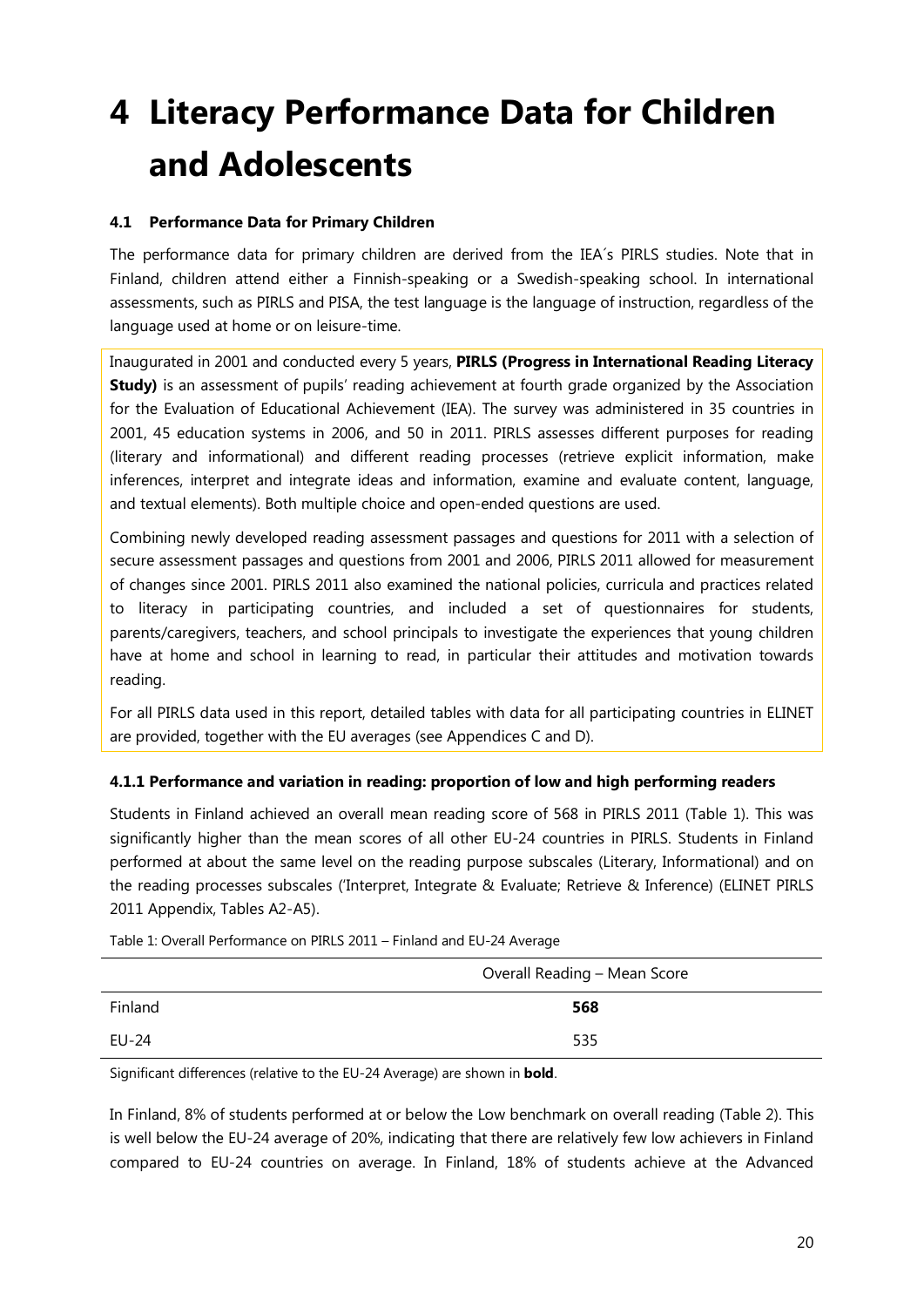# 4 Literacy Performance Data for Children and Adolescents

### 4.1 Performance Data for Primary Children

The performance data for primary children are derived from the IEA´s PIRLS studies. Note that in Finland, children attend either a Finnish-speaking or a Swedish-speaking school. In international assessments, such as PIRLS and PISA, the test language is the language of instruction, regardless of the language used at home or on leisure-time.

Inaugurated in 2001 and conducted every 5 years, **PIRLS (Progress in International Reading Literacy Study)** is an assessment of pupils' reading achievement at fourth grade organized by the Association for the Evaluation of Educational Achievement (IEA). The survey was administered in 35 countries in 2001, 45 education systems in 2006, and 50 in 2011. PIRLS assesses different purposes for reading (literary and informational) and different reading processes (retrieve explicit information, make inferences, interpret and integrate ideas and information, examine and evaluate content, language, and textual elements). Both multiple choice and open-ended questions are used.

Combining newly developed reading assessment passages and questions for 2011 with a selection of secure assessment passages and questions from 2001 and 2006, PIRLS 2011 allowed for measurement of changes since 2001. PIRLS 2011 also examined the national policies, curricula and practices related to literacy in participating countries, and included a set of questionnaires for students, parents/caregivers, teachers, and school principals to investigate the experiences that young children have at home and school in learning to read, in particular their attitudes and motivation towards reading.

For all PIRLS data used in this report, detailed tables with data for all participating countries in ELINET are provided, together with the EU averages (see Appendices C and D).

#### 4.1.1 Performance and variation in reading: proportion of low and high performing readers

Students in Finland achieved an overall mean reading score of 568 in PIRLS 2011 (Table 1). This was significantly higher than the mean scores of all other EU-24 countries in PIRLS. Students in Finland performed at about the same level on the reading purpose subscales (Literary, Informational) and on the reading processes subscales ('Interpret, Integrate & Evaluate; Retrieve & Inference) (ELINET PIRLS 2011 Appendix, Tables A2-A5).

Table 1: Overall Performance on PIRLS 2011 – Finland and EU-24 Average

| | Overall Reading – Mean Score |
|---|---|
| Finland | **568** |
| EU-24 | 535 |

Significant differences (relative to the EU-24 Average) are shown in **bold**.

In Finland, 8% of students performed at or below the Low benchmark on overall reading (Table 2). This is well below the EU-24 average of 20%, indicating that there are relatively few low achievers in Finland compared to EU-24 countries on average. In Finland, 18% of students achieve at the Advanced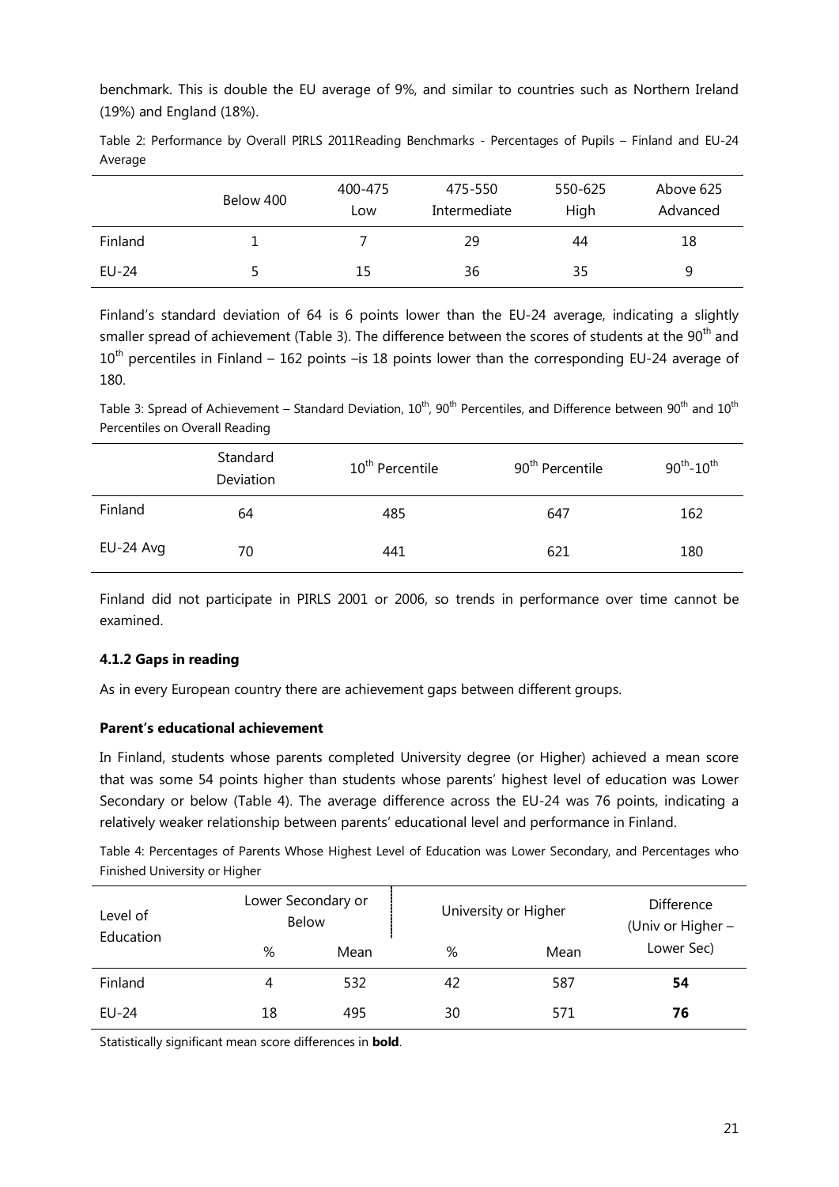benchmark. This is double the EU average of 9%, and similar to countries such as Northern Ireland (19%) and England (18%).

Table 2: Performance by Overall PIRLS 2011Reading Benchmarks - Percentages of Pupils – Finland and EU-24 Average

| | Below 400 | 400-475 Low | 475-550 Intermediate | 550-625 High | Above 625 Advanced |
|---|---|---|---|---|---|
| Finland | 1 | 7 | 29 | 44 | 18 |
| EU-24 | 5 | 15 | 36 | 35 | 9 |

Finland's standard deviation of 64 is 6 points lower than the EU-24 average, indicating a slightly smaller spread of achievement (Table 3). The difference between the scores of students at the 90th and 10th percentiles in Finland – 162 points –is 18 points lower than the corresponding EU-24 average of 180.

Table 3: Spread of Achievement – Standard Deviation, 10th, 90th Percentiles, and Difference between 90th and 10th Percentiles on Overall Reading

| | Standard Deviation | 10th Percentile | 90th Percentile | 90th-10th |
|---|---|---|---|---|
| Finland | 64 | 485 | 647 | 162 |
| EU-24 Avg | 70 | 441 | 621 | 180 |

Finland did not participate in PIRLS 2001 or 2006, so trends in performance over time cannot be examined.

### 4.1.2 Gaps in reading

As in every European country there are achievement gaps between different groups.

#### Parent's educational achievement

In Finland, students whose parents completed University degree (or Higher) achieved a mean score that was some 54 points higher than students whose parents' highest level of education was Lower Secondary or below (Table 4). The average difference across the EU-24 was 76 points, indicating a relatively weaker relationship between parents' educational level and performance in Finland.

Table 4: Percentages of Parents Whose Highest Level of Education was Lower Secondary, and Percentages who Finished University or Higher

| Level of Education | Lower Secondary or Below | | University or Higher | | Difference (Univ or Higher – Lower Sec) |
|---|---|---|---|---|---|
| | % | Mean | % | Mean | |
| Finland | 4 | 532 | 42 | 587 | **54** |
| EU-24 | 18 | 495 | 30 | 571 | **76** |

Statistically significant mean score differences in **bold**.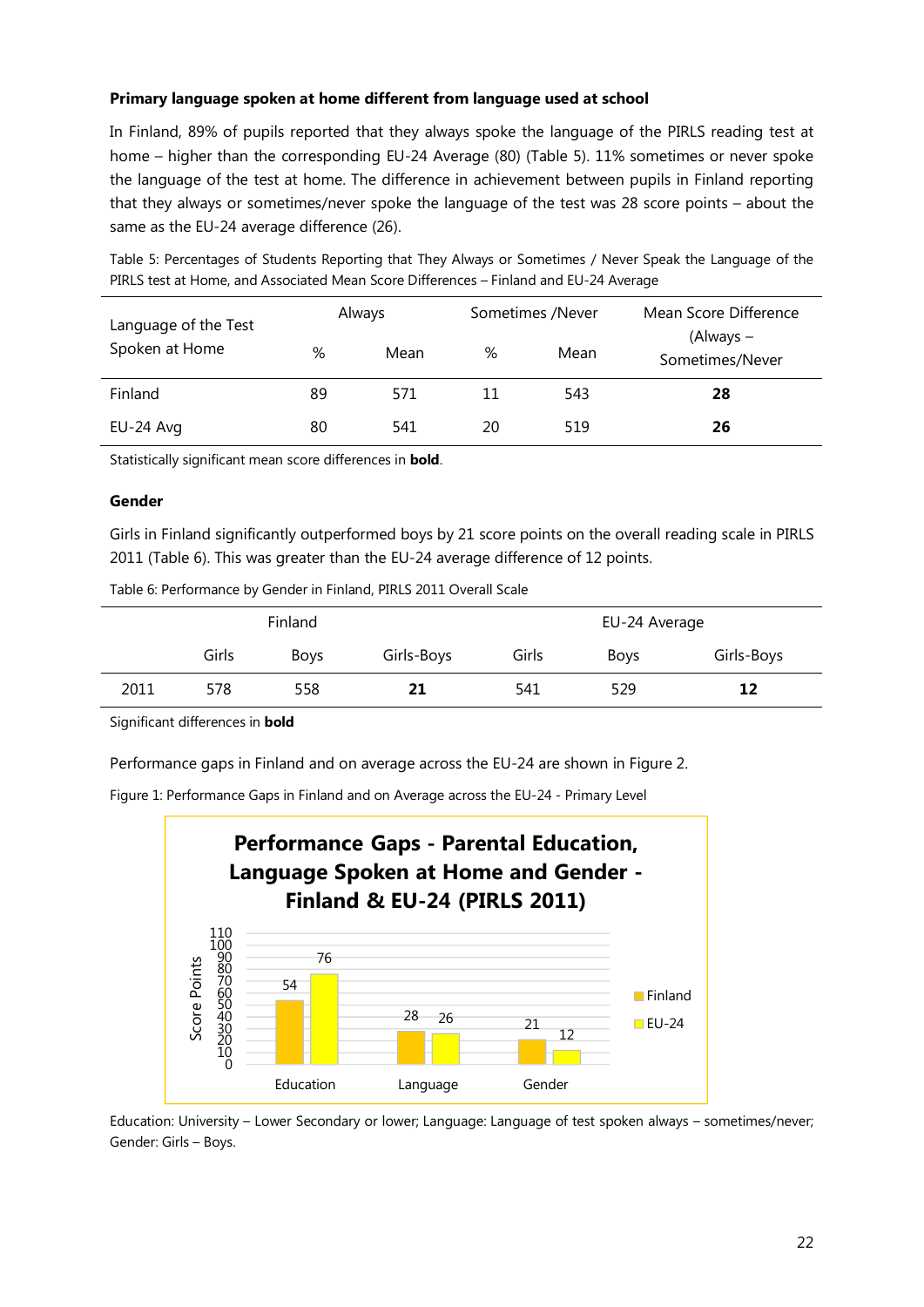**Primary language spoken at home different from language used at school**

In Finland, 89% of pupils reported that they always spoke the language of the PIRLS reading test at home – higher than the corresponding EU-24 Average (80) (Table 5). 11% sometimes or never spoke the language of the test at home. The difference in achievement between pupils in Finland reporting that they always or sometimes/never spoke the language of the test was 28 score points – about the same as the EU-24 average difference (26).

Table 5: Percentages of Students Reporting that They Always or Sometimes / Never Speak the Language of the PIRLS test at Home, and Associated Mean Score Differences – Finland and EU-24 Average

| Language of the Test Spoken at Home | Always | | Sometimes /Never | | Mean Score Difference (Always – Sometimes/Never |
|---|---|---|---|---|---|
| | % | Mean | % | Mean | |
| Finland | 89 | 571 | 11 | 543 | **28** |
| EU-24 Avg | 80 | 541 | 20 | 519 | **26** |

Statistically significant mean score differences in **bold**.

**Gender**

Girls in Finland significantly outperformed boys by 21 score points on the overall reading scale in PIRLS 2011 (Table 6). This was greater than the EU-24 average difference of 12 points.

Table 6: Performance by Gender in Finland, PIRLS 2011 Overall Scale

| | Finland | | | EU-24 Average | | |
|---|---|---|---|---|---|---|
| | Girls | Boys | Girls-Boys | Girls | Boys | Girls-Boys |
| 2011 | 578 | 558 | **21** | 541 | 529 | **12** |

Significant differences in **bold**

Performance gaps in Finland and on average across the EU-24 are shown in Figure 2.

Figure 1: Performance Gaps in Finland and on Average across the EU-24 - Primary Level

**Performance Gaps - Parental Education, Language Spoken at Home and Gender - Finland & EU-24 (PIRLS 2011)**

| Score Points | Education | Language | Gender |
|---|---|---|---|
| Finland | 54 | 28 | 21 |
| EU-24 | 76 | 26 | 12 |

Education: University – Lower Secondary or lower; Language: Language of test spoken always – sometimes/never; Gender: Girls – Boys.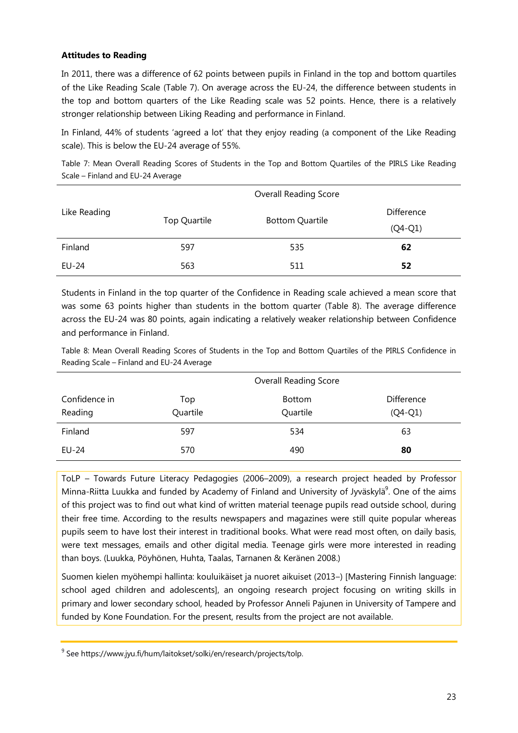**Attitudes to Reading**

In 2011, there was a difference of 62 points between pupils in Finland in the top and bottom quartiles of the Like Reading Scale (Table 7). On average across the EU-24, the difference between students in the top and bottom quarters of the Like Reading scale was 52 points. Hence, there is a relatively stronger relationship between Liking Reading and performance in Finland.

In Finland, 44% of students 'agreed a lot' that they enjoy reading (a component of the Like Reading scale). This is below the EU-24 average of 55%.

Table 7: Mean Overall Reading Scores of Students in the Top and Bottom Quartiles of the PIRLS Like Reading Scale – Finland and EU-24 Average

| Like Reading | Overall Reading Score | | |
|---|---|---|---|
| | Top Quartile | Bottom Quartile | Difference (Q4-Q1) |
| Finland | 597 | 535 | **62** |
| EU-24 | 563 | 511 | **52** |

Students in Finland in the top quarter of the Confidence in Reading scale achieved a mean score that was some 63 points higher than students in the bottom quarter (Table 8). The average difference across the EU-24 was 80 points, again indicating a relatively weaker relationship between Confidence and performance in Finland.

Table 8: Mean Overall Reading Scores of Students in the Top and Bottom Quartiles of the PIRLS Confidence in Reading Scale – Finland and EU-24 Average

| Confidence in Reading | Overall Reading Score | | |
|---|---|---|---|
| | Top Quartile | Bottom Quartile | Difference (Q4-Q1) |
| Finland | 597 | 534 | 63 |
| EU-24 | 570 | 490 | **80** |

ToLP – Towards Future Literacy Pedagogies (2006–2009), a research project headed by Professor Minna-Riitta Luukka and funded by Academy of Finland and University of Jyväskylä[9]. One of the aims of this project was to find out what kind of written material teenage pupils read outside school, during their free time. According to the results newspapers and magazines were still quite popular whereas pupils seem to have lost their interest in traditional books. What were read most often, on daily basis, were text messages, emails and other digital media. Teenage girls were more interested in reading than boys. (Luukka, Pöyhönen, Huhta, Taalas, Tarnanen & Keränen 2008.)

Suomen kielen myöhempi hallinta: kouluikäiset ja nuoret aikuiset (2013–) [Mastering Finnish language: school aged children and adolescents], an ongoing research project focusing on writing skills in primary and lower secondary school, headed by Professor Anneli Pajunen in University of Tampere and funded by Kone Foundation. For the present, results from the project are not available.

[9] See https://www.jyu.fi/hum/laitokset/solki/en/research/projects/tolp.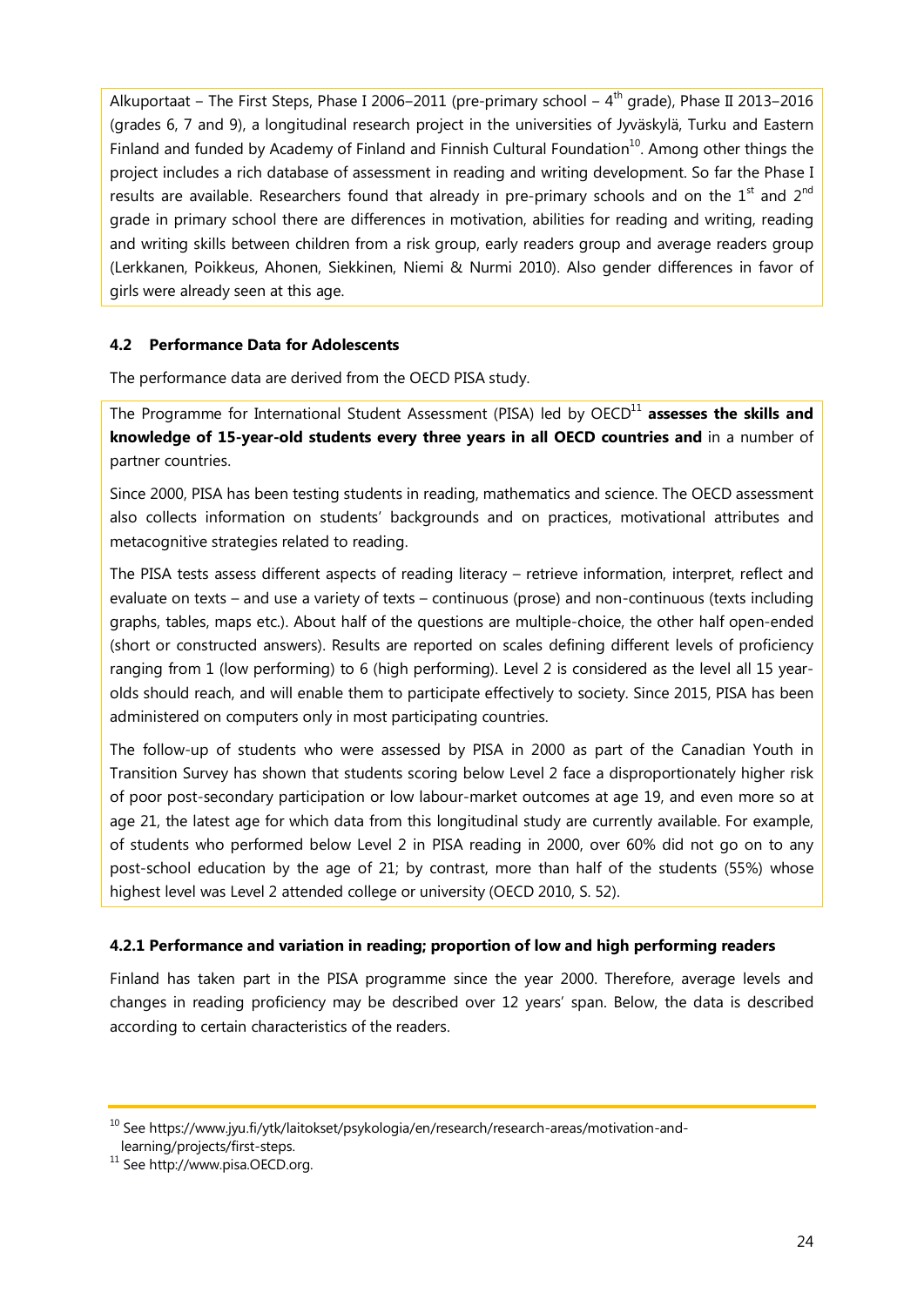Alkuportaat – The First Steps, Phase I 2006–2011 (pre-primary school – 4th grade), Phase II 2013–2016 (grades 6, 7 and 9), a longitudinal research project in the universities of Jyväskylä, Turku and Eastern Finland and funded by Academy of Finland and Finnish Cultural Foundation[10]. Among other things the project includes a rich database of assessment in reading and writing development. So far the Phase I results are available. Researchers found that already in pre-primary schools and on the 1st and 2nd grade in primary school there are differences in motivation, abilities for reading and writing, reading and writing skills between children from a risk group, early readers group and average readers group (Lerkkanen, Poikkeus, Ahonen, Siekkinen, Niemi & Nurmi 2010). Also gender differences in favor of girls were already seen at this age.

### 4.2 Performance Data for Adolescents

The performance data are derived from the OECD PISA study.

The Programme for International Student Assessment (PISA) led by OECD[11] **assesses the skills and knowledge of 15-year-old students every three years in all OECD countries and** in a number of partner countries.

Since 2000, PISA has been testing students in reading, mathematics and science. The OECD assessment also collects information on students' backgrounds and on practices, motivational attributes and metacognitive strategies related to reading.

The PISA tests assess different aspects of reading literacy – retrieve information, interpret, reflect and evaluate on texts – and use a variety of texts – continuous (prose) and non-continuous (texts including graphs, tables, maps etc.). About half of the questions are multiple-choice, the other half open-ended (short or constructed answers). Results are reported on scales defining different levels of proficiency ranging from 1 (low performing) to 6 (high performing). Level 2 is considered as the level all 15 year-olds should reach, and will enable them to participate effectively to society. Since 2015, PISA has been administered on computers only in most participating countries.

The follow-up of students who were assessed by PISA in 2000 as part of the Canadian Youth in Transition Survey has shown that students scoring below Level 2 face a disproportionately higher risk of poor post-secondary participation or low labour-market outcomes at age 19, and even more so at age 21, the latest age for which data from this longitudinal study are currently available. For example, of students who performed below Level 2 in PISA reading in 2000, over 60% did not go on to any post-school education by the age of 21; by contrast, more than half of the students (55%) whose highest level was Level 2 attended college or university (OECD 2010, S. 52).

#### 4.2.1 Performance and variation in reading; proportion of low and high performing readers

Finland has taken part in the PISA programme since the year 2000. Therefore, average levels and changes in reading proficiency may be described over 12 years' span. Below, the data is described according to certain characteristics of the readers.

---

[10] See https://www.jyu.fi/ytk/laitokset/psykologia/en/research/research-areas/motivation-and-learning/projects/first-steps.

[11] See http://www.pisa.OECD.org.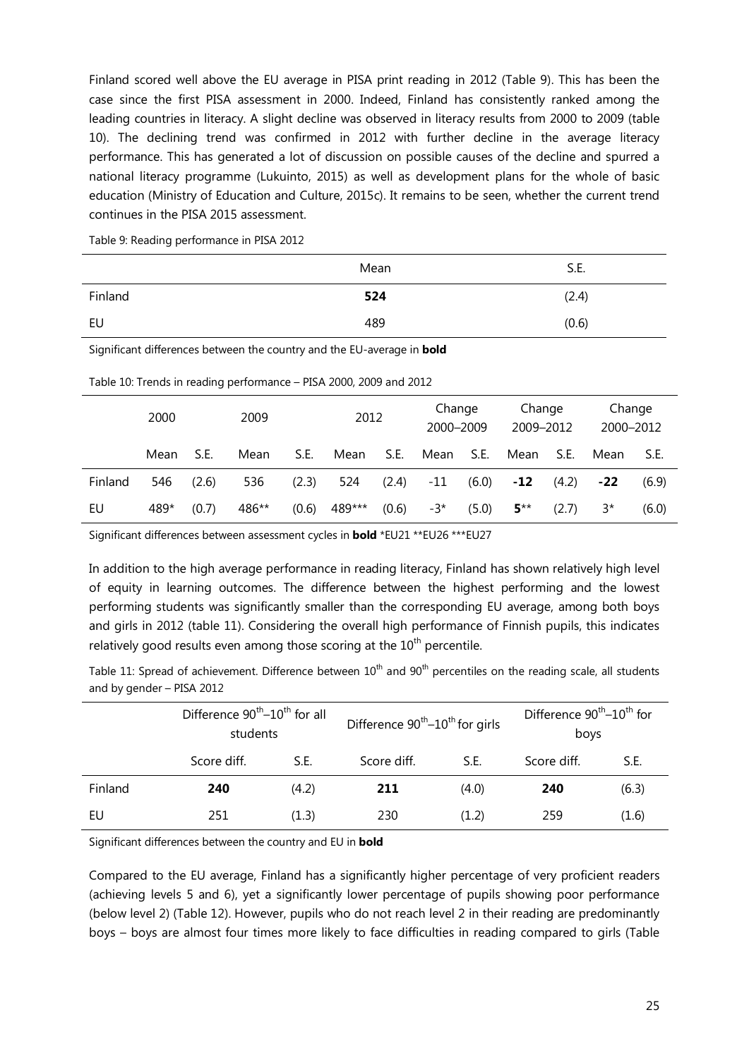Finland scored well above the EU average in PISA print reading in 2012 (Table 9). This has been the case since the first PISA assessment in 2000. Indeed, Finland has consistently ranked among the leading countries in literacy. A slight decline was observed in literacy results from 2000 to 2009 (table 10). The declining trend was confirmed in 2012 with further decline in the average literacy performance. This has generated a lot of discussion on possible causes of the decline and spurred a national literacy programme (Lukuinto, 2015) as well as development plans for the whole of basic education (Ministry of Education and Culture, 2015c). It remains to be seen, whether the current trend continues in the PISA 2015 assessment.

Table 9: Reading performance in PISA 2012

| | Mean | S.E. |
|---|---|---|
| Finland | **524** | (2.4) |
| EU | 489 | (0.6) |

Significant differences between the country and the EU-average in **bold**

Table 10: Trends in reading performance – PISA 2000, 2009 and 2012

| | 2000 | | 2009 | | 2012 | | Change 2000–2009 | | Change 2009–2012 | | Change 2000–2012 | |
|---|---|---|---|---|---|---|---|---|---|---|---|---|
| | Mean | S.E. | Mean | S.E. | Mean | S.E. | Mean | S.E. | Mean | S.E. | Mean | S.E. |
| Finland | 546 | (2.6) | 536 | (2.3) | 524 | (2.4) | -11 | (6.0) | **-12** | (4.2) | **-22** | (6.9) |
| EU | 489* | (0.7) | 486** | (0.6) | 489*** | (0.6) | -3* | (5.0) | **5**** | (2.7) | 3* | (6.0) |

Significant differences between assessment cycles in **bold** *EU21 **EU26 ***EU27

In addition to the high average performance in reading literacy, Finland has shown relatively high level of equity in learning outcomes. The difference between the highest performing and the lowest performing students was significantly smaller than the corresponding EU average, among both boys and girls in 2012 (table 11). Considering the overall high performance of Finnish pupils, this indicates relatively good results even among those scoring at the $10^{th}$ percentile.

Table 11: Spread of achievement. Difference between $10^{th}$ and $90^{th}$ percentiles on the reading scale, all students and by gender – PISA 2012

| | Difference $90^{th}$–$10^{th}$ for all students | | Difference $90^{th}$–$10^{th}$ for girls | | Difference $90^{th}$–$10^{th}$ for boys | |
|---|---|---|---|---|---|---|
| | Score diff. | S.E. | Score diff. | S.E. | Score diff. | S.E. |
| Finland | **240** | (4.2) | **211** | (4.0) | **240** | (6.3) |
| EU | 251 | (1.3) | 230 | (1.2) | 259 | (1.6) |

Significant differences between the country and EU in **bold**

Compared to the EU average, Finland has a significantly higher percentage of very proficient readers (achieving levels 5 and 6), yet a significantly lower percentage of pupils showing poor performance (below level 2) (Table 12). However, pupils who do not reach level 2 in their reading are predominantly boys – boys are almost four times more likely to face difficulties in reading compared to girls (Table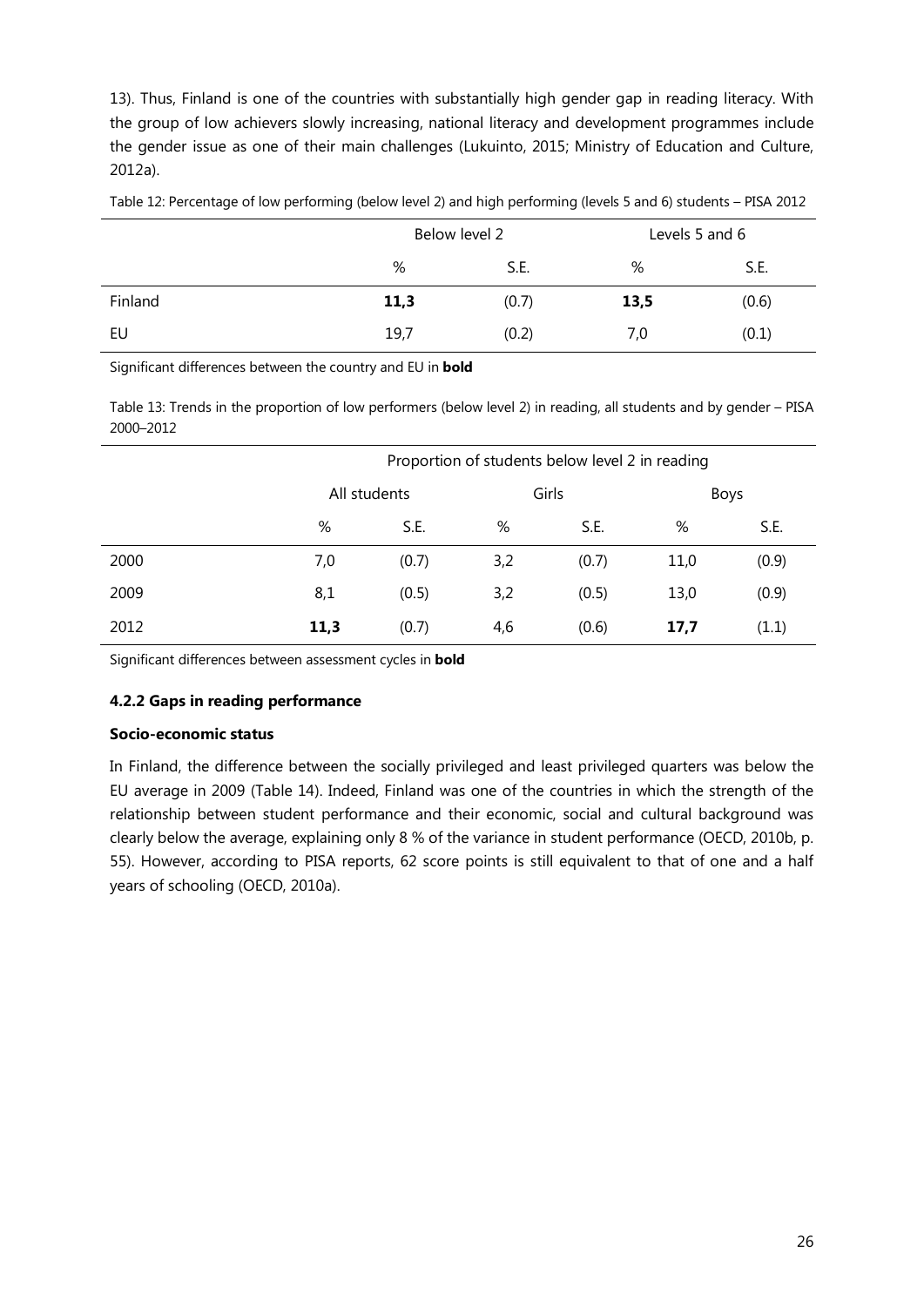13). Thus, Finland is one of the countries with substantially high gender gap in reading literacy. With the group of low achievers slowly increasing, national literacy and development programmes include the gender issue as one of their main challenges (Lukuinto, 2015; Ministry of Education and Culture, 2012a).

Table 12: Percentage of low performing (below level 2) and high performing (levels 5 and 6) students – PISA 2012

| | Below level 2 | | Levels 5 and 6 | |
|---|---|---|---|---|
| | % | S.E. | % | S.E. |
| Finland | **11,3** | (0.7) | **13,5** | (0.6) |
| EU | 19,7 | (0.2) | 7,0 | (0.1) |

Significant differences between the country and EU in **bold**

Table 13: Trends in the proportion of low performers (below level 2) in reading, all students and by gender – PISA 2000–2012

| | Proportion of students below level 2 in reading | | | | | |
|---|---|---|---|---|---|---|
| | All students | | Girls | | Boys | |
| | % | S.E. | % | S.E. | % | S.E. |
| 2000 | 7,0 | (0.7) | 3,2 | (0.7) | 11,0 | (0.9) |
| 2009 | 8,1 | (0.5) | 3,2 | (0.5) | 13,0 | (0.9) |
| 2012 | **11,3** | (0.7) | 4,6 | (0.6) | **17,7** | (1.1) |

Significant differences between assessment cycles in **bold**

### 4.2.2 Gaps in reading performance

**Socio-economic status**

In Finland, the difference between the socially privileged and least privileged quarters was below the EU average in 2009 (Table 14). Indeed, Finland was one of the countries in which the strength of the relationship between student performance and their economic, social and cultural background was clearly below the average, explaining only 8 % of the variance in student performance (OECD, 2010b, p. 55). However, according to PISA reports, 62 score points is still equivalent to that of one and a half years of schooling (OECD, 2010a).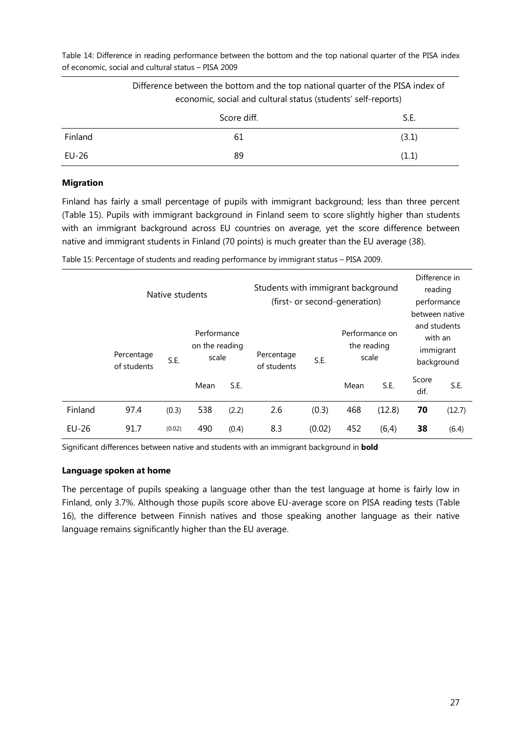Table 14: Difference in reading performance between the bottom and the top national quarter of the PISA index of economic, social and cultural status – PISA 2009

| | Difference between the bottom and the top national quarter of the PISA index of economic, social and cultural status (students' self-reports) | |
|---|---|---|
| | Score diff. | S.E. |
| Finland | 61 | (3.1) |
| EU-26 | 89 | (1.1) |

**Migration**

Finland has fairly a small percentage of pupils with immigrant background; less than three percent (Table 15). Pupils with immigrant background in Finland seem to score slightly higher than students with an immigrant background across EU countries on average, yet the score difference between native and immigrant students in Finland (70 points) is much greater than the EU average (38).

Table 15: Percentage of students and reading performance by immigrant status – PISA 2009.

| | Native students | | | | Students with immigrant background (first- or second-generation) | | | | Difference in reading performance between native and students with an immigrant background | |
|---|---|---|---|---|---|---|---|---|---|---|
| | Percentage of students | S.E. | Performance on the reading scale | | Percentage of students | S.E. | Performance on the reading scale | | | |
| | | | Mean | S.E. | | | Mean | S.E. | Score dif. | S.E. |
| Finland | 97.4 | (0.3) | 538 | (2.2) | 2.6 | (0.3) | 468 | (12.8) | **70** | (12.7) |
| EU-26 | 91.7 | (0.02) | 490 | (0.4) | 8.3 | (0.02) | 452 | (6,4) | **38** | (6.4) |

Significant differences between native and students with an immigrant background in **bold**

**Language spoken at home**

The percentage of pupils speaking a language other than the test language at home is fairly low in Finland, only 3.7%. Although those pupils score above EU-average score on PISA reading tests (Table 16), the difference between Finnish natives and those speaking another language as their native language remains significantly higher than the EU average.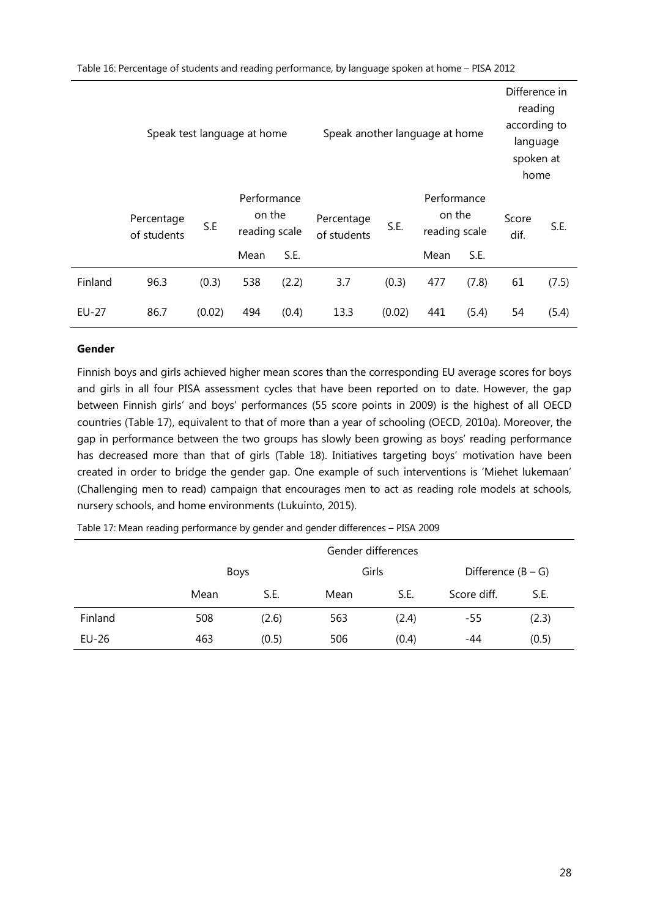Table 16: Percentage of students and reading performance, by language spoken at home – PISA 2012

| | Speak test language at home | | | | Speak another language at home | | | | Difference in reading according to language spoken at home | |
|---|---|---|---|---|---|---|---|---|---|---|
| | Percentage of students | S.E | Performance on the reading scale | | Percentage of students | S.E. | Performance on the reading scale | | Score dif. | S.E. |
| | | | Mean | S.E. | | | Mean | S.E. | | |
| Finland | 96.3 | (0.3) | 538 | (2.2) | 3.7 | (0.3) | 477 | (7.8) | 61 | (7.5) |
| EU-27 | 86.7 | (0.02) | 494 | (0.4) | 13.3 | (0.02) | 441 | (5.4) | 54 | (5.4) |

**Gender**

Finnish boys and girls achieved higher mean scores than the corresponding EU average scores for boys and girls in all four PISA assessment cycles that have been reported on to date. However, the gap between Finnish girls' and boys' performances (55 score points in 2009) is the highest of all OECD countries (Table 17), equivalent to that of more than a year of schooling (OECD, 2010a). Moreover, the gap in performance between the two groups has slowly been growing as boys' reading performance has decreased more than that of girls (Table 18). Initiatives targeting boys' motivation have been created in order to bridge the gender gap. One example of such interventions is 'Miehet lukemaan' (Challenging men to read) campaign that encourages men to act as reading role models at schools, nursery schools, and home environments (Lukuinto, 2015).

Table 17: Mean reading performance by gender and gender differences – PISA 2009

| | Gender differences | | | | | |
|---|---|---|---|---|---|---|
| | Boys | | Girls | | Difference (B – G) | |
| | Mean | S.E. | Mean | S.E. | Score diff. | S.E. |
| Finland | 508 | (2.6) | 563 | (2.4) | -55 | (2.3) |
| EU-26 | 463 | (0.5) | 506 | (0.4) | -44 | (0.5) |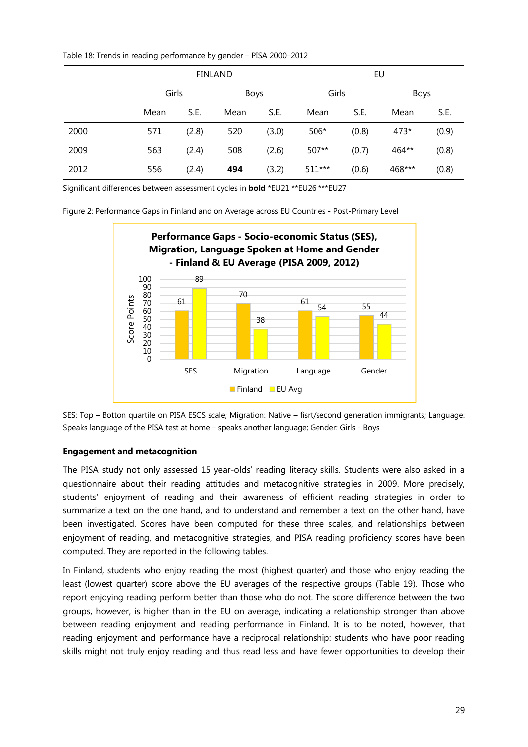Table 18: Trends in reading performance by gender – PISA 2000–2012

| | FINLAND | | | | EU | | | |
|---|---|---|---|---|---|---|---|---|
| | Girls | | Boys | | Girls | | Boys | |
| | Mean | S.E. | Mean | S.E. | Mean | S.E. | Mean | S.E. |
| 2000 | 571 | (2.8) | 520 | (3.0) | 506* | (0.8) | 473* | (0.9) |
| 2009 | 563 | (2.4) | 508 | (2.6) | 507** | (0.7) | 464** | (0.8) |
| 2012 | 556 | (2.4) | **494** | (3.2) | 511*** | (0.6) | 468*** | (0.8) |

Significant differences between assessment cycles in **bold** *EU21 **EU26 ***EU27

Figure 2: Performance Gaps in Finland and on Average across EU Countries - Post-Primary Level

**Performance Gaps - Socio-economic Status (SES), Migration, Language Spoken at Home and Gender - Finland & EU Average (PISA 2009, 2012)**

| | Finland | EU Avg |
|---|---|---|
| SES | 61 | 89 |
| Migration | 70 | 38 |
| Language | 61 | 54 |
| Gender | 55 | 44 |

SES: Top – Botton quartile on PISA ESCS scale; Migration: Native – fisrt/second generation immigrants; Language: Speaks language of the PISA test at home – speaks another language; Gender: Girls - Boys

**Engagement and metacognition**

The PISA study not only assessed 15 year-olds' reading literacy skills. Students were also asked in a questionnaire about their reading attitudes and metacognitive strategies in 2009. More precisely, students' enjoyment of reading and their awareness of efficient reading strategies in order to summarize a text on the one hand, and to understand and remember a text on the other hand, have been investigated. Scores have been computed for these three scales, and relationships between enjoyment of reading, and metacognitive strategies, and PISA reading proficiency scores have been computed. They are reported in the following tables.

In Finland, students who enjoy reading the most (highest quarter) and those who enjoy reading the least (lowest quarter) score above the EU averages of the respective groups (Table 19). Those who report enjoying reading perform better than those who do not. The score difference between the two groups, however, is higher than in the EU on average, indicating a relationship stronger than above between reading enjoyment and reading performance in Finland. It is to be noted, however, that reading enjoyment and performance have a reciprocal relationship: students who have poor reading skills might not truly enjoy reading and thus read less and have fewer opportunities to develop their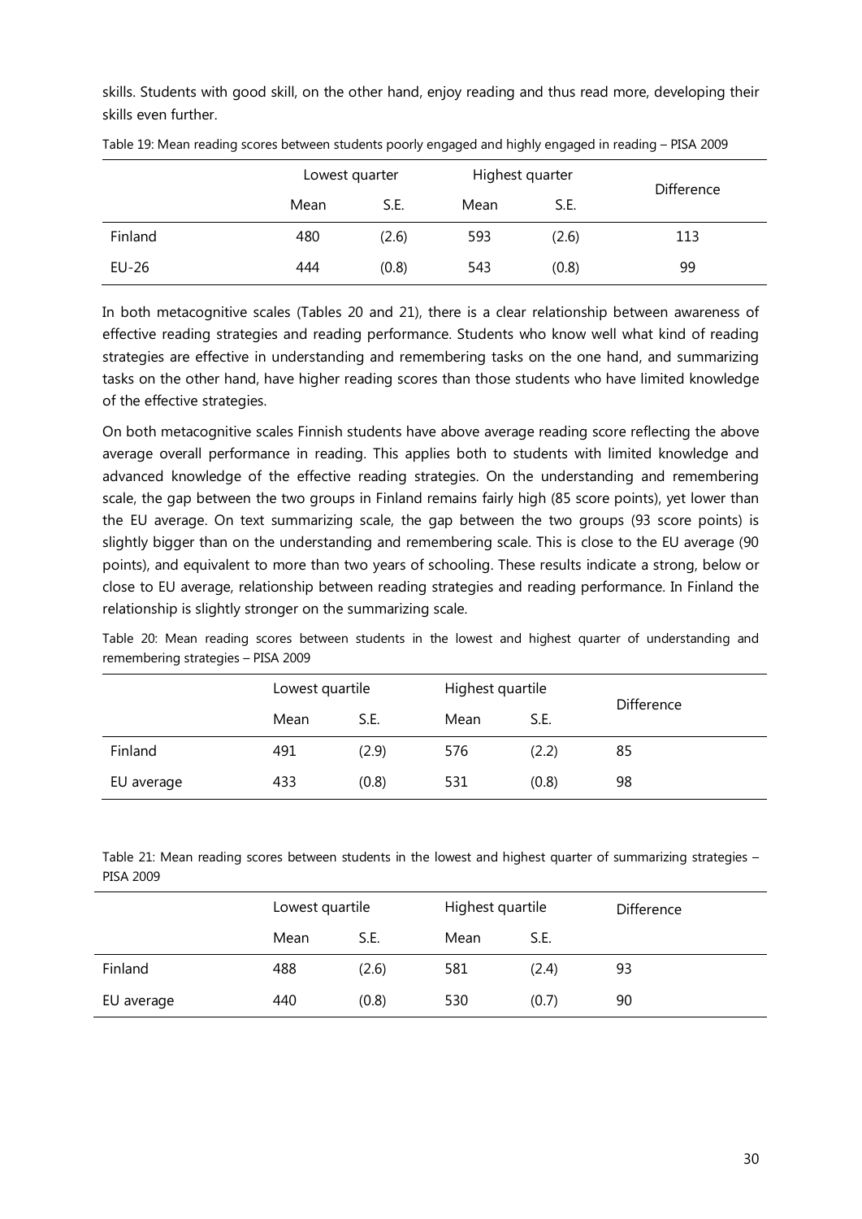skills. Students with good skill, on the other hand, enjoy reading and thus read more, developing their skills even further.

Table 19: Mean reading scores between students poorly engaged and highly engaged in reading – PISA 2009

| | Lowest quarter | | Highest quarter | | Difference |
|---|---|---|---|---|---|
| | Mean | S.E. | Mean | S.E. | |
| Finland | 480 | (2.6) | 593 | (2.6) | 113 |
| EU-26 | 444 | (0.8) | 543 | (0.8) | 99 |

In both metacognitive scales (Tables 20 and 21), there is a clear relationship between awareness of effective reading strategies and reading performance. Students who know well what kind of reading strategies are effective in understanding and remembering tasks on the one hand, and summarizing tasks on the other hand, have higher reading scores than those students who have limited knowledge of the effective strategies.

On both metacognitive scales Finnish students have above average reading score reflecting the above average overall performance in reading. This applies both to students with limited knowledge and advanced knowledge of the effective reading strategies. On the understanding and remembering scale, the gap between the two groups in Finland remains fairly high (85 score points), yet lower than the EU average. On text summarizing scale, the gap between the two groups (93 score points) is slightly bigger than on the understanding and remembering scale. This is close to the EU average (90 points), and equivalent to more than two years of schooling. These results indicate a strong, below or close to EU average, relationship between reading strategies and reading performance. In Finland the relationship is slightly stronger on the summarizing scale.

Table 20: Mean reading scores between students in the lowest and highest quarter of understanding and remembering strategies – PISA 2009

| | Lowest quartile | | Highest quartile | | Difference |
|---|---|---|---|---|---|
| | Mean | S.E. | Mean | S.E. | |
| Finland | 491 | (2.9) | 576 | (2.2) | 85 |
| EU average | 433 | (0.8) | 531 | (0.8) | 98 |

Table 21: Mean reading scores between students in the lowest and highest quarter of summarizing strategies – PISA 2009

| | Lowest quartile | | Highest quartile | | Difference |
|---|---|---|---|---|---|
| | Mean | S.E. | Mean | S.E. | |
| Finland | 488 | (2.6) | 581 | (2.4) | 93 |
| EU average | 440 | (0.8) | 530 | (0.7) | 90 |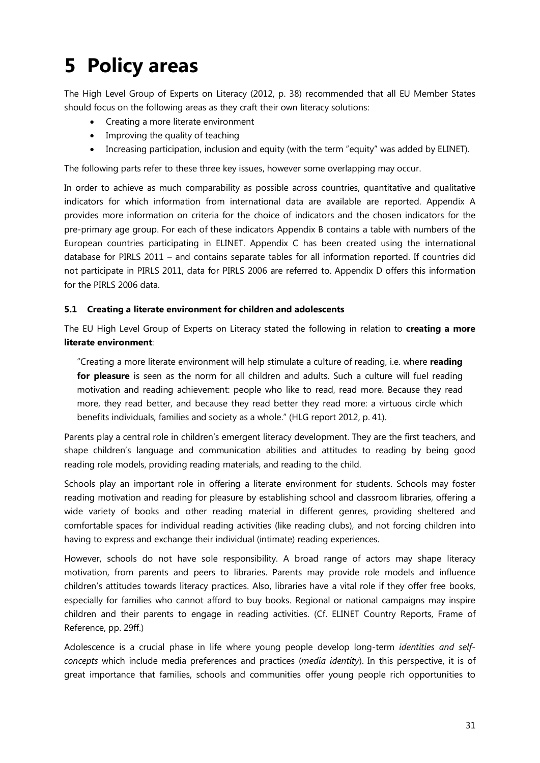# 5 Policy areas

The High Level Group of Experts on Literacy (2012, p. 38) recommended that all EU Member States should focus on the following areas as they craft their own literacy solutions:

- Creating a more literate environment
- Improving the quality of teaching
- Increasing participation, inclusion and equity (with the term "equity" was added by ELINET).

The following parts refer to these three key issues, however some overlapping may occur.

In order to achieve as much comparability as possible across countries, quantitative and qualitative indicators for which information from international data are available are reported. Appendix A provides more information on criteria for the choice of indicators and the chosen indicators for the pre-primary age group. For each of these indicators Appendix B contains a table with numbers of the European countries participating in ELINET. Appendix C has been created using the international database for PIRLS 2011 – and contains separate tables for all information reported. If countries did not participate in PIRLS 2011, data for PIRLS 2006 are referred to. Appendix D offers this information for the PIRLS 2006 data.

### 5.1 Creating a literate environment for children and adolescents

The EU High Level Group of Experts on Literacy stated the following in relation to **creating a more literate environment**:

> "Creating a more literate environment will help stimulate a culture of reading, i.e. where **reading for pleasure** is seen as the norm for all children and adults. Such a culture will fuel reading motivation and reading achievement: people who like to read, read more. Because they read more, they read better, and because they read better they read more: a virtuous circle which benefits individuals, families and society as a whole." (HLG report 2012, p. 41).

Parents play a central role in children's emergent literacy development. They are the first teachers, and shape children's language and communication abilities and attitudes to reading by being good reading role models, providing reading materials, and reading to the child.

Schools play an important role in offering a literate environment for students. Schools may foster reading motivation and reading for pleasure by establishing school and classroom libraries, offering a wide variety of books and other reading material in different genres, providing sheltered and comfortable spaces for individual reading activities (like reading clubs), and not forcing children into having to express and exchange their individual (intimate) reading experiences.

However, schools do not have sole responsibility. A broad range of actors may shape literacy motivation, from parents and peers to libraries. Parents may provide role models and influence children's attitudes towards literacy practices. Also, libraries have a vital role if they offer free books, especially for families who cannot afford to buy books. Regional or national campaigns may inspire children and their parents to engage in reading activities. (Cf. ELINET Country Reports, Frame of Reference, pp. 29ff.)

Adolescence is a crucial phase in life where young people develop long-term *identities and self-concepts* which include media preferences and practices (*media identity*). In this perspective, it is of great importance that families, schools and communities offer young people rich opportunities to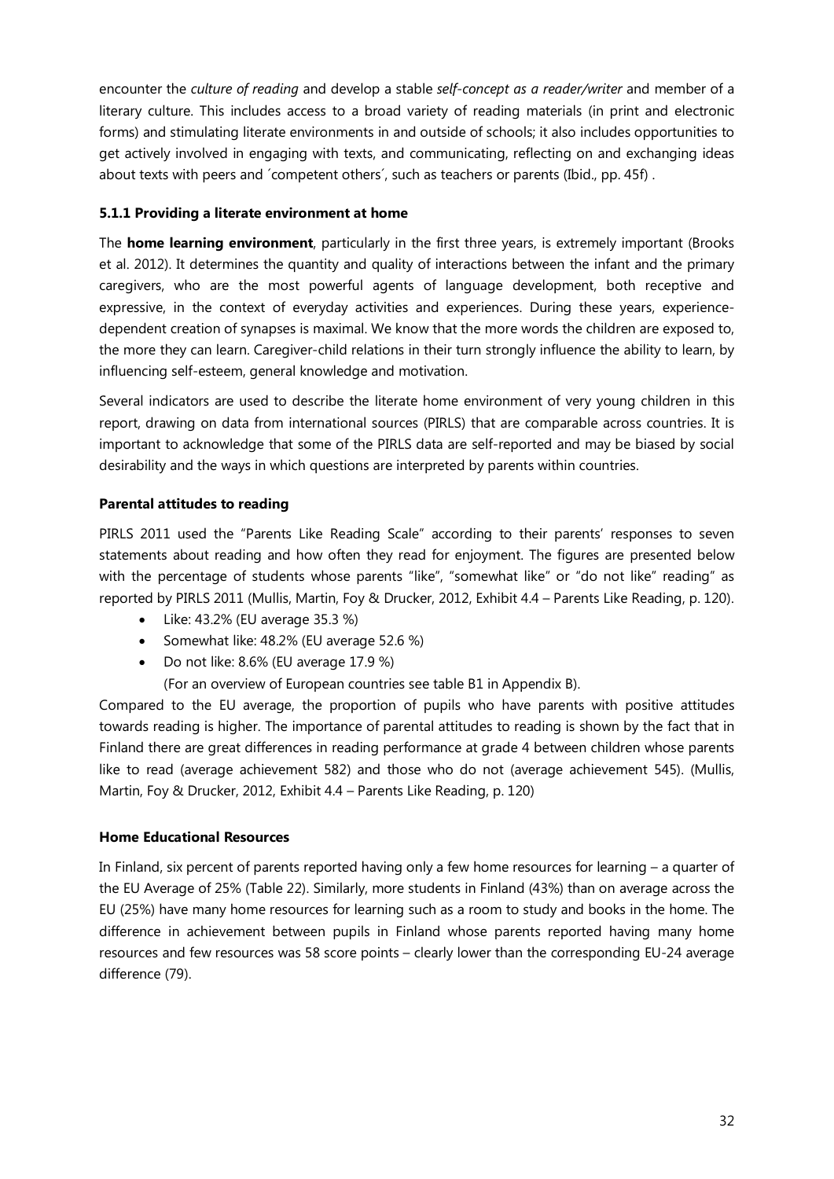encounter the *culture of reading* and develop a stable *self-concept as a reader/writer* and member of a literary culture. This includes access to a broad variety of reading materials (in print and electronic forms) and stimulating literate environments in and outside of schools; it also includes opportunities to get actively involved in engaging with texts, and communicating, reflecting on and exchanging ideas about texts with peers and ´competent others´, such as teachers or parents (Ibid., pp. 45f) .

### 5.1.1 Providing a literate environment at home

The **home learning environment**, particularly in the first three years, is extremely important (Brooks et al. 2012). It determines the quantity and quality of interactions between the infant and the primary caregivers, who are the most powerful agents of language development, both receptive and expressive, in the context of everyday activities and experiences. During these years, experience-dependent creation of synapses is maximal. We know that the more words the children are exposed to, the more they can learn. Caregiver-child relations in their turn strongly influence the ability to learn, by influencing self-esteem, general knowledge and motivation.

Several indicators are used to describe the literate home environment of very young children in this report, drawing on data from international sources (PIRLS) that are comparable across countries. It is important to acknowledge that some of the PIRLS data are self-reported and may be biased by social desirability and the ways in which questions are interpreted by parents within countries.

**Parental attitudes to reading**

PIRLS 2011 used the "Parents Like Reading Scale" according to their parents' responses to seven statements about reading and how often they read for enjoyment. The figures are presented below with the percentage of students whose parents "like", "somewhat like" or "do not like" reading" as reported by PIRLS 2011 (Mullis, Martin, Foy & Drucker, 2012, Exhibit 4.4 – Parents Like Reading, p. 120).

- Like: 43.2% (EU average 35.3 %)
- Somewhat like: 48.2% (EU average 52.6 %)
- Do not like: 8.6% (EU average 17.9 %)

  (For an overview of European countries see table B1 in Appendix B).

Compared to the EU average, the proportion of pupils who have parents with positive attitudes towards reading is higher. The importance of parental attitudes to reading is shown by the fact that in Finland there are great differences in reading performance at grade 4 between children whose parents like to read (average achievement 582) and those who do not (average achievement 545). (Mullis, Martin, Foy & Drucker, 2012, Exhibit 4.4 – Parents Like Reading, p. 120)

**Home Educational Resources**

In Finland, six percent of parents reported having only a few home resources for learning – a quarter of the EU Average of 25% (Table 22). Similarly, more students in Finland (43%) than on average across the EU (25%) have many home resources for learning such as a room to study and books in the home. The difference in achievement between pupils in Finland whose parents reported having many home resources and few resources was 58 score points – clearly lower than the corresponding EU-24 average difference (79).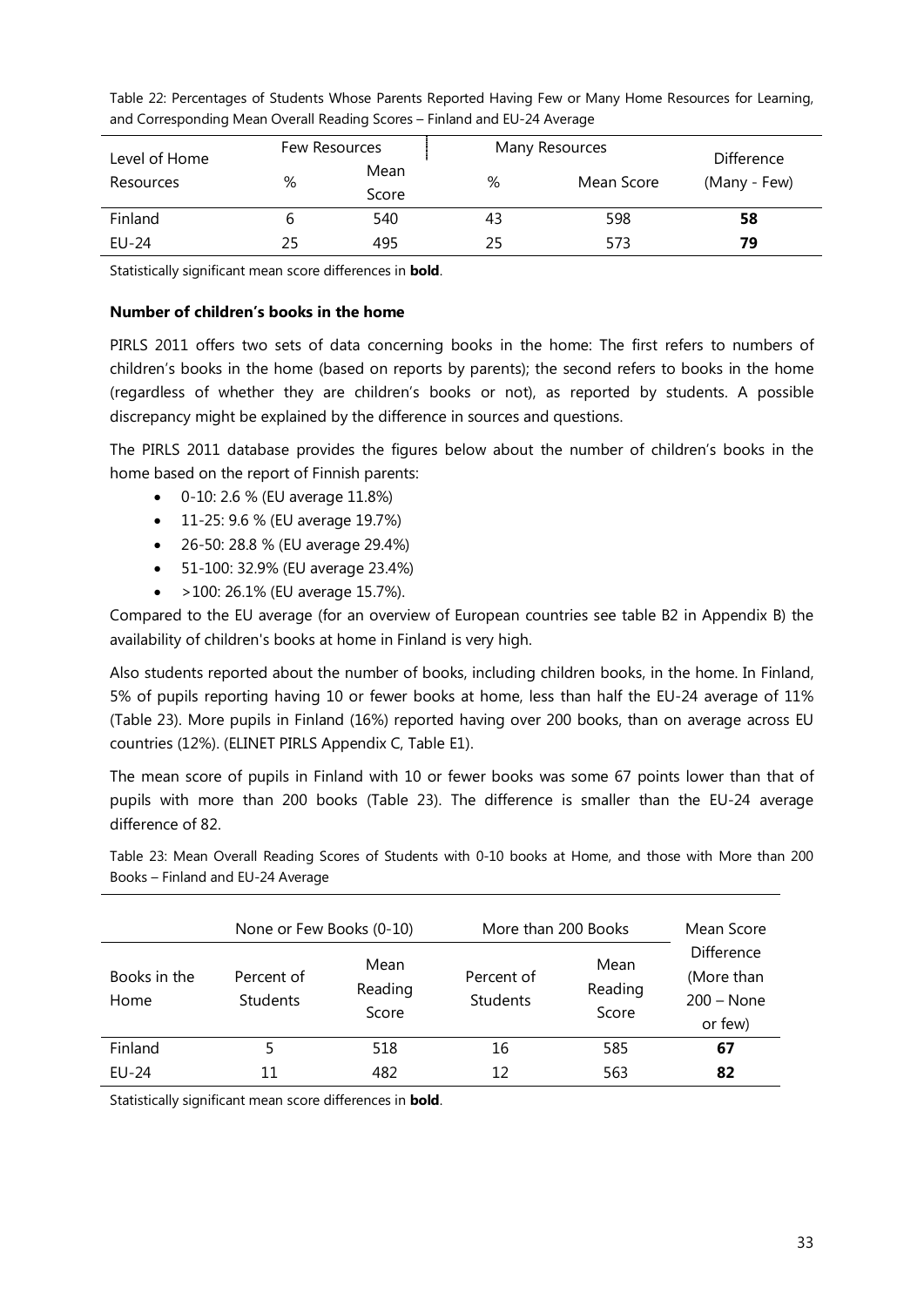Table 22: Percentages of Students Whose Parents Reported Having Few or Many Home Resources for Learning, and Corresponding Mean Overall Reading Scores – Finland and EU-24 Average

| Level of Home Resources | Few Resources | | Many Resources | | Difference (Many - Few) |
|---|---|---|---|---|---|
| | % | Mean Score | % | Mean Score | |
| Finland | 6 | 540 | 43 | 598 | **58** |
| EU-24 | 25 | 495 | 25 | 573 | **79** |

Statistically significant mean score differences in **bold**.

**Number of children's books in the home**

PIRLS 2011 offers two sets of data concerning books in the home: The first refers to numbers of children's books in the home (based on reports by parents); the second refers to books in the home (regardless of whether they are children's books or not), as reported by students. A possible discrepancy might be explained by the difference in sources and questions.

The PIRLS 2011 database provides the figures below about the number of children's books in the home based on the report of Finnish parents:

- 0-10: 2.6 % (EU average 11.8%)
- 11-25: 9.6 % (EU average 19.7%)
- 26-50: 28.8 % (EU average 29.4%)
- 51-100: 32.9% (EU average 23.4%)
- >100: 26.1% (EU average 15.7%).

Compared to the EU average (for an overview of European countries see table B2 in Appendix B) the availability of children's books at home in Finland is very high.

Also students reported about the number of books, including children books, in the home. In Finland, 5% of pupils reporting having 10 or fewer books at home, less than half the EU-24 average of 11% (Table 23). More pupils in Finland (16%) reported having over 200 books, than on average across EU countries (12%). (ELINET PIRLS Appendix C, Table E1).

The mean score of pupils in Finland with 10 or fewer books was some 67 points lower than that of pupils with more than 200 books (Table 23). The difference is smaller than the EU-24 average difference of 82.

Table 23: Mean Overall Reading Scores of Students with 0-10 books at Home, and those with More than 200 Books – Finland and EU-24 Average

| Books in the Home | None or Few Books (0-10) | | More than 200 Books | | Mean Score Difference (More than 200 – None or few) |
|---|---|---|---|---|---|
| | Percent of Students | Mean Reading Score | Percent of Students | Mean Reading Score | |
| Finland | 5 | 518 | 16 | 585 | **67** |
| EU-24 | 11 | 482 | 12 | 563 | **82** |

Statistically significant mean score differences in **bold**.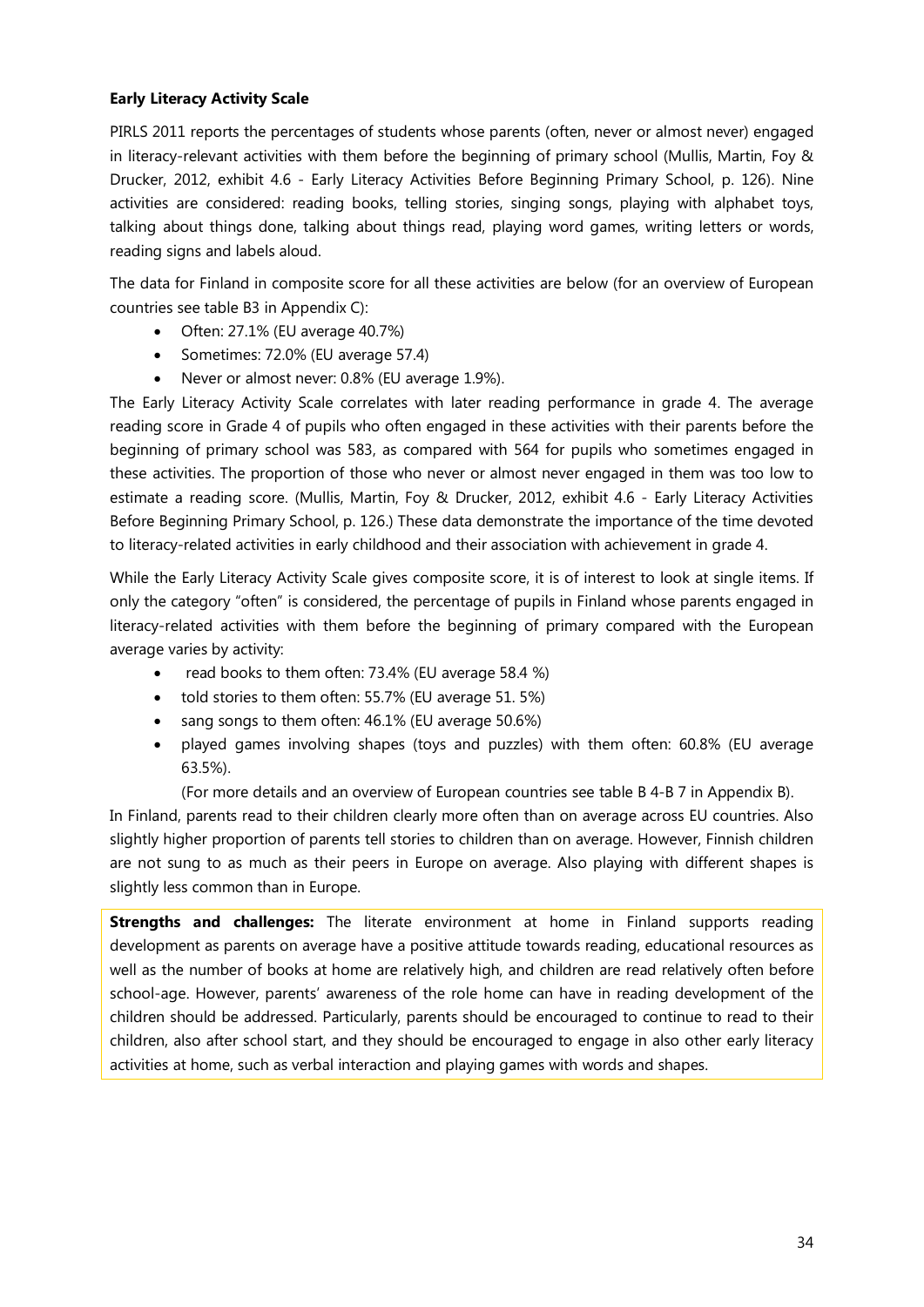**Early Literacy Activity Scale**

PIRLS 2011 reports the percentages of students whose parents (often, never or almost never) engaged in literacy-relevant activities with them before the beginning of primary school (Mullis, Martin, Foy & Drucker, 2012, exhibit 4.6 - Early Literacy Activities Before Beginning Primary School, p. 126). Nine activities are considered: reading books, telling stories, singing songs, playing with alphabet toys, talking about things done, talking about things read, playing word games, writing letters or words, reading signs and labels aloud.

The data for Finland in composite score for all these activities are below (for an overview of European countries see table B3 in Appendix C):

- Often: 27.1% (EU average 40.7%)
- Sometimes: 72.0% (EU average 57.4)
- Never or almost never: 0.8% (EU average 1.9%).

The Early Literacy Activity Scale correlates with later reading performance in grade 4. The average reading score in Grade 4 of pupils who often engaged in these activities with their parents before the beginning of primary school was 583, as compared with 564 for pupils who sometimes engaged in these activities. The proportion of those who never or almost never engaged in them was too low to estimate a reading score. (Mullis, Martin, Foy & Drucker, 2012, exhibit 4.6 - Early Literacy Activities Before Beginning Primary School, p. 126.) These data demonstrate the importance of the time devoted to literacy-related activities in early childhood and their association with achievement in grade 4.

While the Early Literacy Activity Scale gives composite score, it is of interest to look at single items. If only the category "often" is considered, the percentage of pupils in Finland whose parents engaged in literacy-related activities with them before the beginning of primary compared with the European average varies by activity:

- read books to them often: 73.4% (EU average 58.4 %)
- told stories to them often: 55.7% (EU average 51. 5%)
- sang songs to them often: 46.1% (EU average 50.6%)
- played games involving shapes (toys and puzzles) with them often: 60.8% (EU average 63.5%).

(For more details and an overview of European countries see table B 4-B 7 in Appendix B).

In Finland, parents read to their children clearly more often than on average across EU countries. Also slightly higher proportion of parents tell stories to children than on average. However, Finnish children are not sung to as much as their peers in Europe on average. Also playing with different shapes is slightly less common than in Europe.

**Strengths and challenges:** The literate environment at home in Finland supports reading development as parents on average have a positive attitude towards reading, educational resources as well as the number of books at home are relatively high, and children are read relatively often before school-age. However, parents' awareness of the role home can have in reading development of the children should be addressed. Particularly, parents should be encouraged to continue to read to their children, also after school start, and they should be encouraged to engage in also other early literacy activities at home, such as verbal interaction and playing games with words and shapes.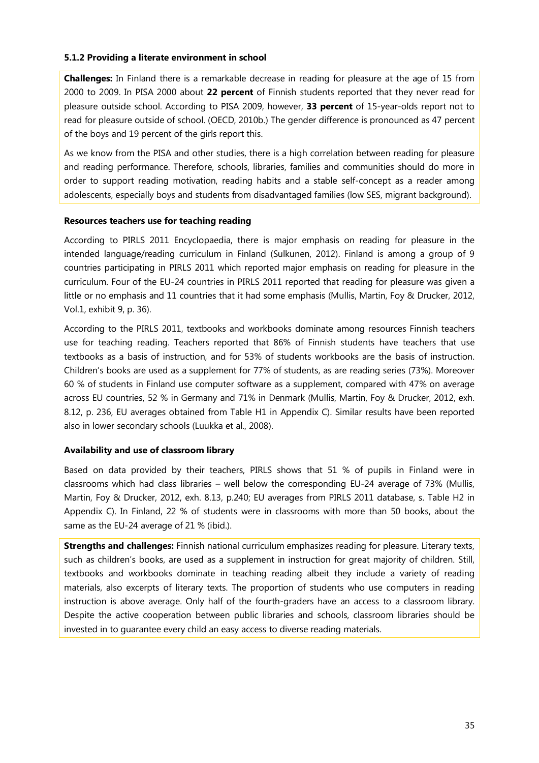### 5.1.2 Providing a literate environment in school

**Challenges:** In Finland there is a remarkable decrease in reading for pleasure at the age of 15 from 2000 to 2009. In PISA 2000 about **22 percent** of Finnish students reported that they never read for pleasure outside school. According to PISA 2009, however, **33 percent** of 15-year-olds report not to read for pleasure outside of school. (OECD, 2010b.) The gender difference is pronounced as 47 percent of the boys and 19 percent of the girls report this.

As we know from the PISA and other studies, there is a high correlation between reading for pleasure and reading performance. Therefore, schools, libraries, families and communities should do more in order to support reading motivation, reading habits and a stable self-concept as a reader among adolescents, especially boys and students from disadvantaged families (low SES, migrant background).

**Resources teachers use for teaching reading**

According to PIRLS 2011 Encyclopaedia, there is major emphasis on reading for pleasure in the intended language/reading curriculum in Finland (Sulkunen, 2012). Finland is among a group of 9 countries participating in PIRLS 2011 which reported major emphasis on reading for pleasure in the curriculum. Four of the EU-24 countries in PIRLS 2011 reported that reading for pleasure was given a little or no emphasis and 11 countries that it had some emphasis (Mullis, Martin, Foy & Drucker, 2012, Vol.1, exhibit 9, p. 36).

According to the PIRLS 2011, textbooks and workbooks dominate among resources Finnish teachers use for teaching reading. Teachers reported that 86% of Finnish students have teachers that use textbooks as a basis of instruction, and for 53% of students workbooks are the basis of instruction. Children's books are used as a supplement for 77% of students, as are reading series (73%). Moreover 60 % of students in Finland use computer software as a supplement, compared with 47% on average across EU countries, 52 % in Germany and 71% in Denmark (Mullis, Martin, Foy & Drucker, 2012, exh. 8.12, p. 236, EU averages obtained from Table H1 in Appendix C). Similar results have been reported also in lower secondary schools (Luukka et al., 2008).

**Availability and use of classroom library**

Based on data provided by their teachers, PIRLS shows that 51 % of pupils in Finland were in classrooms which had class libraries – well below the corresponding EU-24 average of 73% (Mullis, Martin, Foy & Drucker, 2012, exh. 8.13, p.240; EU averages from PIRLS 2011 database, s. Table H2 in Appendix C). In Finland, 22 % of students were in classrooms with more than 50 books, about the same as the EU-24 average of 21 % (ibid.).

**Strengths and challenges:** Finnish national curriculum emphasizes reading for pleasure. Literary texts, such as children's books, are used as a supplement in instruction for great majority of children. Still, textbooks and workbooks dominate in teaching reading albeit they include a variety of reading materials, also excerpts of literary texts. The proportion of students who use computers in reading instruction is above average. Only half of the fourth-graders have an access to a classroom library. Despite the active cooperation between public libraries and schools, classroom libraries should be invested in to guarantee every child an easy access to diverse reading materials.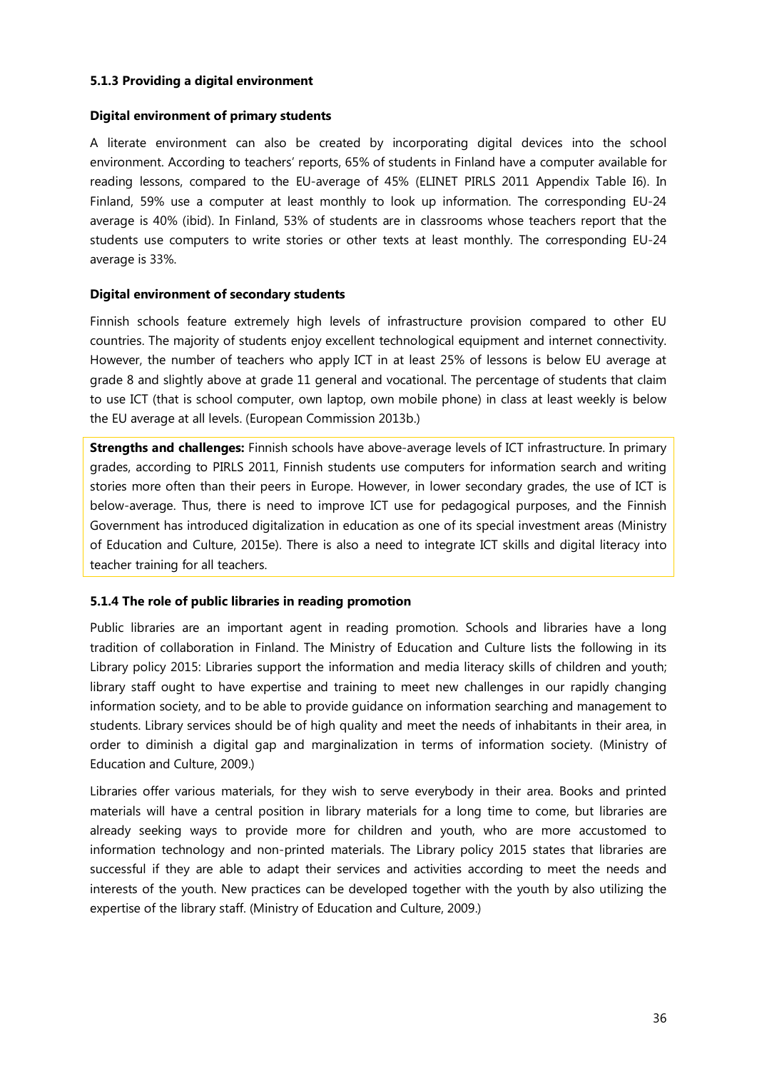### 5.1.3 Providing a digital environment

**Digital environment of primary students**

A literate environment can also be created by incorporating digital devices into the school environment. According to teachers' reports, 65% of students in Finland have a computer available for reading lessons, compared to the EU-average of 45% (ELINET PIRLS 2011 Appendix Table I6). In Finland, 59% use a computer at least monthly to look up information. The corresponding EU-24 average is 40% (ibid). In Finland, 53% of students are in classrooms whose teachers report that the students use computers to write stories or other texts at least monthly. The corresponding EU-24 average is 33%.

**Digital environment of secondary students**

Finnish schools feature extremely high levels of infrastructure provision compared to other EU countries. The majority of students enjoy excellent technological equipment and internet connectivity. However, the number of teachers who apply ICT in at least 25% of lessons is below EU average at grade 8 and slightly above at grade 11 general and vocational. The percentage of students that claim to use ICT (that is school computer, own laptop, own mobile phone) in class at least weekly is below the EU average at all levels. (European Commission 2013b.)

**Strengths and challenges:** Finnish schools have above-average levels of ICT infrastructure. In primary grades, according to PIRLS 2011, Finnish students use computers for information search and writing stories more often than their peers in Europe. However, in lower secondary grades, the use of ICT is below-average. Thus, there is need to improve ICT use for pedagogical purposes, and the Finnish Government has introduced digitalization in education as one of its special investment areas (Ministry of Education and Culture, 2015e). There is also a need to integrate ICT skills and digital literacy into teacher training for all teachers.

### 5.1.4 The role of public libraries in reading promotion

Public libraries are an important agent in reading promotion. Schools and libraries have a long tradition of collaboration in Finland. The Ministry of Education and Culture lists the following in its Library policy 2015: Libraries support the information and media literacy skills of children and youth; library staff ought to have expertise and training to meet new challenges in our rapidly changing information society, and to be able to provide guidance on information searching and management to students. Library services should be of high quality and meet the needs of inhabitants in their area, in order to diminish a digital gap and marginalization in terms of information society. (Ministry of Education and Culture, 2009.)

Libraries offer various materials, for they wish to serve everybody in their area. Books and printed materials will have a central position in library materials for a long time to come, but libraries are already seeking ways to provide more for children and youth, who are more accustomed to information technology and non-printed materials. The Library policy 2015 states that libraries are successful if they are able to adapt their services and activities according to meet the needs and interests of the youth. New practices can be developed together with the youth by also utilizing the expertise of the library staff. (Ministry of Education and Culture, 2009.)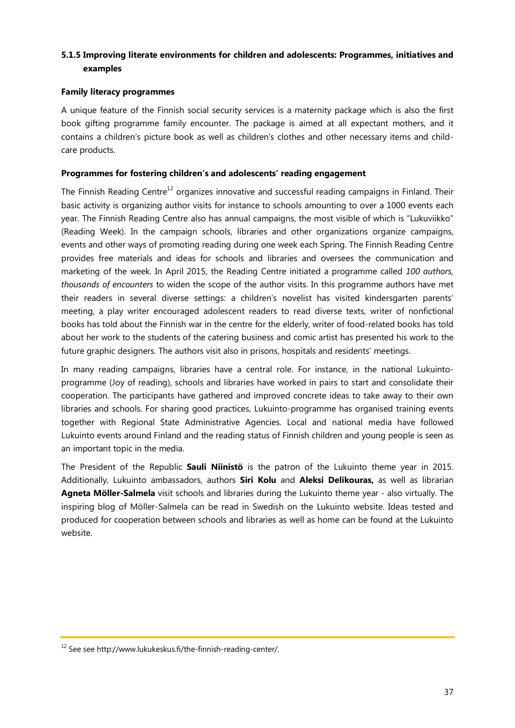### 5.1.5 Improving literate environments for children and adolescents: Programmes, initiatives and examples

**Family literacy programmes**

A unique feature of the Finnish social security services is a maternity package which is also the first book gifting programme family encounter. The package is aimed at all expectant mothers, and it contains a children's picture book as well as children's clothes and other necessary items and child-care products.

**Programmes for fostering children's and adolescents' reading engagement**

The Finnish Reading Centre[12] organizes innovative and successful reading campaigns in Finland. Their basic activity is organizing author visits for instance to schools amounting to over a 1000 events each year. The Finnish Reading Centre also has annual campaigns, the most visible of which is "Lukuviikko" (Reading Week). In the campaign schools, libraries and other organizations organize campaigns, events and other ways of promoting reading during one week each Spring. The Finnish Reading Centre provides free materials and ideas for schools and libraries and oversees the communication and marketing of the week. In April 2015, the Reading Centre initiated a programme called *100 authors, thousands of encounters* to widen the scope of the author visits. In this programme authors have met their readers in several diverse settings: a children's novelist has visited kindersgarten parents' meeting, a play writer encouraged adolescent readers to read diverse texts, writer of nonfictional books has told about the Finnish war in the centre for the elderly, writer of food-related books has told about her work to the students of the catering business and comic artist has presented his work to the future graphic designers. The authors visit also in prisons, hospitals and residents' meetings.

In many reading campaigns, libraries have a central role. For instance, in the national Lukuinto-programme (Joy of reading), schools and libraries have worked in pairs to start and consolidate their cooperation. The participants have gathered and improved concrete ideas to take away to their own libraries and schools. For sharing good practices, Lukuinto-programme has organised training events together with Regional State Administrative Agencies. Local and national media have followed Lukuinto events around Finland and the reading status of Finnish children and young people is seen as an important topic in the media.

The President of the Republic **Sauli Niinistö** is the patron of the Lukuinto theme year in 2015. Additionally, Lukuinto ambassadors, authors **Siri Kolu** and **Aleksi Delikouras,** as well as librarian **Agneta Möller-Salmela** visit schools and libraries during the Lukuinto theme year - also virtually. The inspiring blog of Möller-Salmela can be read in Swedish on the Lukuinto website. Ideas tested and produced for cooperation between schools and libraries as well as home can be found at the Lukuinto website.

---

[12] See see http://www.lukukeskus.fi/the-finnish-reading-center/.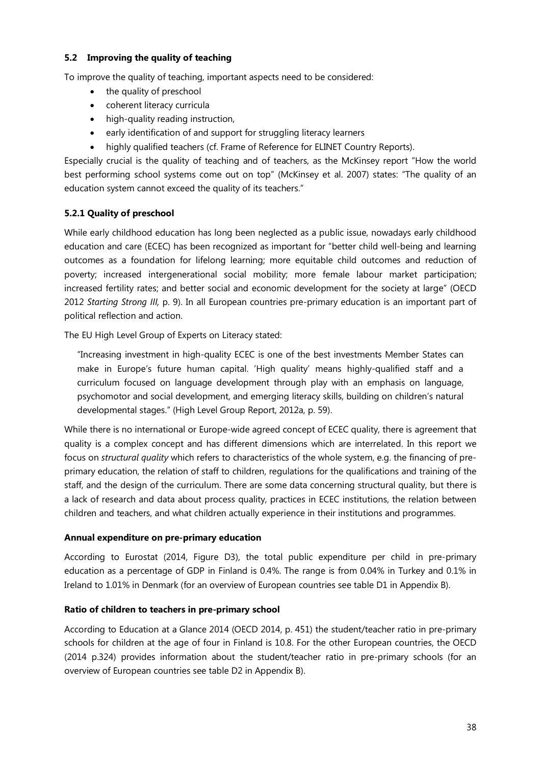## 5.2 Improving the quality of teaching

To improve the quality of teaching, important aspects need to be considered:

- the quality of preschool
- coherent literacy curricula
- high-quality reading instruction,
- early identification of and support for struggling literacy learners
- highly qualified teachers (cf. Frame of Reference for ELINET Country Reports).

Especially crucial is the quality of teaching and of teachers, as the McKinsey report "How the world best performing school systems come out on top" (McKinsey et al. 2007) states: "The quality of an education system cannot exceed the quality of its teachers."

### 5.2.1 Quality of preschool

While early childhood education has long been neglected as a public issue, nowadays early childhood education and care (ECEC) has been recognized as important for "better child well-being and learning outcomes as a foundation for lifelong learning; more equitable child outcomes and reduction of poverty; increased intergenerational social mobility; more female labour market participation; increased fertility rates; and better social and economic development for the society at large" (OECD 2012 *Starting Strong III,* p. 9). In all European countries pre-primary education is an important part of political reflection and action.

The EU High Level Group of Experts on Literacy stated:

> "Increasing investment in high-quality ECEC is one of the best investments Member States can make in Europe's future human capital. 'High quality' means highly-qualified staff and a curriculum focused on language development through play with an emphasis on language, psychomotor and social development, and emerging literacy skills, building on children's natural developmental stages." (High Level Group Report, 2012a, p. 59).

While there is no international or Europe-wide agreed concept of ECEC quality, there is agreement that quality is a complex concept and has different dimensions which are interrelated. In this report we focus on *structural quality* which refers to characteristics of the whole system, e.g. the financing of pre-primary education, the relation of staff to children, regulations for the qualifications and training of the staff, and the design of the curriculum. There are some data concerning structural quality, but there is a lack of research and data about process quality, practices in ECEC institutions, the relation between children and teachers, and what children actually experience in their institutions and programmes.

**Annual expenditure on pre-primary education**

According to Eurostat (2014, Figure D3), the total public expenditure per child in pre-primary education as a percentage of GDP in Finland is 0.4%. The range is from 0.04% in Turkey and 0.1% in Ireland to 1.01% in Denmark (for an overview of European countries see table D1 in Appendix B).

**Ratio of children to teachers in pre-primary school**

According to Education at a Glance 2014 (OECD 2014, p. 451) the student/teacher ratio in pre-primary schools for children at the age of four in Finland is 10.8. For the other European countries, the OECD (2014 p.324) provides information about the student/teacher ratio in pre-primary schools (for an overview of European countries see table D2 in Appendix B).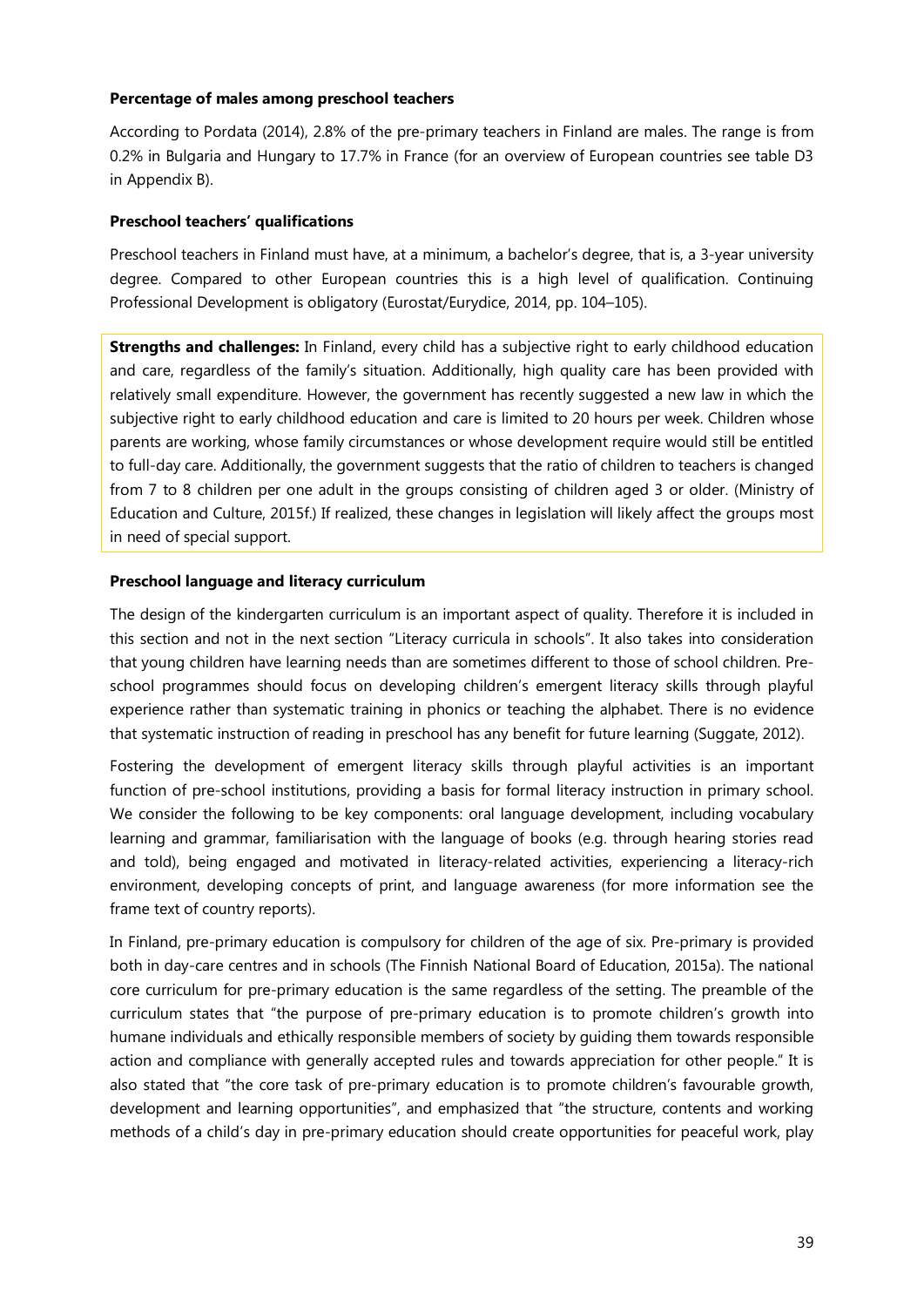**Percentage of males among preschool teachers**

According to Pordata (2014), 2.8% of the pre-primary teachers in Finland are males. The range is from 0.2% in Bulgaria and Hungary to 17.7% in France (for an overview of European countries see table D3 in Appendix B).

**Preschool teachers' qualifications**

Preschool teachers in Finland must have, at a minimum, a bachelor's degree, that is, a 3-year university degree. Compared to other European countries this is a high level of qualification. Continuing Professional Development is obligatory (Eurostat/Eurydice, 2014, pp. 104–105).

**Strengths and challenges:** In Finland, every child has a subjective right to early childhood education and care, regardless of the family's situation. Additionally, high quality care has been provided with relatively small expenditure. However, the government has recently suggested a new law in which the subjective right to early childhood education and care is limited to 20 hours per week. Children whose parents are working, whose family circumstances or whose development require would still be entitled to full-day care. Additionally, the government suggests that the ratio of children to teachers is changed from 7 to 8 children per one adult in the groups consisting of children aged 3 or older. (Ministry of Education and Culture, 2015f.) If realized, these changes in legislation will likely affect the groups most in need of special support.

**Preschool language and literacy curriculum**

The design of the kindergarten curriculum is an important aspect of quality. Therefore it is included in this section and not in the next section "Literacy curricula in schools". It also takes into consideration that young children have learning needs than are sometimes different to those of school children. Pre-school programmes should focus on developing children's emergent literacy skills through playful experience rather than systematic training in phonics or teaching the alphabet. There is no evidence that systematic instruction of reading in preschool has any benefit for future learning (Suggate, 2012).

Fostering the development of emergent literacy skills through playful activities is an important function of pre-school institutions, providing a basis for formal literacy instruction in primary school. We consider the following to be key components: oral language development, including vocabulary learning and grammar, familiarisation with the language of books (e.g. through hearing stories read and told), being engaged and motivated in literacy-related activities, experiencing a literacy-rich environment, developing concepts of print, and language awareness (for more information see the frame text of country reports).

In Finland, pre-primary education is compulsory for children of the age of six. Pre-primary is provided both in day-care centres and in schools (The Finnish National Board of Education, 2015a). The national core curriculum for pre-primary education is the same regardless of the setting. The preamble of the curriculum states that "the purpose of pre-primary education is to promote children's growth into humane individuals and ethically responsible members of society by guiding them towards responsible action and compliance with generally accepted rules and towards appreciation for other people." It is also stated that "the core task of pre-primary education is to promote children's favourable growth, development and learning opportunities", and emphasized that "the structure, contents and working methods of a child's day in pre-primary education should create opportunities for peaceful work, play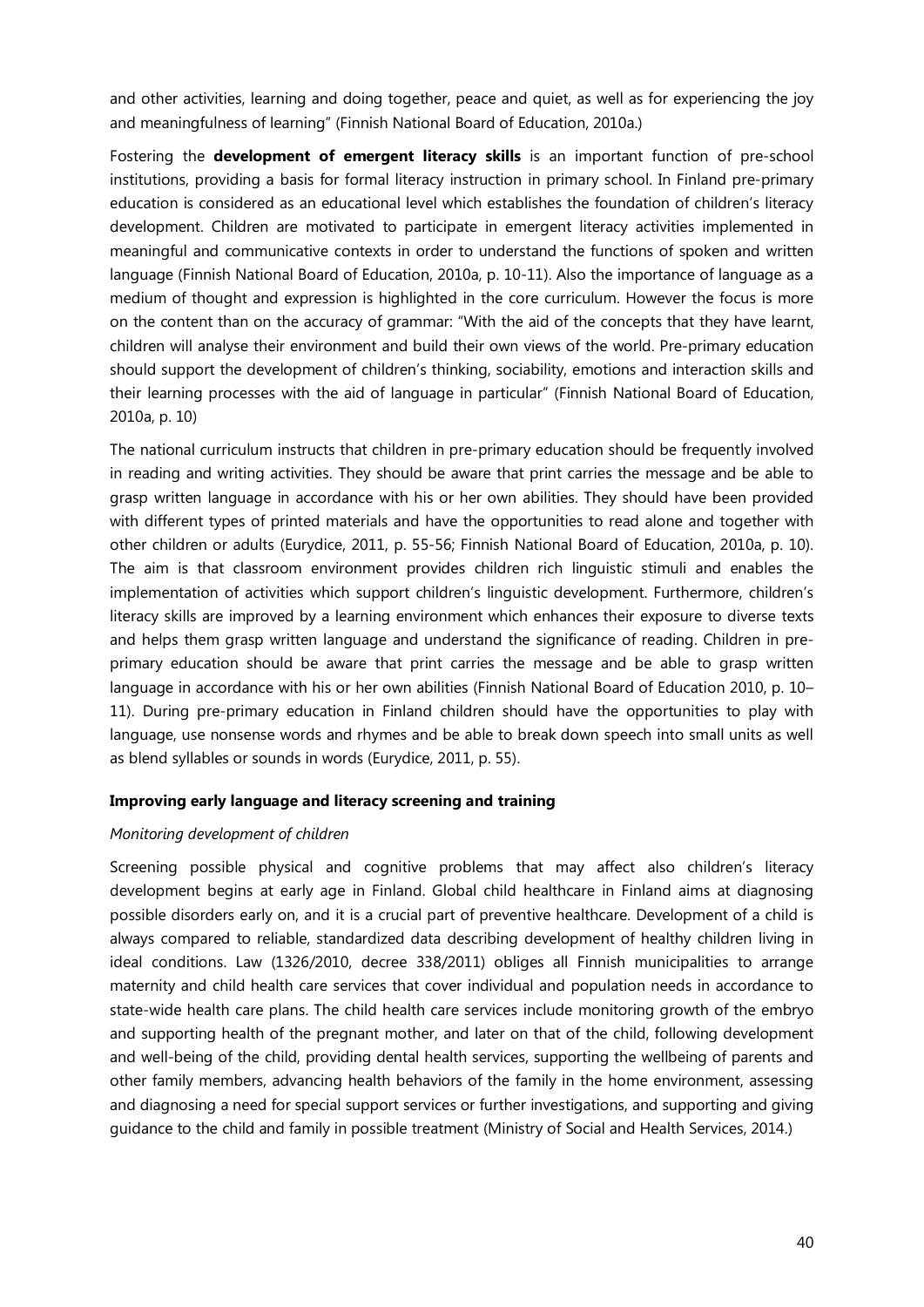and other activities, learning and doing together, peace and quiet, as well as for experiencing the joy and meaningfulness of learning" (Finnish National Board of Education, 2010a.)

Fostering the **development of emergent literacy skills** is an important function of pre-school institutions, providing a basis for formal literacy instruction in primary school. In Finland pre-primary education is considered as an educational level which establishes the foundation of children's literacy development. Children are motivated to participate in emergent literacy activities implemented in meaningful and communicative contexts in order to understand the functions of spoken and written language (Finnish National Board of Education, 2010a, p. 10-11). Also the importance of language as a medium of thought and expression is highlighted in the core curriculum. However the focus is more on the content than on the accuracy of grammar: "With the aid of the concepts that they have learnt, children will analyse their environment and build their own views of the world. Pre-primary education should support the development of children's thinking, sociability, emotions and interaction skills and their learning processes with the aid of language in particular" (Finnish National Board of Education, 2010a, p. 10)

The national curriculum instructs that children in pre-primary education should be frequently involved in reading and writing activities. They should be aware that print carries the message and be able to grasp written language in accordance with his or her own abilities. They should have been provided with different types of printed materials and have the opportunities to read alone and together with other children or adults (Eurydice, 2011, p. 55-56; Finnish National Board of Education, 2010a, p. 10). The aim is that classroom environment provides children rich linguistic stimuli and enables the implementation of activities which support children's linguistic development. Furthermore, children's literacy skills are improved by a learning environment which enhances their exposure to diverse texts and helps them grasp written language and understand the significance of reading. Children in pre-primary education should be aware that print carries the message and be able to grasp written language in accordance with his or her own abilities (Finnish National Board of Education 2010, p. 10–11). During pre-primary education in Finland children should have the opportunities to play with language, use nonsense words and rhymes and be able to break down speech into small units as well as blend syllables or sounds in words (Eurydice, 2011, p. 55).

**Improving early language and literacy screening and training**

*Monitoring development of children*

Screening possible physical and cognitive problems that may affect also children's literacy development begins at early age in Finland. Global child healthcare in Finland aims at diagnosing possible disorders early on, and it is a crucial part of preventive healthcare. Development of a child is always compared to reliable, standardized data describing development of healthy children living in ideal conditions. Law (1326/2010, decree 338/2011) obliges all Finnish municipalities to arrange maternity and child health care services that cover individual and population needs in accordance to state-wide health care plans. The child health care services include monitoring growth of the embryo and supporting health of the pregnant mother, and later on that of the child, following development and well-being of the child, providing dental health services, supporting the wellbeing of parents and other family members, advancing health behaviors of the family in the home environment, assessing and diagnosing a need for special support services or further investigations, and supporting and giving guidance to the child and family in possible treatment (Ministry of Social and Health Services, 2014.)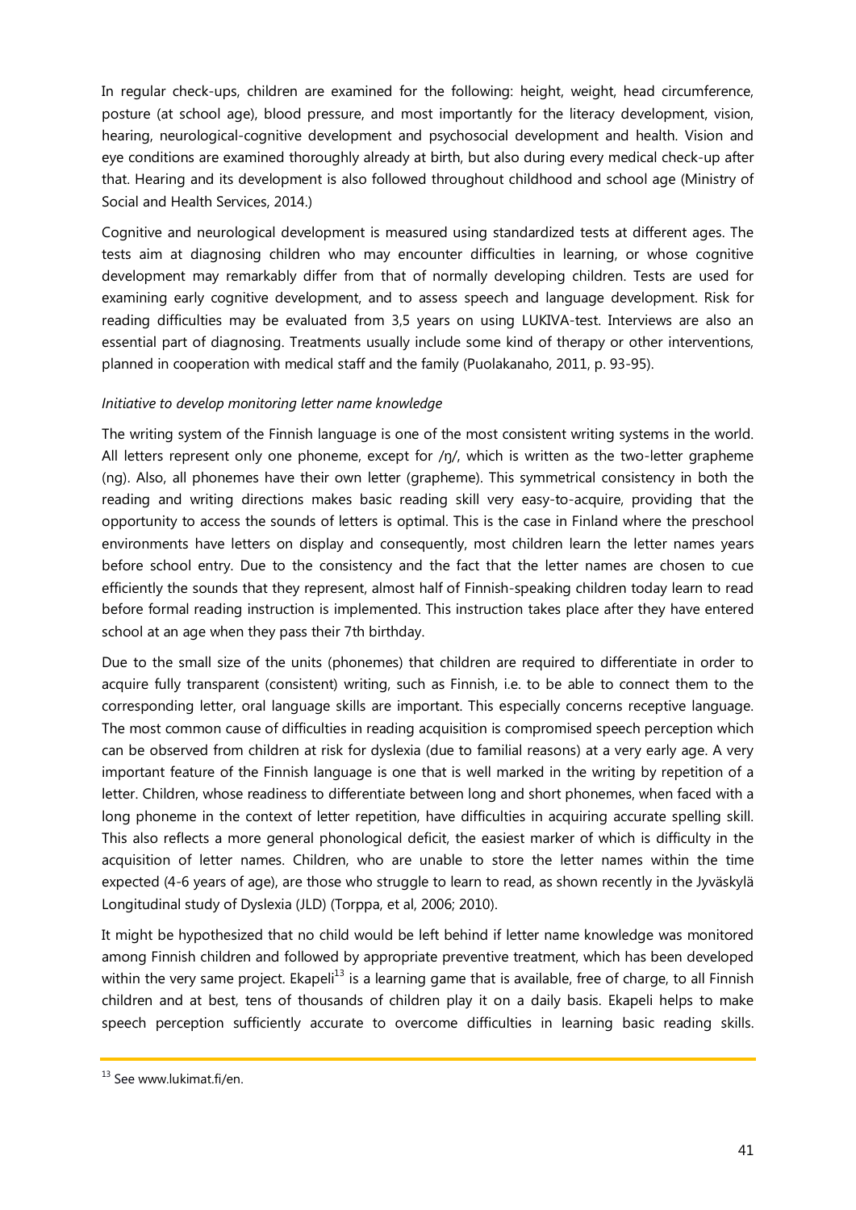In regular check-ups, children are examined for the following: height, weight, head circumference, posture (at school age), blood pressure, and most importantly for the literacy development, vision, hearing, neurological-cognitive development and psychosocial development and health. Vision and eye conditions are examined thoroughly already at birth, but also during every medical check-up after that. Hearing and its development is also followed throughout childhood and school age (Ministry of Social and Health Services, 2014.)

Cognitive and neurological development is measured using standardized tests at different ages. The tests aim at diagnosing children who may encounter difficulties in learning, or whose cognitive development may remarkably differ from that of normally developing children. Tests are used for examining early cognitive development, and to assess speech and language development. Risk for reading difficulties may be evaluated from 3,5 years on using LUKIVA-test. Interviews are also an essential part of diagnosing. Treatments usually include some kind of therapy or other interventions, planned in cooperation with medical staff and the family (Puolakanaho, 2011, p. 93-95).

*Initiative to develop monitoring letter name knowledge*

The writing system of the Finnish language is one of the most consistent writing systems in the world. All letters represent only one phoneme, except for /ŋ/, which is written as the two-letter grapheme (ng). Also, all phonemes have their own letter (grapheme). This symmetrical consistency in both the reading and writing directions makes basic reading skill very easy-to-acquire, providing that the opportunity to access the sounds of letters is optimal. This is the case in Finland where the preschool environments have letters on display and consequently, most children learn the letter names years before school entry. Due to the consistency and the fact that the letter names are chosen to cue efficiently the sounds that they represent, almost half of Finnish-speaking children today learn to read before formal reading instruction is implemented. This instruction takes place after they have entered school at an age when they pass their 7th birthday.

Due to the small size of the units (phonemes) that children are required to differentiate in order to acquire fully transparent (consistent) writing, such as Finnish, i.e. to be able to connect them to the corresponding letter, oral language skills are important. This especially concerns receptive language. The most common cause of difficulties in reading acquisition is compromised speech perception which can be observed from children at risk for dyslexia (due to familial reasons) at a very early age. A very important feature of the Finnish language is one that is well marked in the writing by repetition of a letter. Children, whose readiness to differentiate between long and short phonemes, when faced with a long phoneme in the context of letter repetition, have difficulties in acquiring accurate spelling skill. This also reflects a more general phonological deficit, the easiest marker of which is difficulty in the acquisition of letter names. Children, who are unable to store the letter names within the time expected (4-6 years of age), are those who struggle to learn to read, as shown recently in the Jyväskylä Longitudinal study of Dyslexia (JLD) (Torppa, et al, 2006; 2010).

It might be hypothesized that no child would be left behind if letter name knowledge was monitored among Finnish children and followed by appropriate preventive treatment, which has been developed within the very same project. Ekapeli[13] is a learning game that is available, free of charge, to all Finnish children and at best, tens of thousands of children play it on a daily basis. Ekapeli helps to make speech perception sufficiently accurate to overcome difficulties in learning basic reading skills.

---

[13] See www.lukimat.fi/en.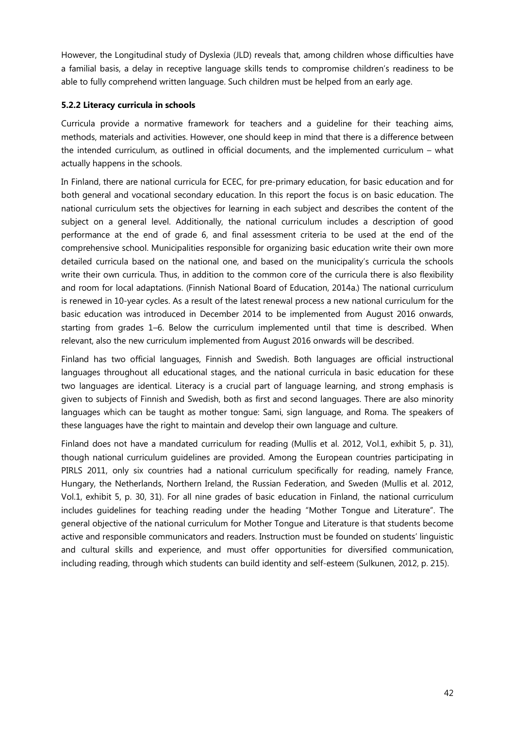However, the Longitudinal study of Dyslexia (JLD) reveals that, among children whose difficulties have a familial basis, a delay in receptive language skills tends to compromise children's readiness to be able to fully comprehend written language. Such children must be helped from an early age.

#### 5.2.2 Literacy curricula in schools

Curricula provide a normative framework for teachers and a guideline for their teaching aims, methods, materials and activities. However, one should keep in mind that there is a difference between the intended curriculum, as outlined in official documents, and the implemented curriculum – what actually happens in the schools.

In Finland, there are national curricula for ECEC, for pre-primary education, for basic education and for both general and vocational secondary education. In this report the focus is on basic education. The national curriculum sets the objectives for learning in each subject and describes the content of the subject on a general level. Additionally, the national curriculum includes a description of good performance at the end of grade 6, and final assessment criteria to be used at the end of the comprehensive school. Municipalities responsible for organizing basic education write their own more detailed curricula based on the national one, and based on the municipality's curricula the schools write their own curricula. Thus, in addition to the common core of the curricula there is also flexibility and room for local adaptations. (Finnish National Board of Education, 2014a.) The national curriculum is renewed in 10-year cycles. As a result of the latest renewal process a new national curriculum for the basic education was introduced in December 2014 to be implemented from August 2016 onwards, starting from grades 1–6. Below the curriculum implemented until that time is described. When relevant, also the new curriculum implemented from August 2016 onwards will be described.

Finland has two official languages, Finnish and Swedish. Both languages are official instructional languages throughout all educational stages, and the national curricula in basic education for these two languages are identical. Literacy is a crucial part of language learning, and strong emphasis is given to subjects of Finnish and Swedish, both as first and second languages. There are also minority languages which can be taught as mother tongue: Sami, sign language, and Roma. The speakers of these languages have the right to maintain and develop their own language and culture.

Finland does not have a mandated curriculum for reading (Mullis et al. 2012, Vol.1, exhibit 5, p. 31), though national curriculum guidelines are provided. Among the European countries participating in PIRLS 2011, only six countries had a national curriculum specifically for reading, namely France, Hungary, the Netherlands, Northern Ireland, the Russian Federation, and Sweden (Mullis et al. 2012, Vol.1, exhibit 5, p. 30, 31). For all nine grades of basic education in Finland, the national curriculum includes guidelines for teaching reading under the heading "Mother Tongue and Literature". The general objective of the national curriculum for Mother Tongue and Literature is that students become active and responsible communicators and readers. Instruction must be founded on students' linguistic and cultural skills and experience, and must offer opportunities for diversified communication, including reading, through which students can build identity and self-esteem (Sulkunen, 2012, p. 215).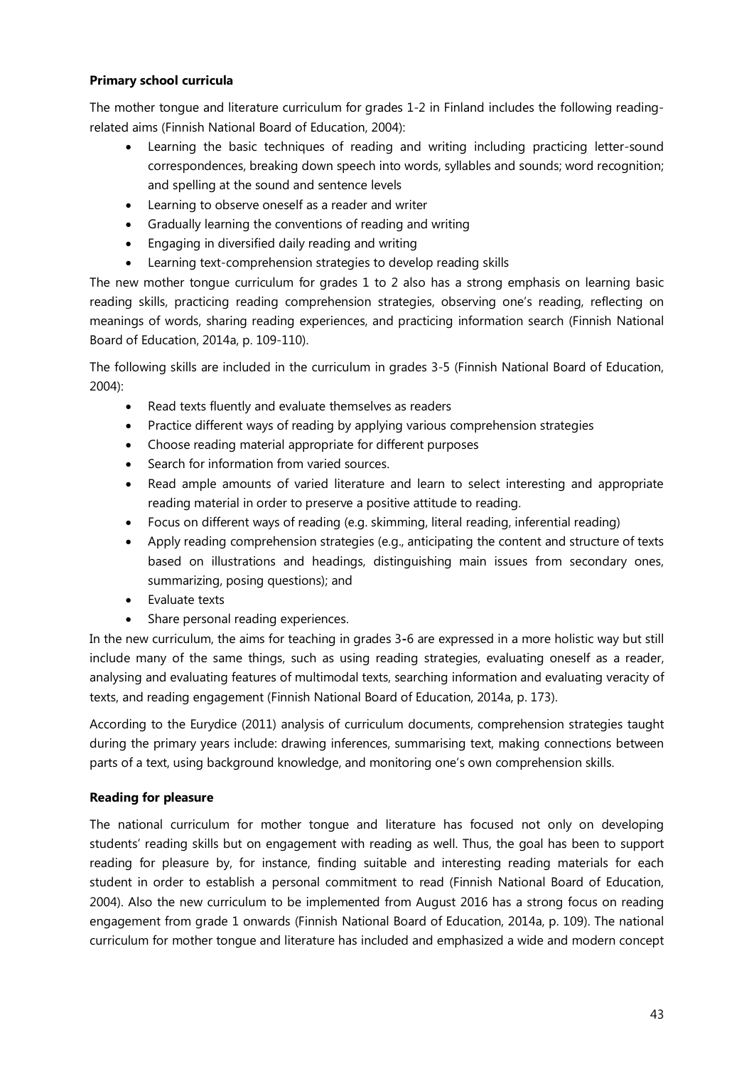**Primary school curricula**

The mother tongue and literature curriculum for grades 1-2 in Finland includes the following reading-related aims (Finnish National Board of Education, 2004):

- Learning the basic techniques of reading and writing including practicing letter-sound correspondences, breaking down speech into words, syllables and sounds; word recognition; and spelling at the sound and sentence levels
- Learning to observe oneself as a reader and writer
- Gradually learning the conventions of reading and writing
- Engaging in diversified daily reading and writing
- Learning text-comprehension strategies to develop reading skills

The new mother tongue curriculum for grades 1 to 2 also has a strong emphasis on learning basic reading skills, practicing reading comprehension strategies, observing one's reading, reflecting on meanings of words, sharing reading experiences, and practicing information search (Finnish National Board of Education, 2014a, p. 109-110).

The following skills are included in the curriculum in grades 3-5 (Finnish National Board of Education, 2004):

- Read texts fluently and evaluate themselves as readers
- Practice different ways of reading by applying various comprehension strategies
- Choose reading material appropriate for different purposes
- Search for information from varied sources.
- Read ample amounts of varied literature and learn to select interesting and appropriate reading material in order to preserve a positive attitude to reading.
- Focus on different ways of reading (e.g. skimming, literal reading, inferential reading)
- Apply reading comprehension strategies (e.g., anticipating the content and structure of texts based on illustrations and headings, distinguishing main issues from secondary ones, summarizing, posing questions); and
- Evaluate texts
- Share personal reading experiences.

In the new curriculum, the aims for teaching in grades 3-6 are expressed in a more holistic way but still include many of the same things, such as using reading strategies, evaluating oneself as a reader, analysing and evaluating features of multimodal texts, searching information and evaluating veracity of texts, and reading engagement (Finnish National Board of Education, 2014a, p. 173).

According to the Eurydice (2011) analysis of curriculum documents, comprehension strategies taught during the primary years include: drawing inferences, summarising text, making connections between parts of a text, using background knowledge, and monitoring one's own comprehension skills.

**Reading for pleasure**

The national curriculum for mother tongue and literature has focused not only on developing students' reading skills but on engagement with reading as well. Thus, the goal has been to support reading for pleasure by, for instance, finding suitable and interesting reading materials for each student in order to establish a personal commitment to read (Finnish National Board of Education, 2004). Also the new curriculum to be implemented from August 2016 has a strong focus on reading engagement from grade 1 onwards (Finnish National Board of Education, 2014a, p. 109). The national curriculum for mother tongue and literature has included and emphasized a wide and modern concept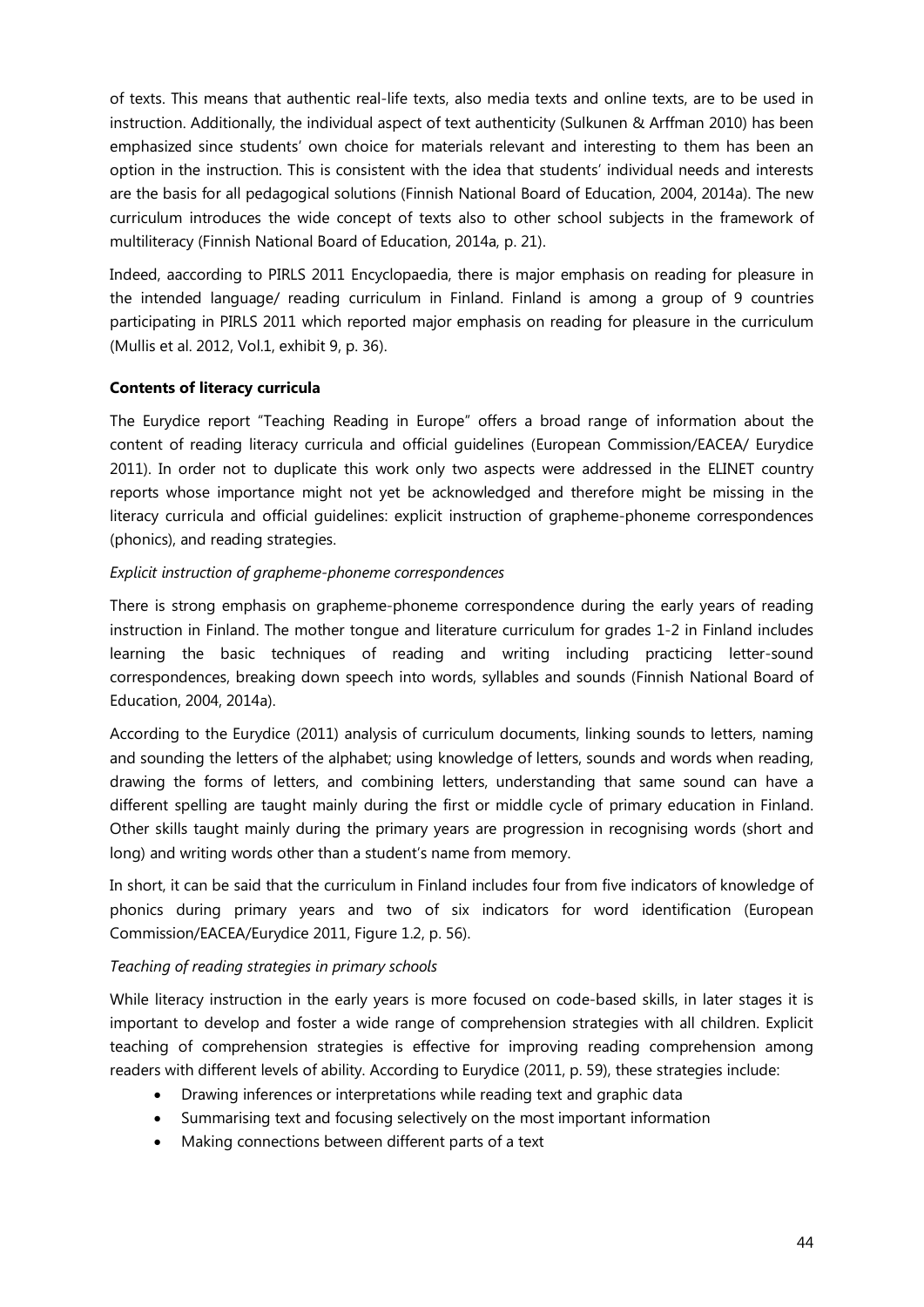of texts. This means that authentic real-life texts, also media texts and online texts, are to be used in instruction. Additionally, the individual aspect of text authenticity (Sulkunen & Arffman 2010) has been emphasized since students' own choice for materials relevant and interesting to them has been an option in the instruction. This is consistent with the idea that students' individual needs and interests are the basis for all pedagogical solutions (Finnish National Board of Education, 2004, 2014a). The new curriculum introduces the wide concept of texts also to other school subjects in the framework of multiliteracy (Finnish National Board of Education, 2014a, p. 21).

Indeed, aaccording to PIRLS 2011 Encyclopaedia, there is major emphasis on reading for pleasure in the intended language/ reading curriculum in Finland. Finland is among a group of 9 countries participating in PIRLS 2011 which reported major emphasis on reading for pleasure in the curriculum (Mullis et al. 2012, Vol.1, exhibit 9, p. 36).

**Contents of literacy curricula**

The Eurydice report "Teaching Reading in Europe" offers a broad range of information about the content of reading literacy curricula and official guidelines (European Commission/EACEA/ Eurydice 2011). In order not to duplicate this work only two aspects were addressed in the ELINET country reports whose importance might not yet be acknowledged and therefore might be missing in the literacy curricula and official guidelines: explicit instruction of grapheme-phoneme correspondences (phonics), and reading strategies.

*Explicit instruction of grapheme-phoneme correspondences*

There is strong emphasis on grapheme-phoneme correspondence during the early years of reading instruction in Finland. The mother tongue and literature curriculum for grades 1-2 in Finland includes learning the basic techniques of reading and writing including practicing letter-sound correspondences, breaking down speech into words, syllables and sounds (Finnish National Board of Education, 2004, 2014a).

According to the Eurydice (2011) analysis of curriculum documents, linking sounds to letters, naming and sounding the letters of the alphabet; using knowledge of letters, sounds and words when reading, drawing the forms of letters, and combining letters, understanding that same sound can have a different spelling are taught mainly during the first or middle cycle of primary education in Finland. Other skills taught mainly during the primary years are progression in recognising words (short and long) and writing words other than a student's name from memory.

In short, it can be said that the curriculum in Finland includes four from five indicators of knowledge of phonics during primary years and two of six indicators for word identification (European Commission/EACEA/Eurydice 2011, Figure 1.2, p. 56).

*Teaching of reading strategies in primary schools*

While literacy instruction in the early years is more focused on code-based skills, in later stages it is important to develop and foster a wide range of comprehension strategies with all children. Explicit teaching of comprehension strategies is effective for improving reading comprehension among readers with different levels of ability. According to Eurydice (2011, p. 59), these strategies include:

- Drawing inferences or interpretations while reading text and graphic data
- Summarising text and focusing selectively on the most important information
- Making connections between different parts of a text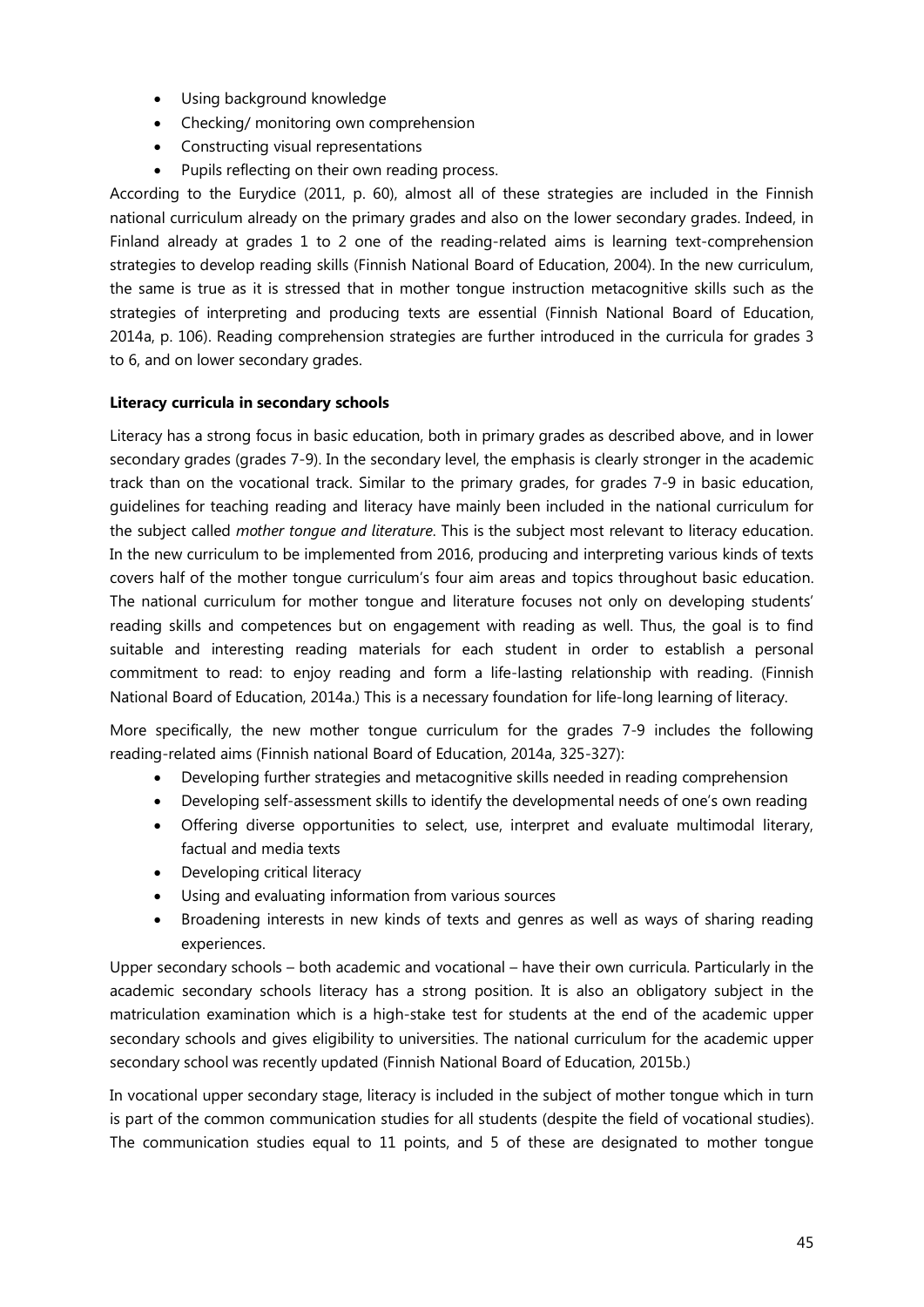- Using background knowledge
- Checking/ monitoring own comprehension
- Constructing visual representations
- Pupils reflecting on their own reading process.

According to the Eurydice (2011, p. 60), almost all of these strategies are included in the Finnish national curriculum already on the primary grades and also on the lower secondary grades. Indeed, in Finland already at grades 1 to 2 one of the reading-related aims is learning text-comprehension strategies to develop reading skills (Finnish National Board of Education, 2004). In the new curriculum, the same is true as it is stressed that in mother tongue instruction metacognitive skills such as the strategies of interpreting and producing texts are essential (Finnish National Board of Education, 2014a, p. 106). Reading comprehension strategies are further introduced in the curricula for grades 3 to 6, and on lower secondary grades.

**Literacy curricula in secondary schools**

Literacy has a strong focus in basic education, both in primary grades as described above, and in lower secondary grades (grades 7-9). In the secondary level, the emphasis is clearly stronger in the academic track than on the vocational track. Similar to the primary grades, for grades 7-9 in basic education, guidelines for teaching reading and literacy have mainly been included in the national curriculum for the subject called *mother tongue and literature*. This is the subject most relevant to literacy education. In the new curriculum to be implemented from 2016, producing and interpreting various kinds of texts covers half of the mother tongue curriculum's four aim areas and topics throughout basic education. The national curriculum for mother tongue and literature focuses not only on developing students' reading skills and competences but on engagement with reading as well. Thus, the goal is to find suitable and interesting reading materials for each student in order to establish a personal commitment to read: to enjoy reading and form a life-lasting relationship with reading. (Finnish National Board of Education, 2014a.) This is a necessary foundation for life-long learning of literacy.

More specifically, the new mother tongue curriculum for the grades 7-9 includes the following reading-related aims (Finnish national Board of Education, 2014a, 325-327):

- Developing further strategies and metacognitive skills needed in reading comprehension
- Developing self-assessment skills to identify the developmental needs of one's own reading
- Offering diverse opportunities to select, use, interpret and evaluate multimodal literary, factual and media texts
- Developing critical literacy
- Using and evaluating information from various sources
- Broadening interests in new kinds of texts and genres as well as ways of sharing reading experiences.

Upper secondary schools – both academic and vocational – have their own curricula. Particularly in the academic secondary schools literacy has a strong position. It is also an obligatory subject in the matriculation examination which is a high-stake test for students at the end of the academic upper secondary schools and gives eligibility to universities. The national curriculum for the academic upper secondary school was recently updated (Finnish National Board of Education, 2015b.)

In vocational upper secondary stage, literacy is included in the subject of mother tongue which in turn is part of the common communication studies for all students (despite the field of vocational studies). The communication studies equal to 11 points, and 5 of these are designated to mother tongue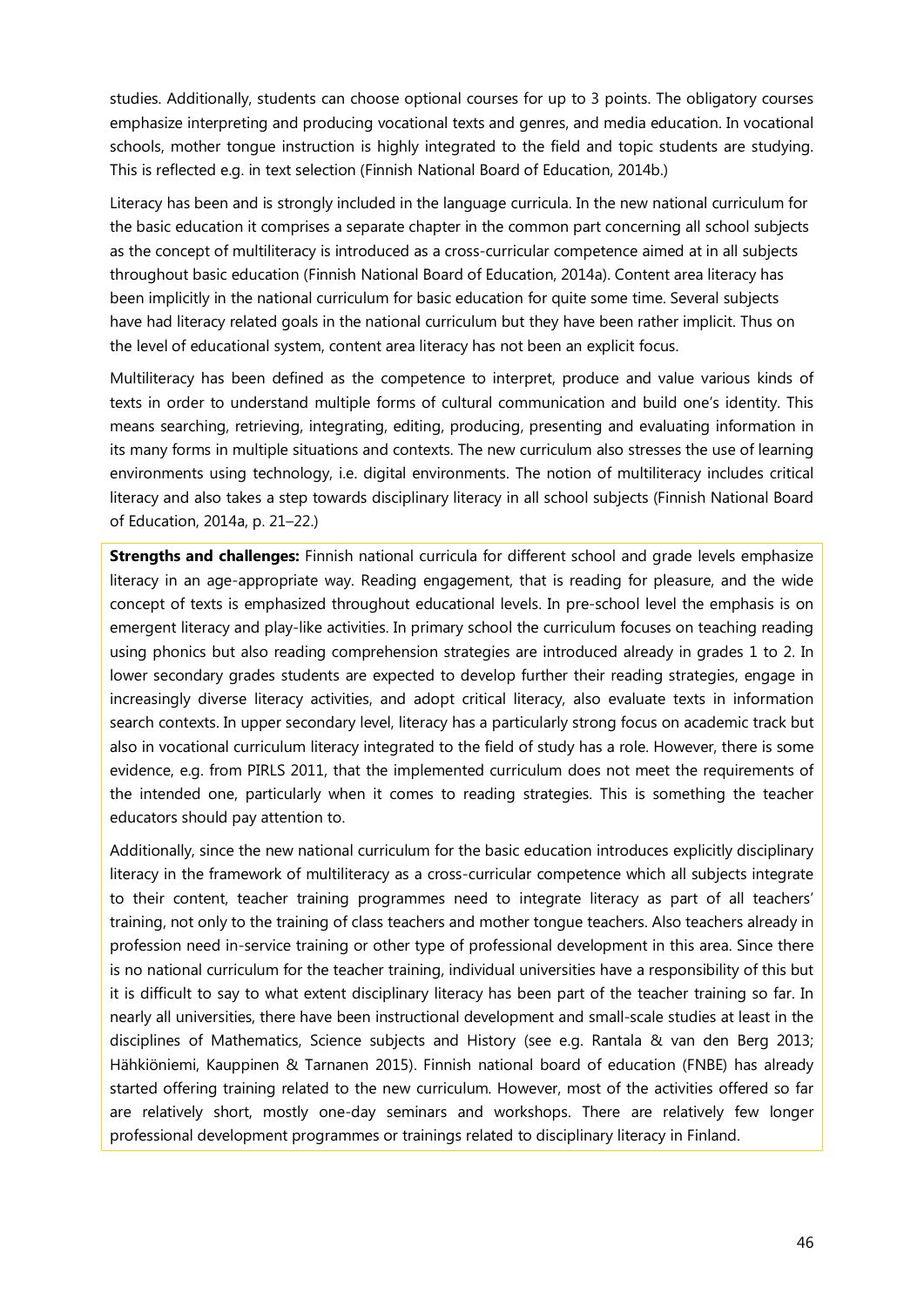studies. Additionally, students can choose optional courses for up to 3 points. The obligatory courses emphasize interpreting and producing vocational texts and genres, and media education. In vocational schools, mother tongue instruction is highly integrated to the field and topic students are studying. This is reflected e.g. in text selection (Finnish National Board of Education, 2014b.)

Literacy has been and is strongly included in the language curricula. In the new national curriculum for the basic education it comprises a separate chapter in the common part concerning all school subjects as the concept of multiliteracy is introduced as a cross-curricular competence aimed at in all subjects throughout basic education (Finnish National Board of Education, 2014a). Content area literacy has been implicitly in the national curriculum for basic education for quite some time. Several subjects have had literacy related goals in the national curriculum but they have been rather implicit. Thus on the level of educational system, content area literacy has not been an explicit focus.

Multiliteracy has been defined as the competence to interpret, produce and value various kinds of texts in order to understand multiple forms of cultural communication and build one's identity. This means searching, retrieving, integrating, editing, producing, presenting and evaluating information in its many forms in multiple situations and contexts. The new curriculum also stresses the use of learning environments using technology, i.e. digital environments. The notion of multiliteracy includes critical literacy and also takes a step towards disciplinary literacy in all school subjects (Finnish National Board of Education, 2014a, p. 21–22.)

**Strengths and challenges:** Finnish national curricula for different school and grade levels emphasize literacy in an age-appropriate way. Reading engagement, that is reading for pleasure, and the wide concept of texts is emphasized throughout educational levels. In pre-school level the emphasis is on emergent literacy and play-like activities. In primary school the curriculum focuses on teaching reading using phonics but also reading comprehension strategies are introduced already in grades 1 to 2. In lower secondary grades students are expected to develop further their reading strategies, engage in increasingly diverse literacy activities, and adopt critical literacy, also evaluate texts in information search contexts. In upper secondary level, literacy has a particularly strong focus on academic track but also in vocational curriculum literacy integrated to the field of study has a role. However, there is some evidence, e.g. from PIRLS 2011, that the implemented curriculum does not meet the requirements of the intended one, particularly when it comes to reading strategies. This is something the teacher educators should pay attention to.

Additionally, since the new national curriculum for the basic education introduces explicitly disciplinary literacy in the framework of multiliteracy as a cross-curricular competence which all subjects integrate to their content, teacher training programmes need to integrate literacy as part of all teachers' training, not only to the training of class teachers and mother tongue teachers. Also teachers already in profession need in-service training or other type of professional development in this area. Since there is no national curriculum for the teacher training, individual universities have a responsibility of this but it is difficult to say to what extent disciplinary literacy has been part of the teacher training so far. In nearly all universities, there have been instructional development and small-scale studies at least in the disciplines of Mathematics, Science subjects and History (see e.g. Rantala & van den Berg 2013; Hähkiöniemi, Kauppinen & Tarnanen 2015). Finnish national board of education (FNBE) has already started offering training related to the new curriculum. However, most of the activities offered so far are relatively short, mostly one-day seminars and workshops. There are relatively few longer professional development programmes or trainings related to disciplinary literacy in Finland.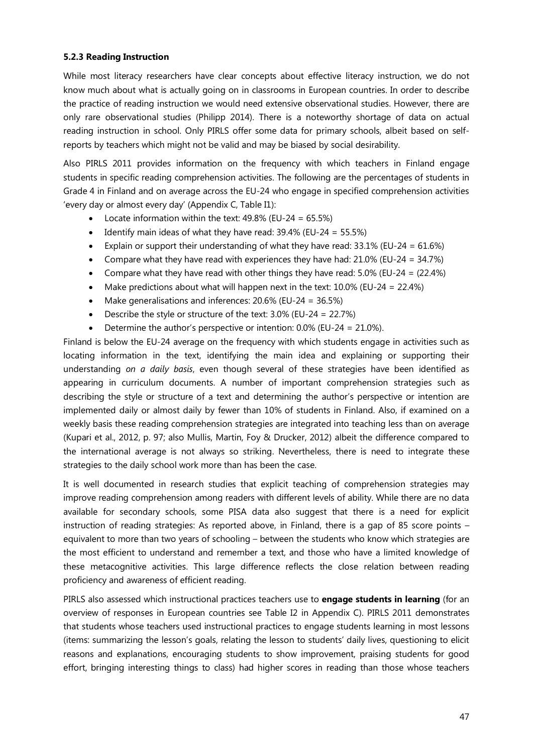### 5.2.3 Reading Instruction

While most literacy researchers have clear concepts about effective literacy instruction, we do not know much about what is actually going on in classrooms in European countries. In order to describe the practice of reading instruction we would need extensive observational studies. However, there are only rare observational studies (Philipp 2014). There is a noteworthy shortage of data on actual reading instruction in school. Only PIRLS offer some data for primary schools, albeit based on self-reports by teachers which might not be valid and may be biased by social desirability.

Also PIRLS 2011 provides information on the frequency with which teachers in Finland engage students in specific reading comprehension activities. The following are the percentages of students in Grade 4 in Finland and on average across the EU-24 who engage in specified comprehension activities 'every day or almost every day' (Appendix C, Table I1):

- Locate information within the text: 49.8% (EU-24 = 65.5%)
- Identify main ideas of what they have read: 39.4% (EU-24 = 55.5%)
- Explain or support their understanding of what they have read: 33.1% (EU-24 = 61.6%)
- Compare what they have read with experiences they have had: 21.0% (EU-24 = 34.7%)
- Compare what they have read with other things they have read: 5.0% (EU-24 = (22.4%)
- Make predictions about what will happen next in the text: 10.0% (EU-24 = 22.4%)
- Make generalisations and inferences: 20.6% (EU-24 = 36.5%)
- Describe the style or structure of the text: 3.0% (EU-24 = 22.7%)
- Determine the author's perspective or intention: 0.0% (EU-24 = 21.0%).

Finland is below the EU-24 average on the frequency with which students engage in activities such as locating information in the text, identifying the main idea and explaining or supporting their understanding *on a daily basis*, even though several of these strategies have been identified as appearing in curriculum documents. A number of important comprehension strategies such as describing the style or structure of a text and determining the author's perspective or intention are implemented daily or almost daily by fewer than 10% of students in Finland. Also, if examined on a weekly basis these reading comprehension strategies are integrated into teaching less than on average (Kupari et al., 2012, p. 97; also Mullis, Martin, Foy & Drucker, 2012) albeit the difference compared to the international average is not always so striking. Nevertheless, there is need to integrate these strategies to the daily school work more than has been the case.

It is well documented in research studies that explicit teaching of comprehension strategies may improve reading comprehension among readers with different levels of ability. While there are no data available for secondary schools, some PISA data also suggest that there is a need for explicit instruction of reading strategies: As reported above, in Finland, there is a gap of 85 score points – equivalent to more than two years of schooling – between the students who know which strategies are the most efficient to understand and remember a text, and those who have a limited knowledge of these metacognitive activities. This large difference reflects the close relation between reading proficiency and awareness of efficient reading.

PIRLS also assessed which instructional practices teachers use to **engage students in learning** (for an overview of responses in European countries see Table I2 in Appendix C). PIRLS 2011 demonstrates that students whose teachers used instructional practices to engage students learning in most lessons (items: summarizing the lesson's goals, relating the lesson to students' daily lives, questioning to elicit reasons and explanations, encouraging students to show improvement, praising students for good effort, bringing interesting things to class) had higher scores in reading than those whose teachers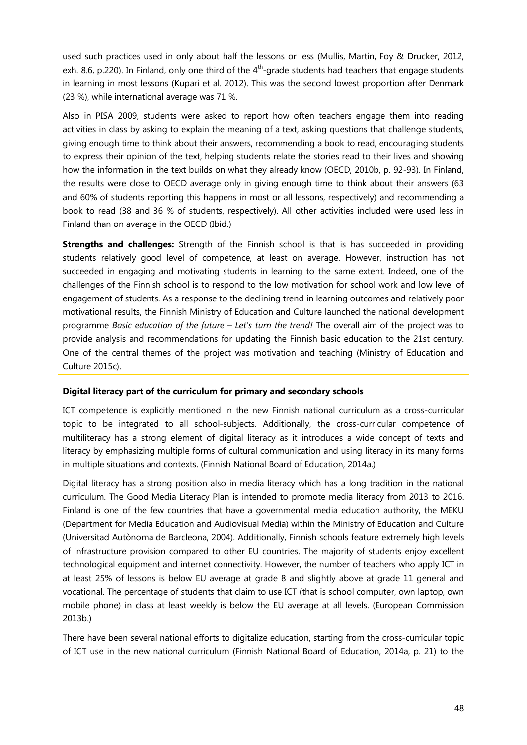used such practices used in only about half the lessons or less (Mullis, Martin, Foy & Drucker, 2012, exh. 8.6, p.220). In Finland, only one third of the 4th-grade students had teachers that engage students in learning in most lessons (Kupari et al. 2012). This was the second lowest proportion after Denmark (23 %), while international average was 71 %.

Also in PISA 2009, students were asked to report how often teachers engage them into reading activities in class by asking to explain the meaning of a text, asking questions that challenge students, giving enough time to think about their answers, recommending a book to read, encouraging students to express their opinion of the text, helping students relate the stories read to their lives and showing how the information in the text builds on what they already know (OECD, 2010b, p. 92-93). In Finland, the results were close to OECD average only in giving enough time to think about their answers (63 and 60% of students reporting this happens in most or all lessons, respectively) and recommending a book to read (38 and 36 % of students, respectively). All other activities included were used less in Finland than on average in the OECD (Ibid.)

**Strengths and challenges:** Strength of the Finnish school is that is has succeeded in providing students relatively good level of competence, at least on average. However, instruction has not succeeded in engaging and motivating students in learning to the same extent. Indeed, one of the challenges of the Finnish school is to respond to the low motivation for school work and low level of engagement of students. As a response to the declining trend in learning outcomes and relatively poor motivational results, the Finnish Ministry of Education and Culture launched the national development programme *Basic education of the future – Let's turn the trend!* The overall aim of the project was to provide analysis and recommendations for updating the Finnish basic education to the 21st century. One of the central themes of the project was motivation and teaching (Ministry of Education and Culture 2015c).

**Digital literacy part of the curriculum for primary and secondary schools**

ICT competence is explicitly mentioned in the new Finnish national curriculum as a cross-curricular topic to be integrated to all school-subjects. Additionally, the cross-curricular competence of multiliteracy has a strong element of digital literacy as it introduces a wide concept of texts and literacy by emphasizing multiple forms of cultural communication and using literacy in its many forms in multiple situations and contexts. (Finnish National Board of Education, 2014a.)

Digital literacy has a strong position also in media literacy which has a long tradition in the national curriculum. The Good Media Literacy Plan is intended to promote media literacy from 2013 to 2016. Finland is one of the few countries that have a governmental media education authority, the MEKU (Department for Media Education and Audiovisual Media) within the Ministry of Education and Culture (Universitad Autònoma de Barcleona, 2004). Additionally, Finnish schools feature extremely high levels of infrastructure provision compared to other EU countries. The majority of students enjoy excellent technological equipment and internet connectivity. However, the number of teachers who apply ICT in at least 25% of lessons is below EU average at grade 8 and slightly above at grade 11 general and vocational. The percentage of students that claim to use ICT (that is school computer, own laptop, own mobile phone) in class at least weekly is below the EU average at all levels. (European Commission 2013b.)

There have been several national efforts to digitalize education, starting from the cross-curricular topic of ICT use in the new national curriculum (Finnish National Board of Education, 2014a, p. 21) to the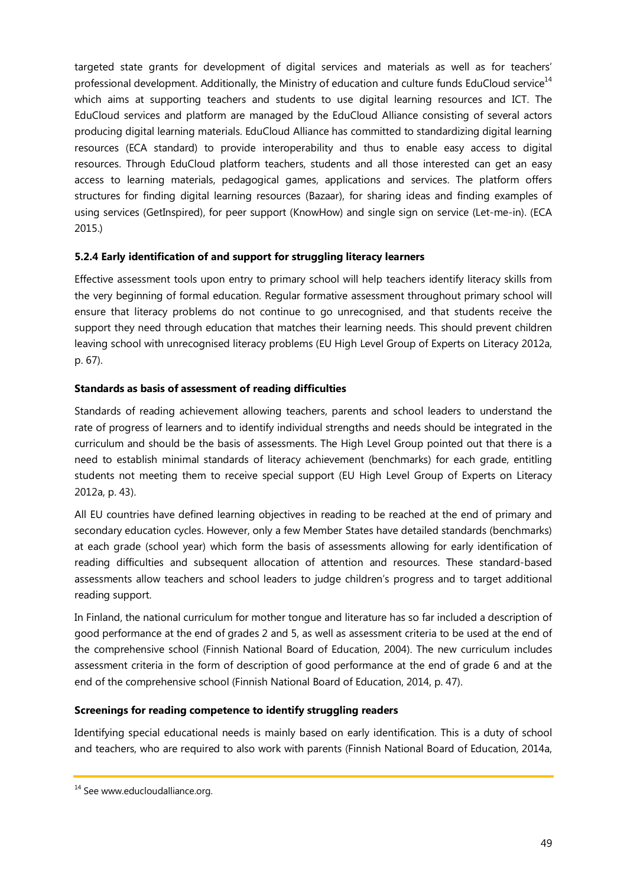targeted state grants for development of digital services and materials as well as for teachers' professional development. Additionally, the Ministry of education and culture funds EduCloud service[14] which aims at supporting teachers and students to use digital learning resources and ICT. The EduCloud services and platform are managed by the EduCloud Alliance consisting of several actors producing digital learning materials. EduCloud Alliance has committed to standardizing digital learning resources (ECA standard) to provide interoperability and thus to enable easy access to digital resources. Through EduCloud platform teachers, students and all those interested can get an easy access to learning materials, pedagogical games, applications and services. The platform offers structures for finding digital learning resources (Bazaar), for sharing ideas and finding examples of using services (GetInspired), for peer support (KnowHow) and single sign on service (Let-me-in). (ECA 2015.)

### 5.2.4 Early identification of and support for struggling literacy learners

Effective assessment tools upon entry to primary school will help teachers identify literacy skills from the very beginning of formal education. Regular formative assessment throughout primary school will ensure that literacy problems do not continue to go unrecognised, and that students receive the support they need through education that matches their learning needs. This should prevent children leaving school with unrecognised literacy problems (EU High Level Group of Experts on Literacy 2012a, p. 67).

**Standards as basis of assessment of reading difficulties**

Standards of reading achievement allowing teachers, parents and school leaders to understand the rate of progress of learners and to identify individual strengths and needs should be integrated in the curriculum and should be the basis of assessments. The High Level Group pointed out that there is a need to establish minimal standards of literacy achievement (benchmarks) for each grade, entitling students not meeting them to receive special support (EU High Level Group of Experts on Literacy 2012a, p. 43).

All EU countries have defined learning objectives in reading to be reached at the end of primary and secondary education cycles. However, only a few Member States have detailed standards (benchmarks) at each grade (school year) which form the basis of assessments allowing for early identification of reading difficulties and subsequent allocation of attention and resources. These standard-based assessments allow teachers and school leaders to judge children's progress and to target additional reading support.

In Finland, the national curriculum for mother tongue and literature has so far included a description of good performance at the end of grades 2 and 5, as well as assessment criteria to be used at the end of the comprehensive school (Finnish National Board of Education, 2004). The new curriculum includes assessment criteria in the form of description of good performance at the end of grade 6 and at the end of the comprehensive school (Finnish National Board of Education, 2014, p. 47).

**Screenings for reading competence to identify struggling readers**

Identifying special educational needs is mainly based on early identification. This is a duty of school and teachers, who are required to also work with parents (Finnish National Board of Education, 2014a,

[14] See www.educloudalliance.org.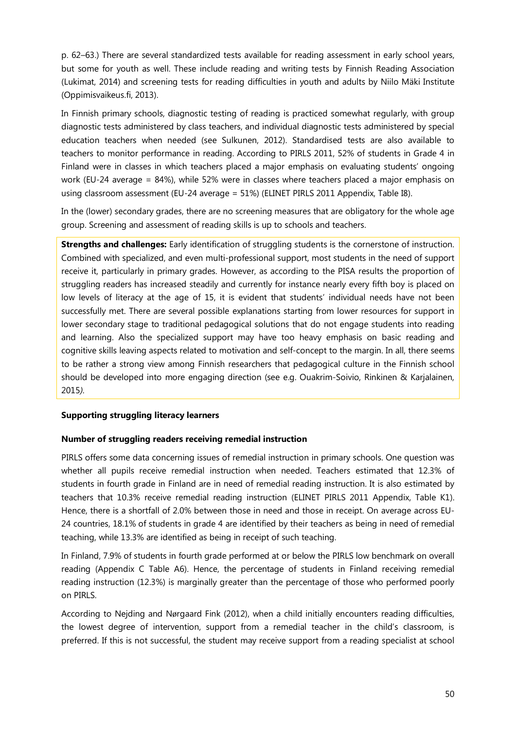p. 62–63.) There are several standardized tests available for reading assessment in early school years, but some for youth as well. These include reading and writing tests by Finnish Reading Association (Lukimat, 2014) and screening tests for reading difficulties in youth and adults by Niilo Mäki Institute (Oppimisvaikeus.fi, 2013).

In Finnish primary schools, diagnostic testing of reading is practiced somewhat regularly, with group diagnostic tests administered by class teachers, and individual diagnostic tests administered by special education teachers when needed (see Sulkunen, 2012). Standardised tests are also available to teachers to monitor performance in reading. According to PIRLS 2011, 52% of students in Grade 4 in Finland were in classes in which teachers placed a major emphasis on evaluating students' ongoing work (EU-24 average = 84%), while 52% were in classes where teachers placed a major emphasis on using classroom assessment (EU-24 average = 51%) (ELINET PIRLS 2011 Appendix, Table I8).

In the (lower) secondary grades, there are no screening measures that are obligatory for the whole age group. Screening and assessment of reading skills is up to schools and teachers.

**Strengths and challenges:** Early identification of struggling students is the cornerstone of instruction. Combined with specialized, and even multi-professional support, most students in the need of support receive it, particularly in primary grades. However, as according to the PISA results the proportion of struggling readers has increased steadily and currently for instance nearly every fifth boy is placed on low levels of literacy at the age of 15, it is evident that students' individual needs have not been successfully met. There are several possible explanations starting from lower resources for support in lower secondary stage to traditional pedagogical solutions that do not engage students into reading and learning. Also the specialized support may have too heavy emphasis on basic reading and cognitive skills leaving aspects related to motivation and self-concept to the margin. In all, there seems to be rather a strong view among Finnish researchers that pedagogical culture in the Finnish school should be developed into more engaging direction (see e.g. Ouakrim-Soivio, Rinkinen & Karjalainen, 2015*)*.

**Supporting struggling literacy learners**

**Number of struggling readers receiving remedial instruction**

PIRLS offers some data concerning issues of remedial instruction in primary schools. One question was whether all pupils receive remedial instruction when needed. Teachers estimated that 12.3% of students in fourth grade in Finland are in need of remedial reading instruction. It is also estimated by teachers that 10.3% receive remedial reading instruction (ELINET PIRLS 2011 Appendix, Table K1). Hence, there is a shortfall of 2.0% between those in need and those in receipt. On average across EU-24 countries, 18.1% of students in grade 4 are identified by their teachers as being in need of remedial teaching, while 13.3% are identified as being in receipt of such teaching.

In Finland, 7.9% of students in fourth grade performed at or below the PIRLS low benchmark on overall reading (Appendix C Table A6). Hence, the percentage of students in Finland receiving remedial reading instruction (12.3%) is marginally greater than the percentage of those who performed poorly on PIRLS.

According to Nejding and Nørgaard Fink (2012), when a child initially encounters reading difficulties, the lowest degree of intervention, support from a remedial teacher in the child's classroom, is preferred. If this is not successful, the student may receive support from a reading specialist at school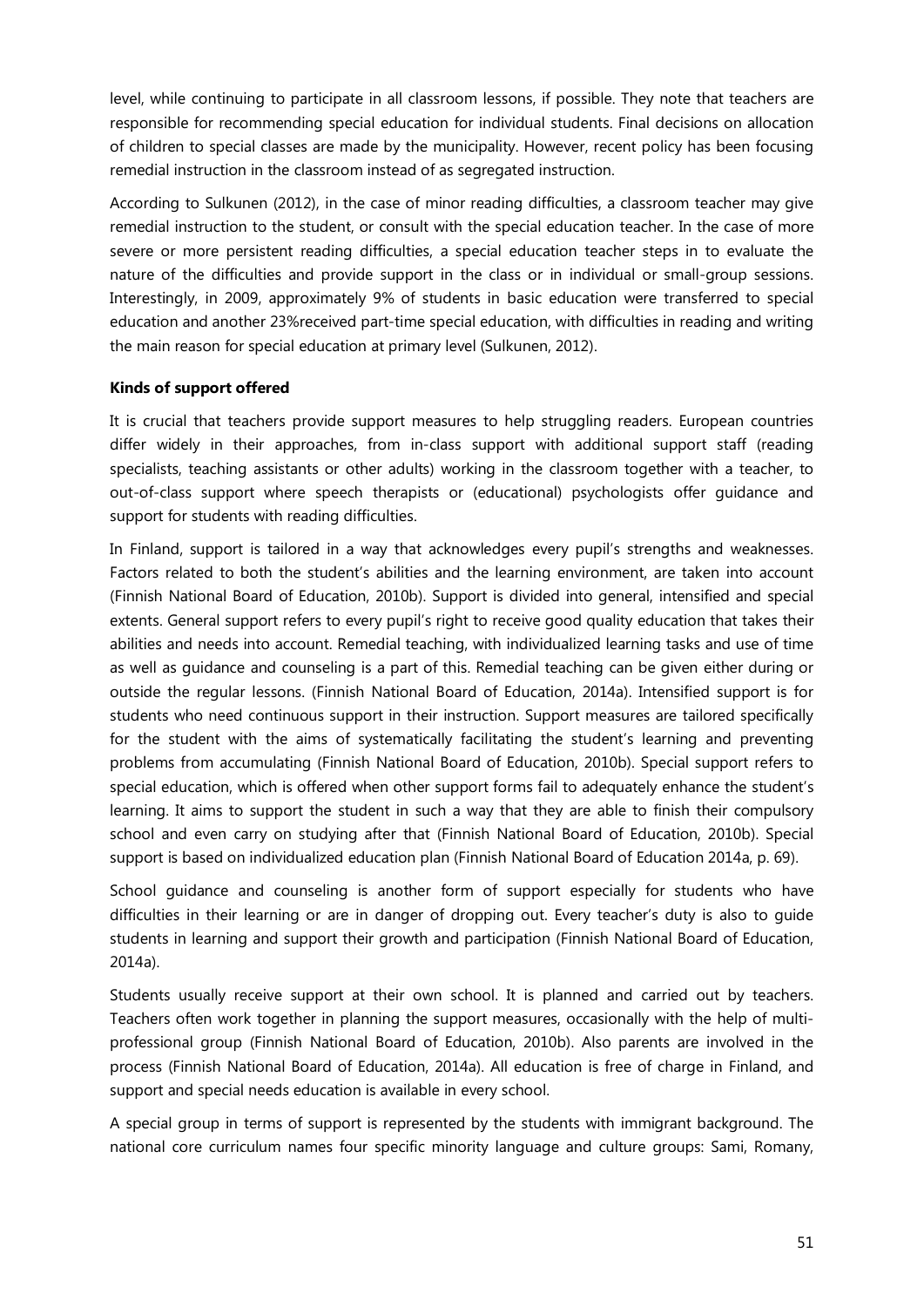level, while continuing to participate in all classroom lessons, if possible. They note that teachers are responsible for recommending special education for individual students. Final decisions on allocation of children to special classes are made by the municipality. However, recent policy has been focusing remedial instruction in the classroom instead of as segregated instruction.

According to Sulkunen (2012), in the case of minor reading difficulties, a classroom teacher may give remedial instruction to the student, or consult with the special education teacher. In the case of more severe or more persistent reading difficulties, a special education teacher steps in to evaluate the nature of the difficulties and provide support in the class or in individual or small-group sessions. Interestingly, in 2009, approximately 9% of students in basic education were transferred to special education and another 23%received part-time special education, with difficulties in reading and writing the main reason for special education at primary level (Sulkunen, 2012).

**Kinds of support offered**

It is crucial that teachers provide support measures to help struggling readers. European countries differ widely in their approaches, from in-class support with additional support staff (reading specialists, teaching assistants or other adults) working in the classroom together with a teacher, to out-of-class support where speech therapists or (educational) psychologists offer guidance and support for students with reading difficulties.

In Finland, support is tailored in a way that acknowledges every pupil's strengths and weaknesses. Factors related to both the student's abilities and the learning environment, are taken into account (Finnish National Board of Education, 2010b). Support is divided into general, intensified and special extents. General support refers to every pupil's right to receive good quality education that takes their abilities and needs into account. Remedial teaching, with individualized learning tasks and use of time as well as guidance and counseling is a part of this. Remedial teaching can be given either during or outside the regular lessons. (Finnish National Board of Education, 2014a). Intensified support is for students who need continuous support in their instruction. Support measures are tailored specifically for the student with the aims of systematically facilitating the student's learning and preventing problems from accumulating (Finnish National Board of Education, 2010b). Special support refers to special education, which is offered when other support forms fail to adequately enhance the student's learning. It aims to support the student in such a way that they are able to finish their compulsory school and even carry on studying after that (Finnish National Board of Education, 2010b). Special support is based on individualized education plan (Finnish National Board of Education 2014a, p. 69).

School guidance and counseling is another form of support especially for students who have difficulties in their learning or are in danger of dropping out. Every teacher's duty is also to guide students in learning and support their growth and participation (Finnish National Board of Education, 2014a).

Students usually receive support at their own school. It is planned and carried out by teachers. Teachers often work together in planning the support measures, occasionally with the help of multi-professional group (Finnish National Board of Education, 2010b). Also parents are involved in the process (Finnish National Board of Education, 2014a). All education is free of charge in Finland, and support and special needs education is available in every school.

A special group in terms of support is represented by the students with immigrant background. The national core curriculum names four specific minority language and culture groups: Sami, Romany,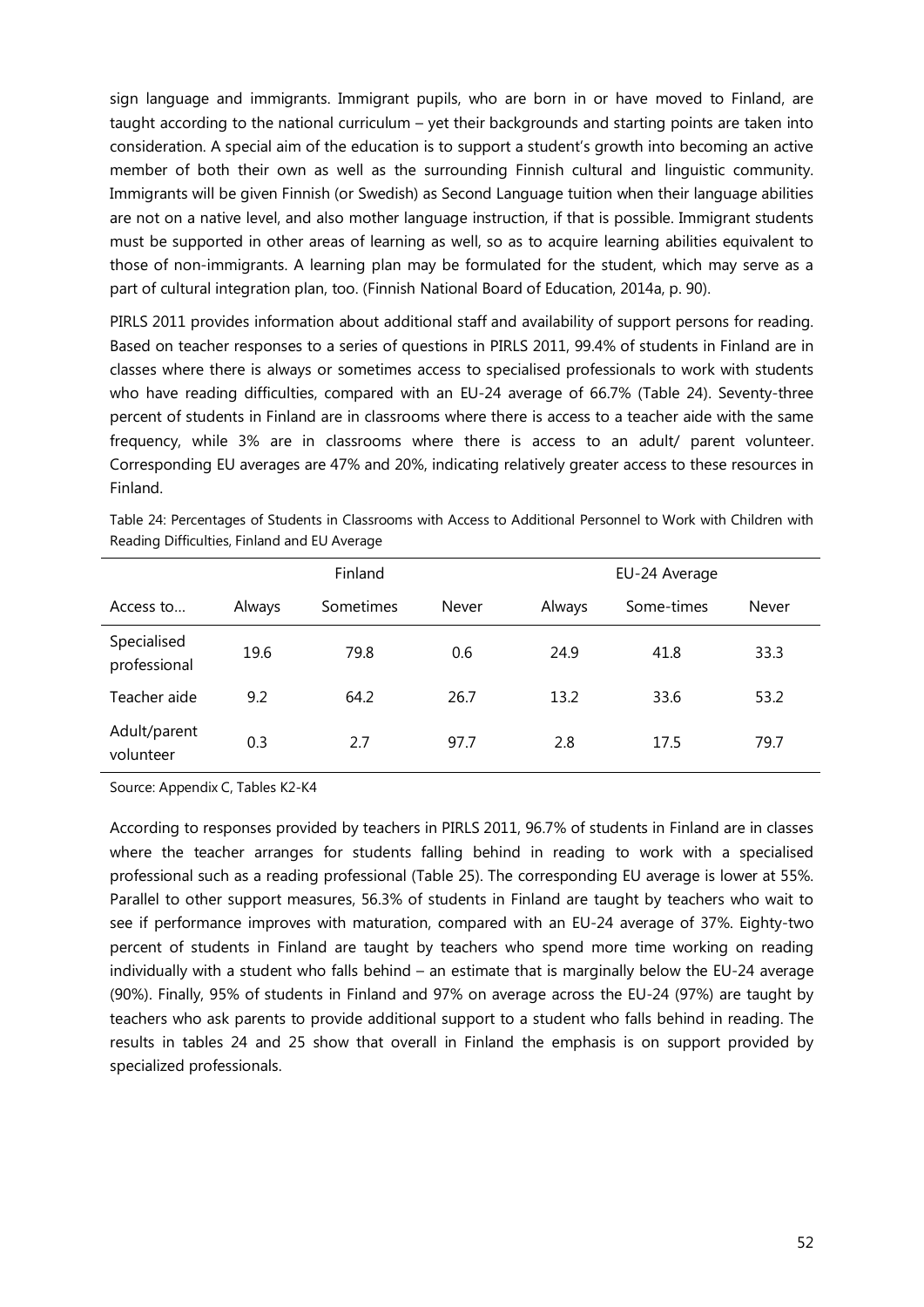sign language and immigrants. Immigrant pupils, who are born in or have moved to Finland, are taught according to the national curriculum – yet their backgrounds and starting points are taken into consideration. A special aim of the education is to support a student's growth into becoming an active member of both their own as well as the surrounding Finnish cultural and linguistic community. Immigrants will be given Finnish (or Swedish) as Second Language tuition when their language abilities are not on a native level, and also mother language instruction, if that is possible. Immigrant students must be supported in other areas of learning as well, so as to acquire learning abilities equivalent to those of non-immigrants. A learning plan may be formulated for the student, which may serve as a part of cultural integration plan, too. (Finnish National Board of Education, 2014a, p. 90).

PIRLS 2011 provides information about additional staff and availability of support persons for reading. Based on teacher responses to a series of questions in PIRLS 2011, 99.4% of students in Finland are in classes where there is always or sometimes access to specialised professionals to work with students who have reading difficulties, compared with an EU-24 average of 66.7% (Table 24). Seventy-three percent of students in Finland are in classrooms where there is access to a teacher aide with the same frequency, while 3% are in classrooms where there is access to an adult/ parent volunteer. Corresponding EU averages are 47% and 20%, indicating relatively greater access to these resources in Finland.

Table 24: Percentages of Students in Classrooms with Access to Additional Personnel to Work with Children with Reading Difficulties, Finland and EU Average

| | Finland | | | EU-24 Average | | |
|---|---|---|---|---|---|---|
| Access to… | Always | Sometimes | Never | Always | Some-times | Never |
| Specialised professional | 19.6 | 79.8 | 0.6 | 24.9 | 41.8 | 33.3 |
| Teacher aide | 9.2 | 64.2 | 26.7 | 13.2 | 33.6 | 53.2 |
| Adult/parent volunteer | 0.3 | 2.7 | 97.7 | 2.8 | 17.5 | 79.7 |

Source: Appendix C, Tables K2-K4

According to responses provided by teachers in PIRLS 2011, 96.7% of students in Finland are in classes where the teacher arranges for students falling behind in reading to work with a specialised professional such as a reading professional (Table 25). The corresponding EU average is lower at 55%. Parallel to other support measures, 56.3% of students in Finland are taught by teachers who wait to see if performance improves with maturation, compared with an EU-24 average of 37%. Eighty-two percent of students in Finland are taught by teachers who spend more time working on reading individually with a student who falls behind – an estimate that is marginally below the EU-24 average (90%). Finally, 95% of students in Finland and 97% on average across the EU-24 (97%) are taught by teachers who ask parents to provide additional support to a student who falls behind in reading. The results in tables 24 and 25 show that overall in Finland the emphasis is on support provided by specialized professionals.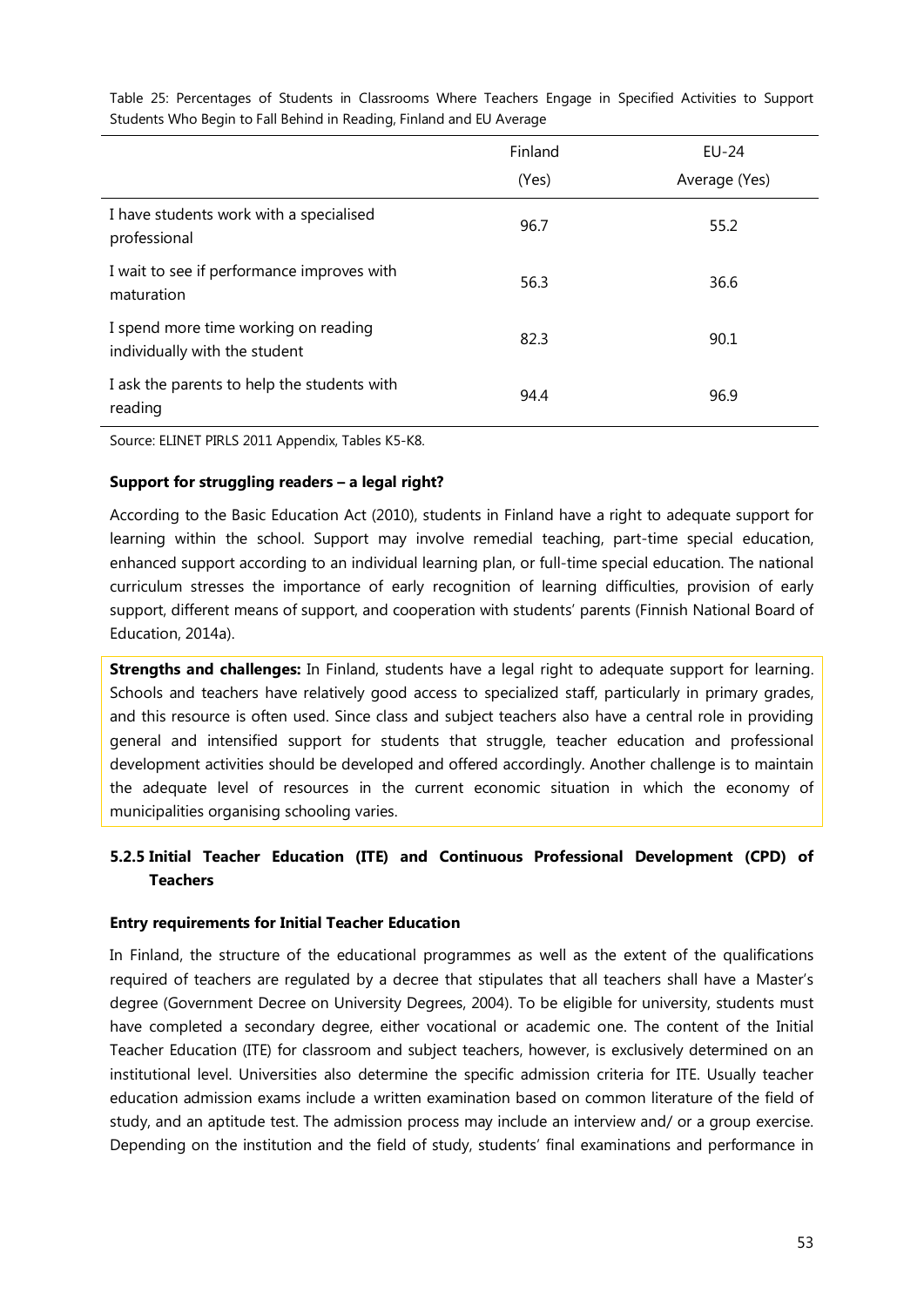Table 25: Percentages of Students in Classrooms Where Teachers Engage in Specified Activities to Support Students Who Begin to Fall Behind in Reading, Finland and EU Average

| | Finland (Yes) | EU-24 Average (Yes) |
|---|---|---|
| I have students work with a specialised professional | 96.7 | 55.2 |
| I wait to see if performance improves with maturation | 56.3 | 36.6 |
| I spend more time working on reading individually with the student | 82.3 | 90.1 |
| I ask the parents to help the students with reading | 94.4 | 96.9 |

Source: ELINET PIRLS 2011 Appendix, Tables K5-K8.

**Support for struggling readers – a legal right?**

According to the Basic Education Act (2010), students in Finland have a right to adequate support for learning within the school. Support may involve remedial teaching, part-time special education, enhanced support according to an individual learning plan, or full-time special education. The national curriculum stresses the importance of early recognition of learning difficulties, provision of early support, different means of support, and cooperation with students' parents (Finnish National Board of Education, 2014a).

**Strengths and challenges:** In Finland, students have a legal right to adequate support for learning. Schools and teachers have relatively good access to specialized staff, particularly in primary grades, and this resource is often used. Since class and subject teachers also have a central role in providing general and intensified support for students that struggle, teacher education and professional development activities should be developed and offered accordingly. Another challenge is to maintain the adequate level of resources in the current economic situation in which the economy of municipalities organising schooling varies.

### 5.2.5 Initial Teacher Education (ITE) and Continuous Professional Development (CPD) of Teachers

**Entry requirements for Initial Teacher Education**

In Finland, the structure of the educational programmes as well as the extent of the qualifications required of teachers are regulated by a decree that stipulates that all teachers shall have a Master's degree (Government Decree on University Degrees, 2004). To be eligible for university, students must have completed a secondary degree, either vocational or academic one. The content of the Initial Teacher Education (ITE) for classroom and subject teachers, however, is exclusively determined on an institutional level. Universities also determine the specific admission criteria for ITE. Usually teacher education admission exams include a written examination based on common literature of the field of study, and an aptitude test. The admission process may include an interview and/ or a group exercise. Depending on the institution and the field of study, students' final examinations and performance in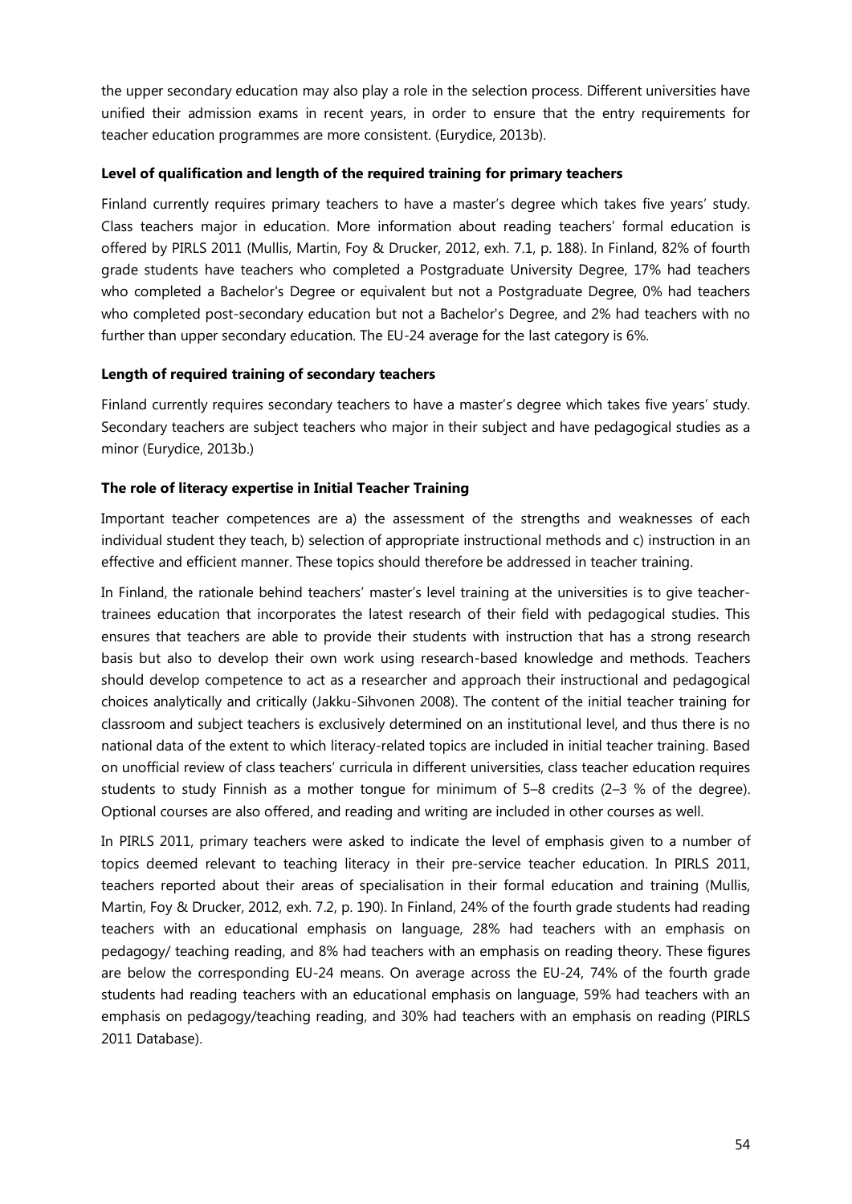the upper secondary education may also play a role in the selection process. Different universities have unified their admission exams in recent years, in order to ensure that the entry requirements for teacher education programmes are more consistent. (Eurydice, 2013b).

**Level of qualification and length of the required training for primary teachers**

Finland currently requires primary teachers to have a master's degree which takes five years' study. Class teachers major in education. More information about reading teachers' formal education is offered by PIRLS 2011 (Mullis, Martin, Foy & Drucker, 2012, exh. 7.1, p. 188). In Finland, 82% of fourth grade students have teachers who completed a Postgraduate University Degree, 17% had teachers who completed a Bachelor's Degree or equivalent but not a Postgraduate Degree, 0% had teachers who completed post-secondary education but not a Bachelor's Degree, and 2% had teachers with no further than upper secondary education. The EU-24 average for the last category is 6%.

**Length of required training of secondary teachers**

Finland currently requires secondary teachers to have a master's degree which takes five years' study. Secondary teachers are subject teachers who major in their subject and have pedagogical studies as a minor (Eurydice, 2013b.)

**The role of literacy expertise in Initial Teacher Training**

Important teacher competences are a) the assessment of the strengths and weaknesses of each individual student they teach, b) selection of appropriate instructional methods and c) instruction in an effective and efficient manner. These topics should therefore be addressed in teacher training.

In Finland, the rationale behind teachers' master's level training at the universities is to give teacher-trainees education that incorporates the latest research of their field with pedagogical studies. This ensures that teachers are able to provide their students with instruction that has a strong research basis but also to develop their own work using research-based knowledge and methods. Teachers should develop competence to act as a researcher and approach their instructional and pedagogical choices analytically and critically (Jakku-Sihvonen 2008). The content of the initial teacher training for classroom and subject teachers is exclusively determined on an institutional level, and thus there is no national data of the extent to which literacy-related topics are included in initial teacher training. Based on unofficial review of class teachers' curricula in different universities, class teacher education requires students to study Finnish as a mother tongue for minimum of 5–8 credits (2–3 % of the degree). Optional courses are also offered, and reading and writing are included in other courses as well.

In PIRLS 2011, primary teachers were asked to indicate the level of emphasis given to a number of topics deemed relevant to teaching literacy in their pre-service teacher education. In PIRLS 2011, teachers reported about their areas of specialisation in their formal education and training (Mullis, Martin, Foy & Drucker, 2012, exh. 7.2, p. 190). In Finland, 24% of the fourth grade students had reading teachers with an educational emphasis on language, 28% had teachers with an emphasis on pedagogy/ teaching reading, and 8% had teachers with an emphasis on reading theory. These figures are below the corresponding EU-24 means. On average across the EU-24, 74% of the fourth grade students had reading teachers with an educational emphasis on language, 59% had teachers with an emphasis on pedagogy/teaching reading, and 30% had teachers with an emphasis on reading (PIRLS 2011 Database).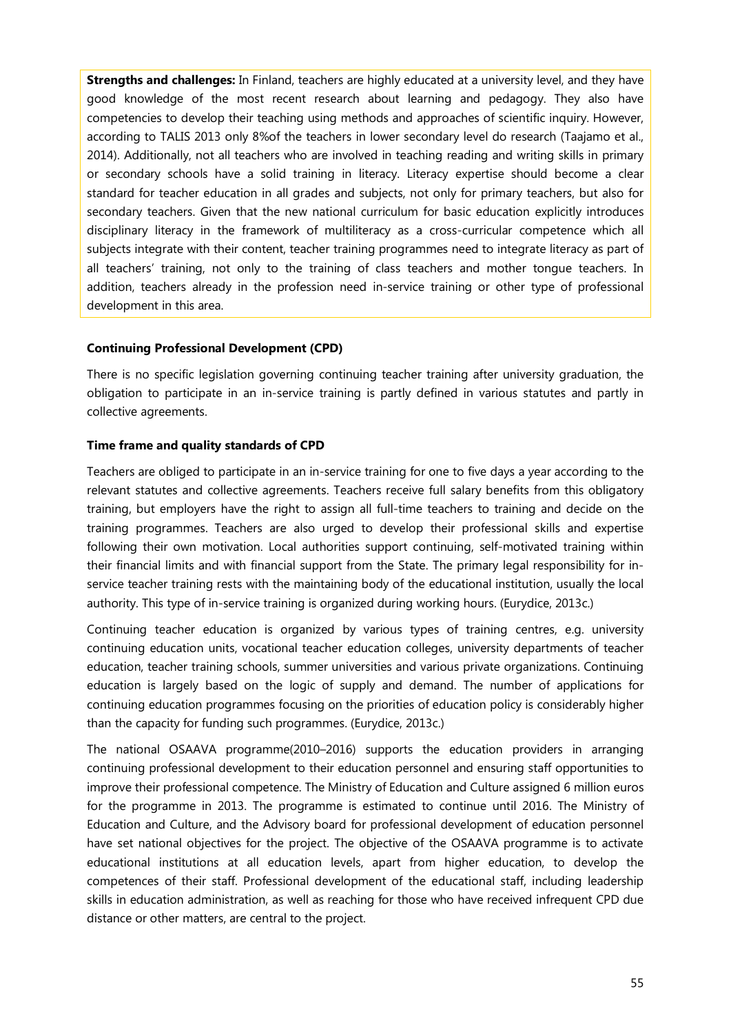**Strengths and challenges:** In Finland, teachers are highly educated at a university level, and they have good knowledge of the most recent research about learning and pedagogy. They also have competencies to develop their teaching using methods and approaches of scientific inquiry. However, according to TALIS 2013 only 8%of the teachers in lower secondary level do research (Taajamo et al., 2014). Additionally, not all teachers who are involved in teaching reading and writing skills in primary or secondary schools have a solid training in literacy. Literacy expertise should become a clear standard for teacher education in all grades and subjects, not only for primary teachers, but also for secondary teachers. Given that the new national curriculum for basic education explicitly introduces disciplinary literacy in the framework of multiliteracy as a cross-curricular competence which all subjects integrate with their content, teacher training programmes need to integrate literacy as part of all teachers' training, not only to the training of class teachers and mother tongue teachers. In addition, teachers already in the profession need in-service training or other type of professional development in this area.

**Continuing Professional Development (CPD)**

There is no specific legislation governing continuing teacher training after university graduation, the obligation to participate in an in-service training is partly defined in various statutes and partly in collective agreements.

**Time frame and quality standards of CPD**

Teachers are obliged to participate in an in-service training for one to five days a year according to the relevant statutes and collective agreements. Teachers receive full salary benefits from this obligatory training, but employers have the right to assign all full-time teachers to training and decide on the training programmes. Teachers are also urged to develop their professional skills and expertise following their own motivation. Local authorities support continuing, self-motivated training within their financial limits and with financial support from the State. The primary legal responsibility for in-service teacher training rests with the maintaining body of the educational institution, usually the local authority. This type of in-service training is organized during working hours. (Eurydice, 2013c.)

Continuing teacher education is organized by various types of training centres, e.g. university continuing education units, vocational teacher education colleges, university departments of teacher education, teacher training schools, summer universities and various private organizations. Continuing education is largely based on the logic of supply and demand. The number of applications for continuing education programmes focusing on the priorities of education policy is considerably higher than the capacity for funding such programmes. (Eurydice, 2013c.)

The national OSAAVA programme(2010–2016) supports the education providers in arranging continuing professional development to their education personnel and ensuring staff opportunities to improve their professional competence. The Ministry of Education and Culture assigned 6 million euros for the programme in 2013. The programme is estimated to continue until 2016. The Ministry of Education and Culture, and the Advisory board for professional development of education personnel have set national objectives for the project. The objective of the OSAAVA programme is to activate educational institutions at all education levels, apart from higher education, to develop the competences of their staff. Professional development of the educational staff, including leadership skills in education administration, as well as reaching for those who have received infrequent CPD due distance or other matters, are central to the project.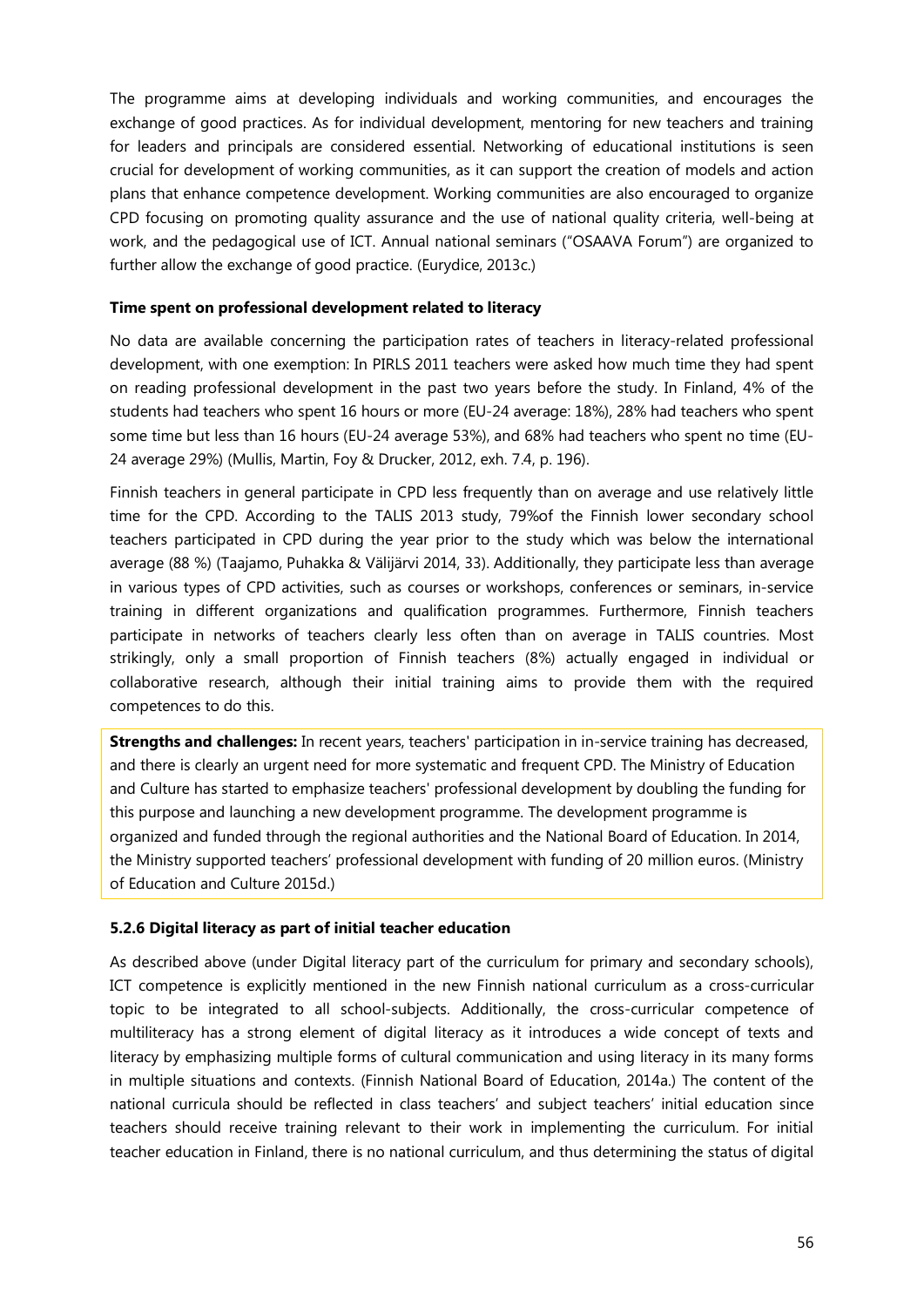The programme aims at developing individuals and working communities, and encourages the exchange of good practices. As for individual development, mentoring for new teachers and training for leaders and principals are considered essential. Networking of educational institutions is seen crucial for development of working communities, as it can support the creation of models and action plans that enhance competence development. Working communities are also encouraged to organize CPD focusing on promoting quality assurance and the use of national quality criteria, well-being at work, and the pedagogical use of ICT. Annual national seminars ("OSAAVA Forum") are organized to further allow the exchange of good practice. (Eurydice, 2013c.)

**Time spent on professional development related to literacy**

No data are available concerning the participation rates of teachers in literacy-related professional development, with one exemption: In PIRLS 2011 teachers were asked how much time they had spent on reading professional development in the past two years before the study. In Finland, 4% of the students had teachers who spent 16 hours or more (EU-24 average: 18%), 28% had teachers who spent some time but less than 16 hours (EU-24 average 53%), and 68% had teachers who spent no time (EU-24 average 29%) (Mullis, Martin, Foy & Drucker, 2012, exh. 7.4, p. 196).

Finnish teachers in general participate in CPD less frequently than on average and use relatively little time for the CPD. According to the TALIS 2013 study, 79%of the Finnish lower secondary school teachers participated in CPD during the year prior to the study which was below the international average (88 %) (Taajamo, Puhakka & Välijärvi 2014, 33). Additionally, they participate less than average in various types of CPD activities, such as courses or workshops, conferences or seminars, in-service training in different organizations and qualification programmes. Furthermore, Finnish teachers participate in networks of teachers clearly less often than on average in TALIS countries. Most strikingly, only a small proportion of Finnish teachers (8%) actually engaged in individual or collaborative research, although their initial training aims to provide them with the required competences to do this.

**Strengths and challenges:** In recent years, teachers' participation in in-service training has decreased, and there is clearly an urgent need for more systematic and frequent CPD. The Ministry of Education and Culture has started to emphasize teachers' professional development by doubling the funding for this purpose and launching a new development programme. The development programme is organized and funded through the regional authorities and the National Board of Education. In 2014, the Ministry supported teachers' professional development with funding of 20 million euros. (Ministry of Education and Culture 2015d.)

### 5.2.6 Digital literacy as part of initial teacher education

As described above (under Digital literacy part of the curriculum for primary and secondary schools), ICT competence is explicitly mentioned in the new Finnish national curriculum as a cross-curricular topic to be integrated to all school-subjects. Additionally, the cross-curricular competence of multiliteracy has a strong element of digital literacy as it introduces a wide concept of texts and literacy by emphasizing multiple forms of cultural communication and using literacy in its many forms in multiple situations and contexts. (Finnish National Board of Education, 2014a.) The content of the national curricula should be reflected in class teachers' and subject teachers' initial education since teachers should receive training relevant to their work in implementing the curriculum. For initial teacher education in Finland, there is no national curriculum, and thus determining the status of digital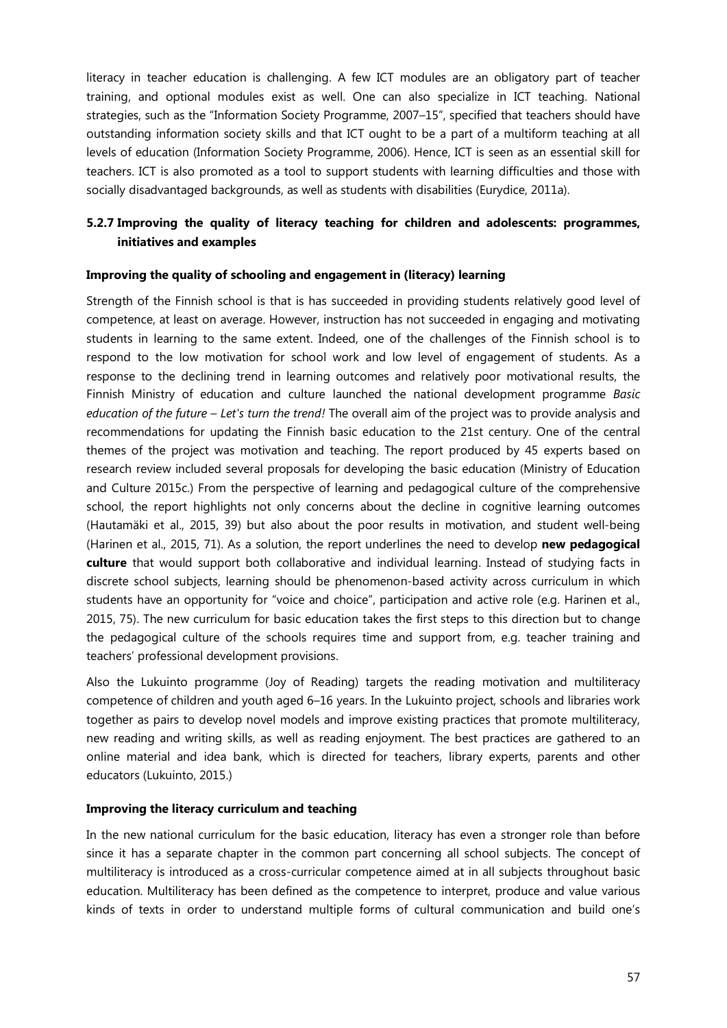literacy in teacher education is challenging. A few ICT modules are an obligatory part of teacher training, and optional modules exist as well. One can also specialize in ICT teaching. National strategies, such as the "Information Society Programme, 2007–15", specified that teachers should have outstanding information society skills and that ICT ought to be a part of a multiform teaching at all levels of education (Information Society Programme, 2006). Hence, ICT is seen as an essential skill for teachers. ICT is also promoted as a tool to support students with learning difficulties and those with socially disadvantaged backgrounds, as well as students with disabilities (Eurydice, 2011a).

### 5.2.7 Improving the quality of literacy teaching for children and adolescents: programmes, initiatives and examples

**Improving the quality of schooling and engagement in (literacy) learning**

Strength of the Finnish school is that is has succeeded in providing students relatively good level of competence, at least on average. However, instruction has not succeeded in engaging and motivating students in learning to the same extent. Indeed, one of the challenges of the Finnish school is to respond to the low motivation for school work and low level of engagement of students. As a response to the declining trend in learning outcomes and relatively poor motivational results, the Finnish Ministry of education and culture launched the national development programme *Basic education of the future – Let's turn the trend!* The overall aim of the project was to provide analysis and recommendations for updating the Finnish basic education to the 21st century. One of the central themes of the project was motivation and teaching. The report produced by 45 experts based on research review included several proposals for developing the basic education (Ministry of Education and Culture 2015c.) From the perspective of learning and pedagogical culture of the comprehensive school, the report highlights not only concerns about the decline in cognitive learning outcomes (Hautamäki et al., 2015, 39) but also about the poor results in motivation, and student well-being (Harinen et al., 2015, 71). As a solution, the report underlines the need to develop **new pedagogical culture** that would support both collaborative and individual learning. Instead of studying facts in discrete school subjects, learning should be phenomenon-based activity across curriculum in which students have an opportunity for "voice and choice", participation and active role (e.g. Harinen et al., 2015, 75). The new curriculum for basic education takes the first steps to this direction but to change the pedagogical culture of the schools requires time and support from, e.g. teacher training and teachers' professional development provisions.

Also the Lukuinto programme (Joy of Reading) targets the reading motivation and multiliteracy competence of children and youth aged 6–16 years. In the Lukuinto project, schools and libraries work together as pairs to develop novel models and improve existing practices that promote multiliteracy, new reading and writing skills, as well as reading enjoyment. The best practices are gathered to an online material and idea bank, which is directed for teachers, library experts, parents and other educators (Lukuinto, 2015.)

**Improving the literacy curriculum and teaching**

In the new national curriculum for the basic education, literacy has even a stronger role than before since it has a separate chapter in the common part concerning all school subjects. The concept of multiliteracy is introduced as a cross-curricular competence aimed at in all subjects throughout basic education. Multiliteracy has been defined as the competence to interpret, produce and value various kinds of texts in order to understand multiple forms of cultural communication and build one's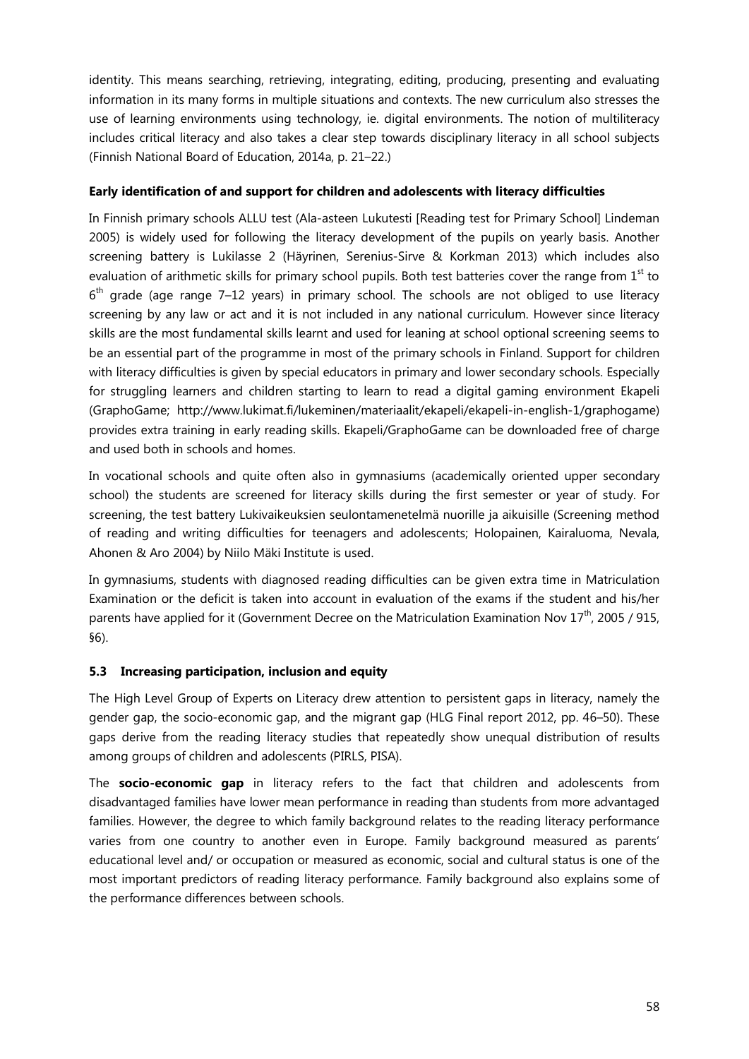identity. This means searching, retrieving, integrating, editing, producing, presenting and evaluating information in its many forms in multiple situations and contexts. The new curriculum also stresses the use of learning environments using technology, ie. digital environments. The notion of multiliteracy includes critical literacy and also takes a clear step towards disciplinary literacy in all school subjects (Finnish National Board of Education, 2014a, p. 21–22.)

**Early identification of and support for children and adolescents with literacy difficulties**

In Finnish primary schools ALLU test (Ala-asteen Lukutesti [Reading test for Primary School] Lindeman 2005) is widely used for following the literacy development of the pupils on yearly basis. Another screening battery is Lukilasse 2 (Häyrinen, Serenius-Sirve & Korkman 2013) which includes also evaluation of arithmetic skills for primary school pupils. Both test batteries cover the range from 1st to 6th grade (age range 7–12 years) in primary school. The schools are not obliged to use literacy screening by any law or act and it is not included in any national curriculum. However since literacy skills are the most fundamental skills learnt and used for leaning at school optional screening seems to be an essential part of the programme in most of the primary schools in Finland. Support for children with literacy difficulties is given by special educators in primary and lower secondary schools. Especially for struggling learners and children starting to learn to read a digital gaming environment Ekapeli (GraphoGame; http://www.lukimat.fi/lukeminen/materiaalit/ekapeli/ekapeli-in-english-1/graphogame) provides extra training in early reading skills. Ekapeli/GraphoGame can be downloaded free of charge and used both in schools and homes.

In vocational schools and quite often also in gymnasiums (academically oriented upper secondary school) the students are screened for literacy skills during the first semester or year of study. For screening, the test battery Lukivaikeuksien seulontamenetelmä nuorille ja aikuisille (Screening method of reading and writing difficulties for teenagers and adolescents; Holopainen, Kairaluoma, Nevala, Ahonen & Aro 2004) by Niilo Mäki Institute is used.

In gymnasiums, students with diagnosed reading difficulties can be given extra time in Matriculation Examination or the deficit is taken into account in evaluation of the exams if the student and his/her parents have applied for it (Government Decree on the Matriculation Examination Nov 17th, 2005 / 915, §6).

### 5.3 Increasing participation, inclusion and equity

The High Level Group of Experts on Literacy drew attention to persistent gaps in literacy, namely the gender gap, the socio-economic gap, and the migrant gap (HLG Final report 2012, pp. 46–50). These gaps derive from the reading literacy studies that repeatedly show unequal distribution of results among groups of children and adolescents (PIRLS, PISA).

The **socio-economic gap** in literacy refers to the fact that children and adolescents from disadvantaged families have lower mean performance in reading than students from more advantaged families. However, the degree to which family background relates to the reading literacy performance varies from one country to another even in Europe. Family background measured as parents' educational level and/ or occupation or measured as economic, social and cultural status is one of the most important predictors of reading literacy performance. Family background also explains some of the performance differences between schools.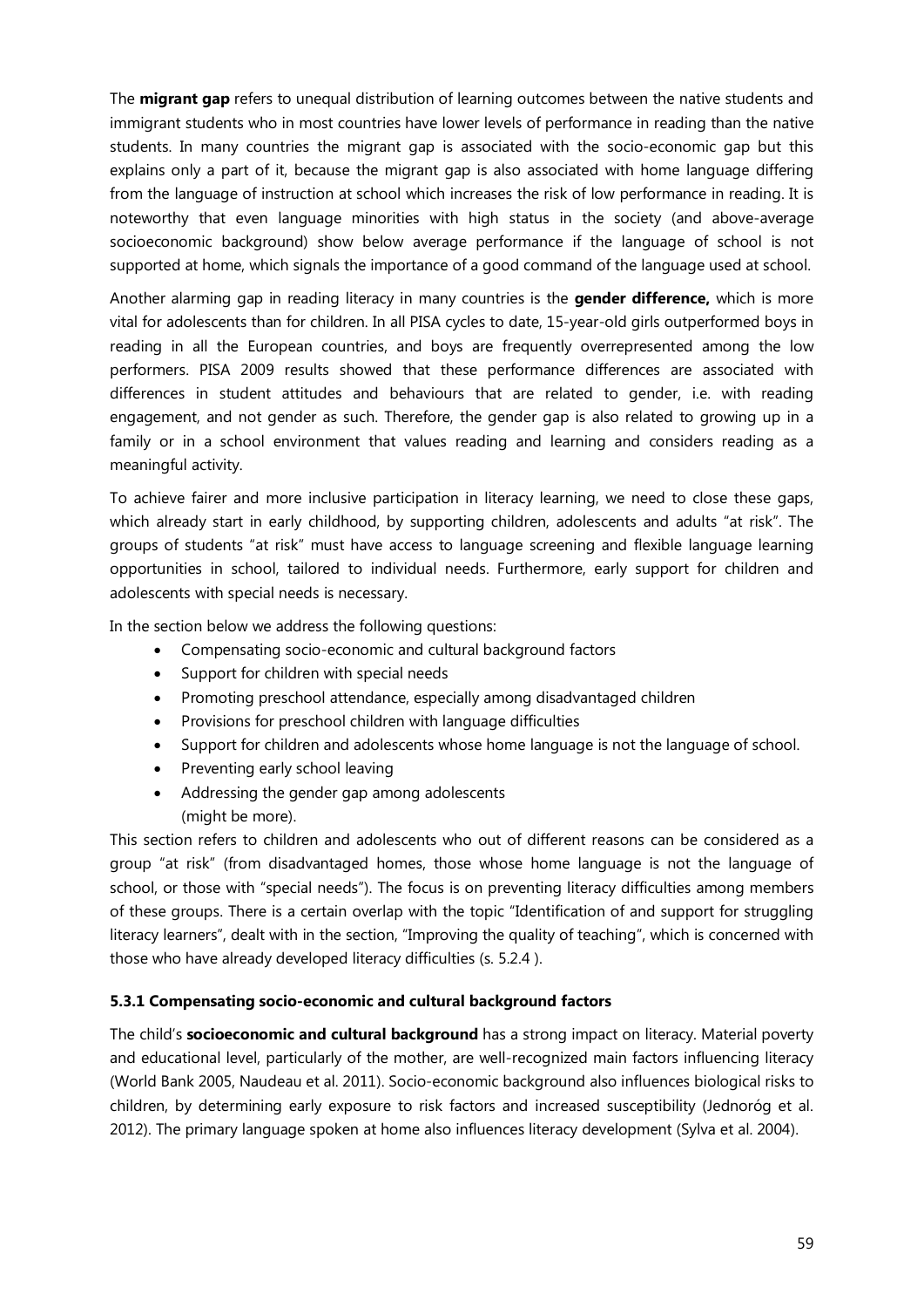The **migrant gap** refers to unequal distribution of learning outcomes between the native students and immigrant students who in most countries have lower levels of performance in reading than the native students. In many countries the migrant gap is associated with the socio-economic gap but this explains only a part of it, because the migrant gap is also associated with home language differing from the language of instruction at school which increases the risk of low performance in reading. It is noteworthy that even language minorities with high status in the society (and above-average socioeconomic background) show below average performance if the language of school is not supported at home, which signals the importance of a good command of the language used at school.

Another alarming gap in reading literacy in many countries is the **gender difference,** which is more vital for adolescents than for children. In all PISA cycles to date, 15-year-old girls outperformed boys in reading in all the European countries, and boys are frequently overrepresented among the low performers. PISA 2009 results showed that these performance differences are associated with differences in student attitudes and behaviours that are related to gender, i.e. with reading engagement, and not gender as such. Therefore, the gender gap is also related to growing up in a family or in a school environment that values reading and learning and considers reading as a meaningful activity.

To achieve fairer and more inclusive participation in literacy learning, we need to close these gaps, which already start in early childhood, by supporting children, adolescents and adults "at risk". The groups of students "at risk" must have access to language screening and flexible language learning opportunities in school, tailored to individual needs. Furthermore, early support for children and adolescents with special needs is necessary.

In the section below we address the following questions:

- Compensating socio-economic and cultural background factors
- Support for children with special needs
- Promoting preschool attendance, especially among disadvantaged children
- Provisions for preschool children with language difficulties
- Support for children and adolescents whose home language is not the language of school.
- Preventing early school leaving
- Addressing the gender gap among adolescents
  (might be more).

This section refers to children and adolescents who out of different reasons can be considered as a group "at risk" (from disadvantaged homes, those whose home language is not the language of school, or those with "special needs"). The focus is on preventing literacy difficulties among members of these groups. There is a certain overlap with the topic "Identification of and support for struggling literacy learners", dealt with in the section, "Improving the quality of teaching", which is concerned with those who have already developed literacy difficulties (s. 5.2.4 ).

### 5.3.1 Compensating socio-economic and cultural background factors

The child's **socioeconomic and cultural background** has a strong impact on literacy. Material poverty and educational level, particularly of the mother, are well-recognized main factors influencing literacy (World Bank 2005, Naudeau et al. 2011). Socio-economic background also influences biological risks to children, by determining early exposure to risk factors and increased susceptibility (Jednoróg et al. 2012). The primary language spoken at home also influences literacy development (Sylva et al. 2004).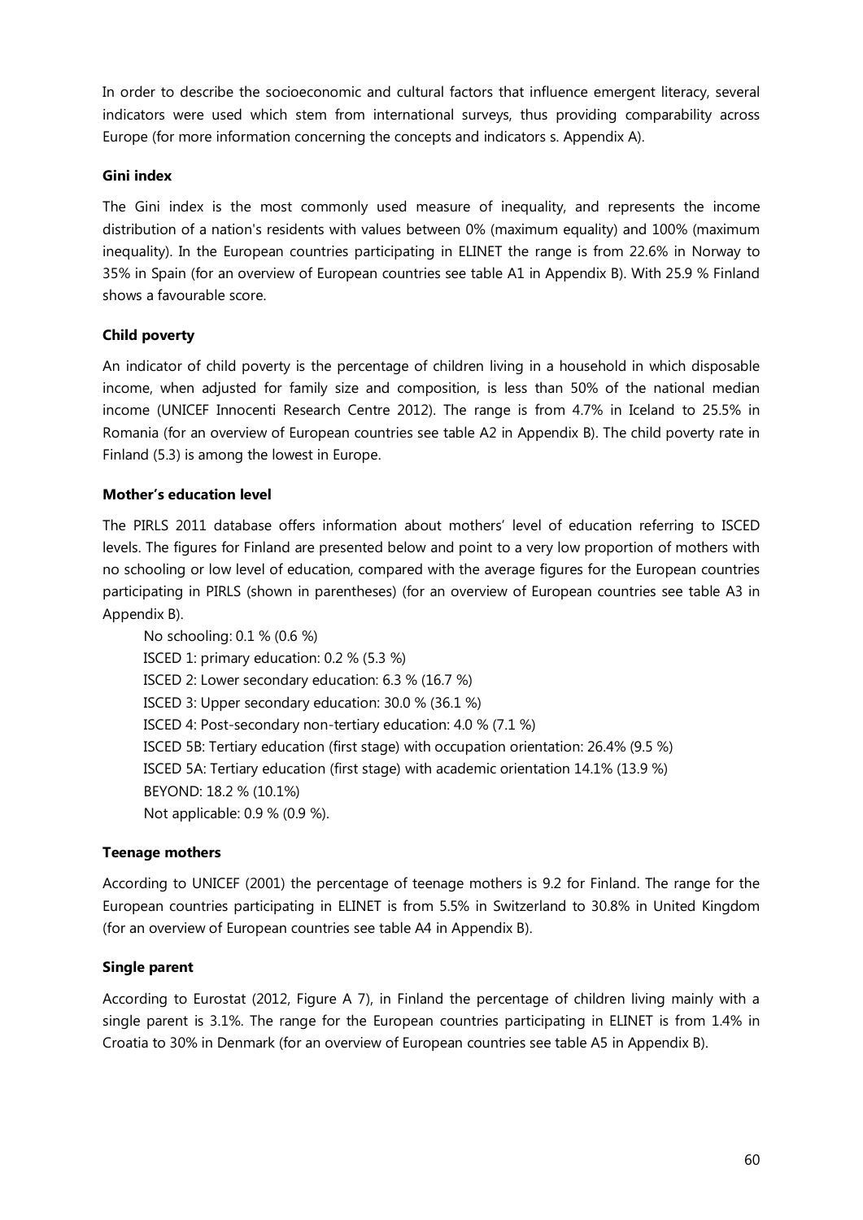In order to describe the socioeconomic and cultural factors that influence emergent literacy, several indicators were used which stem from international surveys, thus providing comparability across Europe (for more information concerning the concepts and indicators s. Appendix A).

**Gini index**

The Gini index is the most commonly used measure of inequality, and represents the income distribution of a nation's residents with values between 0% (maximum equality) and 100% (maximum inequality). In the European countries participating in ELINET the range is from 22.6% in Norway to 35% in Spain (for an overview of European countries see table A1 in Appendix B). With 25.9 % Finland shows a favourable score.

**Child poverty**

An indicator of child poverty is the percentage of children living in a household in which disposable income, when adjusted for family size and composition, is less than 50% of the national median income (UNICEF Innocenti Research Centre 2012). The range is from 4.7% in Iceland to 25.5% in Romania (for an overview of European countries see table A2 in Appendix B). The child poverty rate in Finland (5.3) is among the lowest in Europe.

**Mother's education level**

The PIRLS 2011 database offers information about mothers' level of education referring to ISCED levels. The figures for Finland are presented below and point to a very low proportion of mothers with no schooling or low level of education, compared with the average figures for the European countries participating in PIRLS (shown in parentheses) (for an overview of European countries see table A3 in Appendix B).

No schooling: 0.1 % (0.6 %)
ISCED 1: primary education: 0.2 % (5.3 %)
ISCED 2: Lower secondary education: 6.3 % (16.7 %)
ISCED 3: Upper secondary education: 30.0 % (36.1 %)
ISCED 4: Post-secondary non-tertiary education: 4.0 % (7.1 %)
ISCED 5B: Tertiary education (first stage) with occupation orientation: 26.4% (9.5 %)
ISCED 5A: Tertiary education (first stage) with academic orientation 14.1% (13.9 %)
BEYOND: 18.2 % (10.1%)
Not applicable: 0.9 % (0.9 %).

**Teenage mothers**

According to UNICEF (2001) the percentage of teenage mothers is 9.2 for Finland. The range for the European countries participating in ELINET is from 5.5% in Switzerland to 30.8% in United Kingdom (for an overview of European countries see table A4 in Appendix B).

**Single parent**

According to Eurostat (2012, Figure A 7), in Finland the percentage of children living mainly with a single parent is 3.1%. The range for the European countries participating in ELINET is from 1.4% in Croatia to 30% in Denmark (for an overview of European countries see table A5 in Appendix B).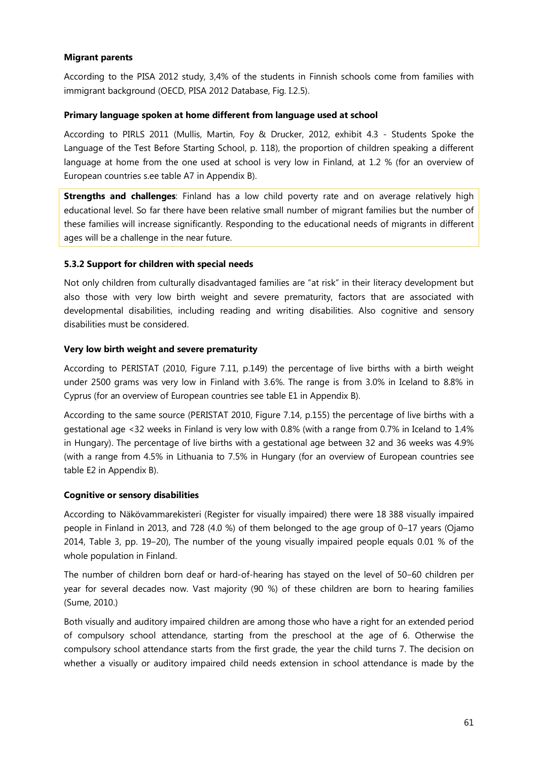**Migrant parents**

According to the PISA 2012 study, 3,4% of the students in Finnish schools come from families with immigrant background (OECD, PISA 2012 Database, Fig. I.2.5).

**Primary language spoken at home different from language used at school**

According to PIRLS 2011 (Mullis, Martin, Foy & Drucker, 2012, exhibit 4.3 - Students Spoke the Language of the Test Before Starting School, p. 118), the proportion of children speaking a different language at home from the one used at school is very low in Finland, at 1.2 % (for an overview of European countries s.ee table A7 in Appendix B).

**Strengths and challenges**: Finland has a low child poverty rate and on average relatively high educational level. So far there have been relative small number of migrant families but the number of these families will increase significantly. Responding to the educational needs of migrants in different ages will be a challenge in the near future.

### 5.3.2 Support for children with special needs

Not only children from culturally disadvantaged families are "at risk" in their literacy development but also those with very low birth weight and severe prematurity, factors that are associated with developmental disabilities, including reading and writing disabilities. Also cognitive and sensory disabilities must be considered.

**Very low birth weight and severe prematurity**

According to PERISTAT (2010, Figure 7.11, p.149) the percentage of live births with a birth weight under 2500 grams was very low in Finland with 3.6%. The range is from 3.0% in Iceland to 8.8% in Cyprus (for an overview of European countries see table E1 in Appendix B).

According to the same source (PERISTAT 2010, Figure 7.14, p.155) the percentage of live births with a gestational age <32 weeks in Finland is very low with 0.8% (with a range from 0.7% in Iceland to 1.4% in Hungary). The percentage of live births with a gestational age between 32 and 36 weeks was 4.9% (with a range from 4.5% in Lithuania to 7.5% in Hungary (for an overview of European countries see table E2 in Appendix B).

**Cognitive or sensory disabilities**

According to Näkövammarekisteri (Register for visually impaired) there were 18 388 visually impaired people in Finland in 2013, and 728 (4.0 %) of them belonged to the age group of 0–17 years (Ojamo 2014, Table 3, pp. 19–20), The number of the young visually impaired people equals 0.01 % of the whole population in Finland.

The number of children born deaf or hard-of-hearing has stayed on the level of 50–60 children per year for several decades now. Vast majority (90 %) of these children are born to hearing families (Sume, 2010.)

Both visually and auditory impaired children are among those who have a right for an extended period of compulsory school attendance, starting from the preschool at the age of 6. Otherwise the compulsory school attendance starts from the first grade, the year the child turns 7. The decision on whether a visually or auditory impaired child needs extension in school attendance is made by the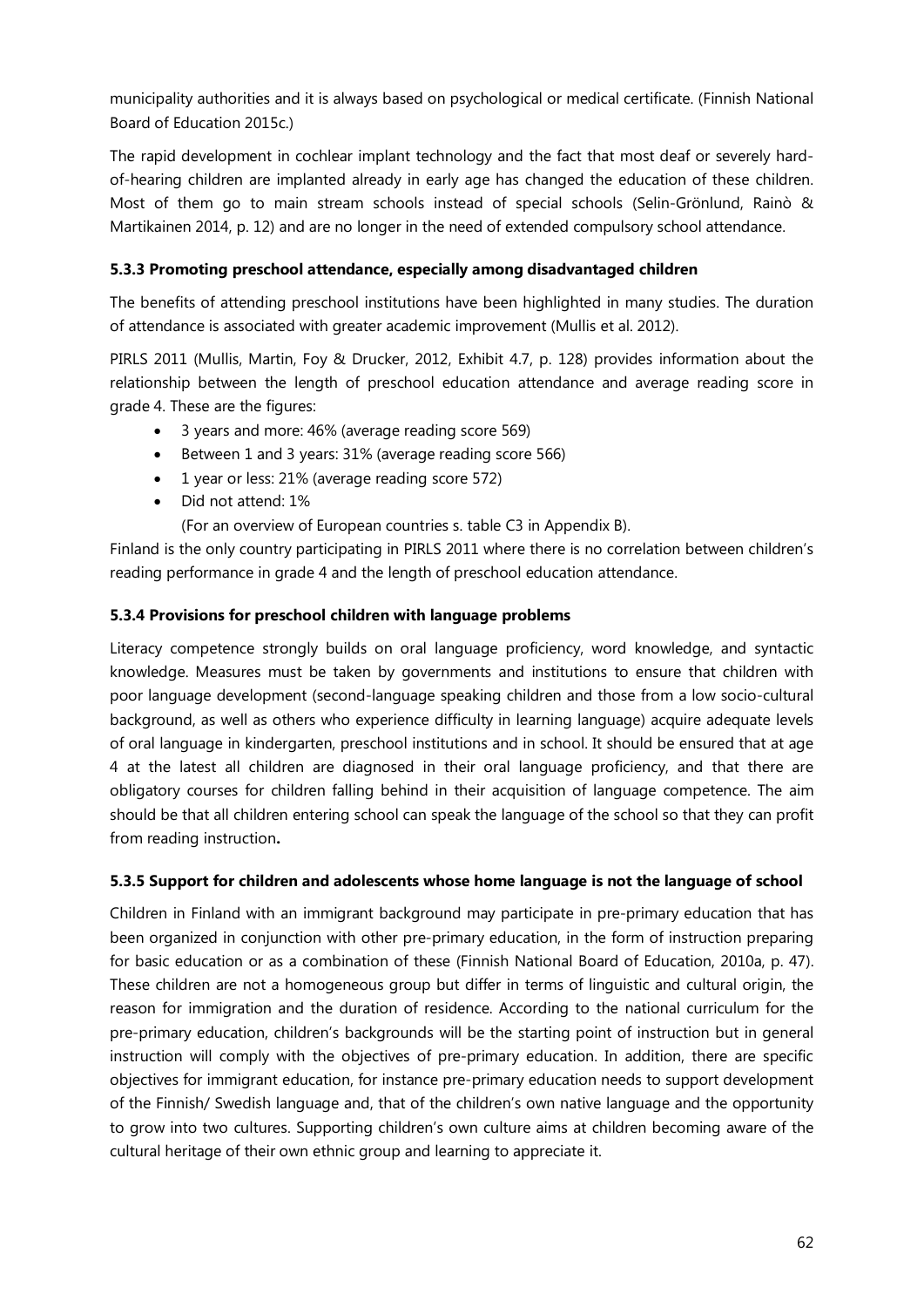municipality authorities and it is always based on psychological or medical certificate. (Finnish National Board of Education 2015c.)

The rapid development in cochlear implant technology and the fact that most deaf or severely hard-of-hearing children are implanted already in early age has changed the education of these children. Most of them go to main stream schools instead of special schools (Selin-Grönlund, Rainò & Martikainen 2014, p. 12) and are no longer in the need of extended compulsory school attendance.

### 5.3.3 Promoting preschool attendance, especially among disadvantaged children

The benefits of attending preschool institutions have been highlighted in many studies. The duration of attendance is associated with greater academic improvement (Mullis et al. 2012).

PIRLS 2011 (Mullis, Martin, Foy & Drucker, 2012, Exhibit 4.7, p. 128) provides information about the relationship between the length of preschool education attendance and average reading score in grade 4. These are the figures:

- 3 years and more: 46% (average reading score 569)
- Between 1 and 3 years: 31% (average reading score 566)
- 1 year or less: 21% (average reading score 572)
- Did not attend: 1%

  (For an overview of European countries s. table C3 in Appendix B).

Finland is the only country participating in PIRLS 2011 where there is no correlation between children's reading performance in grade 4 and the length of preschool education attendance.

### 5.3.4 Provisions for preschool children with language problems

Literacy competence strongly builds on oral language proficiency, word knowledge, and syntactic knowledge. Measures must be taken by governments and institutions to ensure that children with poor language development (second-language speaking children and those from a low socio-cultural background, as well as others who experience difficulty in learning language) acquire adequate levels of oral language in kindergarten, preschool institutions and in school. It should be ensured that at age 4 at the latest all children are diagnosed in their oral language proficiency, and that there are obligatory courses for children falling behind in their acquisition of language competence. The aim should be that all children entering school can speak the language of the school so that they can profit from reading instruction**.**

### 5.3.5 Support for children and adolescents whose home language is not the language of school

Children in Finland with an immigrant background may participate in pre-primary education that has been organized in conjunction with other pre-primary education, in the form of instruction preparing for basic education or as a combination of these (Finnish National Board of Education, 2010a, p. 47). These children are not a homogeneous group but differ in terms of linguistic and cultural origin, the reason for immigration and the duration of residence. According to the national curriculum for the pre-primary education, children's backgrounds will be the starting point of instruction but in general instruction will comply with the objectives of pre-primary education. In addition, there are specific objectives for immigrant education, for instance pre-primary education needs to support development of the Finnish/ Swedish language and, that of the children's own native language and the opportunity to grow into two cultures. Supporting children's own culture aims at children becoming aware of the cultural heritage of their own ethnic group and learning to appreciate it.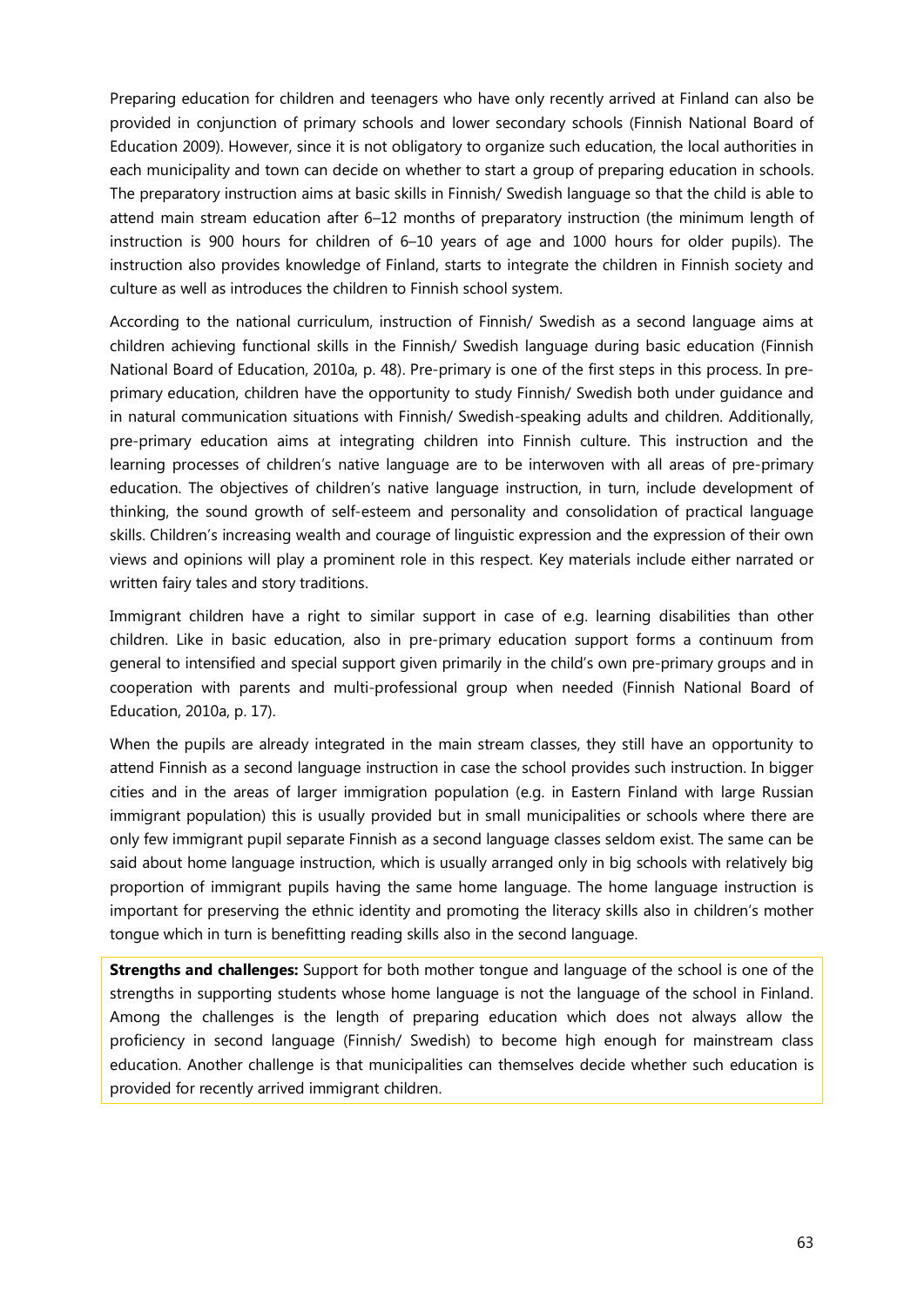Preparing education for children and teenagers who have only recently arrived at Finland can also be provided in conjunction of primary schools and lower secondary schools (Finnish National Board of Education 2009). However, since it is not obligatory to organize such education, the local authorities in each municipality and town can decide on whether to start a group of preparing education in schools. The preparatory instruction aims at basic skills in Finnish/ Swedish language so that the child is able to attend main stream education after 6–12 months of preparatory instruction (the minimum length of instruction is 900 hours for children of 6–10 years of age and 1000 hours for older pupils). The instruction also provides knowledge of Finland, starts to integrate the children in Finnish society and culture as well as introduces the children to Finnish school system.

According to the national curriculum, instruction of Finnish/ Swedish as a second language aims at children achieving functional skills in the Finnish/ Swedish language during basic education (Finnish National Board of Education, 2010a, p. 48). Pre-primary is one of the first steps in this process. In pre-primary education, children have the opportunity to study Finnish/ Swedish both under guidance and in natural communication situations with Finnish/ Swedish-speaking adults and children. Additionally, pre-primary education aims at integrating children into Finnish culture. This instruction and the learning processes of children's native language are to be interwoven with all areas of pre-primary education. The objectives of children's native language instruction, in turn, include development of thinking, the sound growth of self-esteem and personality and consolidation of practical language skills. Children's increasing wealth and courage of linguistic expression and the expression of their own views and opinions will play a prominent role in this respect. Key materials include either narrated or written fairy tales and story traditions.

Immigrant children have a right to similar support in case of e.g. learning disabilities than other children. Like in basic education, also in pre-primary education support forms a continuum from general to intensified and special support given primarily in the child's own pre-primary groups and in cooperation with parents and multi-professional group when needed (Finnish National Board of Education, 2010a, p. 17).

When the pupils are already integrated in the main stream classes, they still have an opportunity to attend Finnish as a second language instruction in case the school provides such instruction. In bigger cities and in the areas of larger immigration population (e.g. in Eastern Finland with large Russian immigrant population) this is usually provided but in small municipalities or schools where there are only few immigrant pupil separate Finnish as a second language classes seldom exist. The same can be said about home language instruction, which is usually arranged only in big schools with relatively big proportion of immigrant pupils having the same home language. The home language instruction is important for preserving the ethnic identity and promoting the literacy skills also in children's mother tongue which in turn is benefitting reading skills also in the second language.

**Strengths and challenges:** Support for both mother tongue and language of the school is one of the strengths in supporting students whose home language is not the language of the school in Finland. Among the challenges is the length of preparing education which does not always allow the proficiency in second language (Finnish/ Swedish) to become high enough for mainstream class education. Another challenge is that municipalities can themselves decide whether such education is provided for recently arrived immigrant children.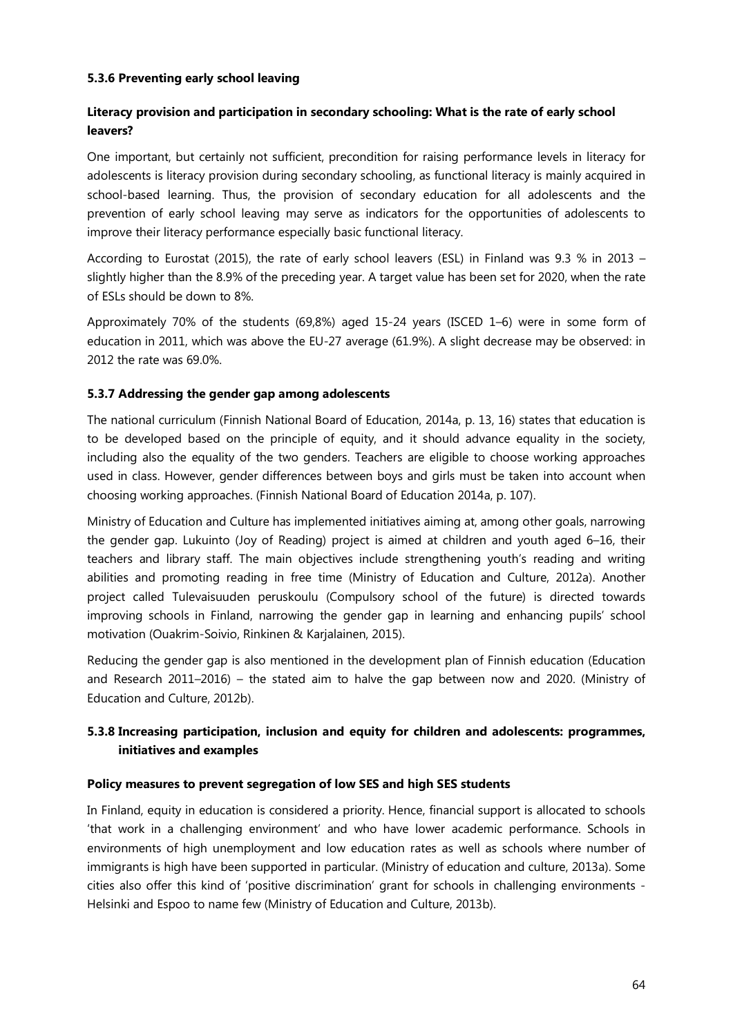#### 5.3.6 Preventing early school leaving

**Literacy provision and participation in secondary schooling: What is the rate of early school leavers?**

One important, but certainly not sufficient, precondition for raising performance levels in literacy for adolescents is literacy provision during secondary schooling, as functional literacy is mainly acquired in school-based learning. Thus, the provision of secondary education for all adolescents and the prevention of early school leaving may serve as indicators for the opportunities of adolescents to improve their literacy performance especially basic functional literacy.

According to Eurostat (2015), the rate of early school leavers (ESL) in Finland was 9.3 % in 2013 – slightly higher than the 8.9% of the preceding year. A target value has been set for 2020, when the rate of ESLs should be down to 8%.

Approximately 70% of the students (69,8%) aged 15-24 years (ISCED 1–6) were in some form of education in 2011, which was above the EU-27 average (61.9%). A slight decrease may be observed: in 2012 the rate was 69.0%.

#### 5.3.7 Addressing the gender gap among adolescents

The national curriculum (Finnish National Board of Education, 2014a, p. 13, 16) states that education is to be developed based on the principle of equity, and it should advance equality in the society, including also the equality of the two genders. Teachers are eligible to choose working approaches used in class. However, gender differences between boys and girls must be taken into account when choosing working approaches. (Finnish National Board of Education 2014a, p. 107).

Ministry of Education and Culture has implemented initiatives aiming at, among other goals, narrowing the gender gap. Lukuinto (Joy of Reading) project is aimed at children and youth aged 6–16, their teachers and library staff. The main objectives include strengthening youth's reading and writing abilities and promoting reading in free time (Ministry of Education and Culture, 2012a). Another project called Tulevaisuuden peruskoulu (Compulsory school of the future) is directed towards improving schools in Finland, narrowing the gender gap in learning and enhancing pupils' school motivation (Ouakrim-Soivio, Rinkinen & Karjalainen, 2015).

Reducing the gender gap is also mentioned in the development plan of Finnish education (Education and Research 2011–2016) – the stated aim to halve the gap between now and 2020. (Ministry of Education and Culture, 2012b).

#### 5.3.8 Increasing participation, inclusion and equity for children and adolescents: programmes, initiatives and examples

**Policy measures to prevent segregation of low SES and high SES students**

In Finland, equity in education is considered a priority. Hence, financial support is allocated to schools 'that work in a challenging environment' and who have lower academic performance. Schools in environments of high unemployment and low education rates as well as schools where number of immigrants is high have been supported in particular. (Ministry of education and culture, 2013a). Some cities also offer this kind of 'positive discrimination' grant for schools in challenging environments - Helsinki and Espoo to name few (Ministry of Education and Culture, 2013b).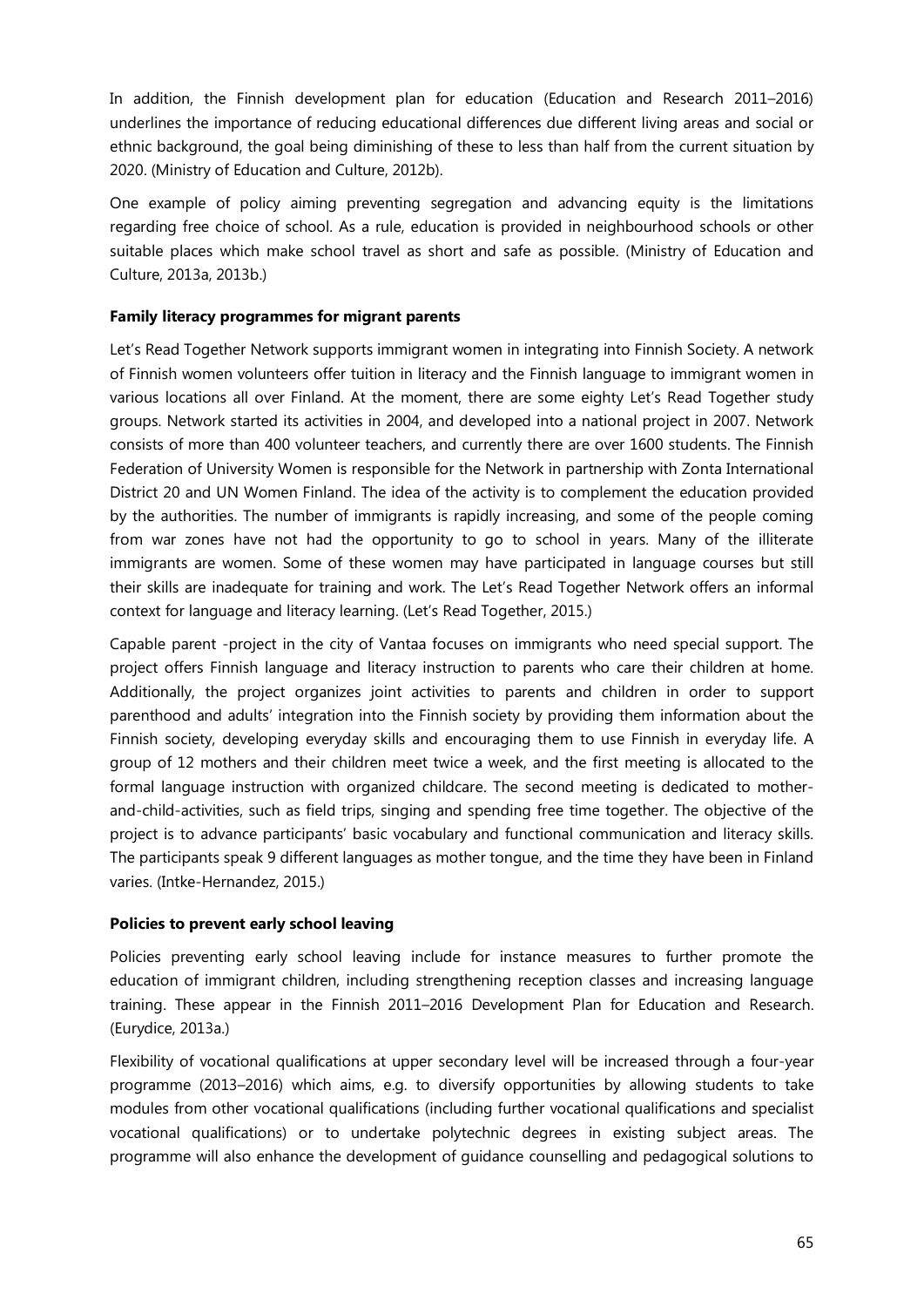In addition, the Finnish development plan for education (Education and Research 2011–2016) underlines the importance of reducing educational differences due different living areas and social or ethnic background, the goal being diminishing of these to less than half from the current situation by 2020. (Ministry of Education and Culture, 2012b).

One example of policy aiming preventing segregation and advancing equity is the limitations regarding free choice of school. As a rule, education is provided in neighbourhood schools or other suitable places which make school travel as short and safe as possible. (Ministry of Education and Culture, 2013a, 2013b.)

**Family literacy programmes for migrant parents**

Let's Read Together Network supports immigrant women in integrating into Finnish Society. A network of Finnish women volunteers offer tuition in literacy and the Finnish language to immigrant women in various locations all over Finland. At the moment, there are some eighty Let's Read Together study groups. Network started its activities in 2004, and developed into a national project in 2007. Network consists of more than 400 volunteer teachers, and currently there are over 1600 students. The Finnish Federation of University Women is responsible for the Network in partnership with Zonta International District 20 and UN Women Finland. The idea of the activity is to complement the education provided by the authorities. The number of immigrants is rapidly increasing, and some of the people coming from war zones have not had the opportunity to go to school in years. Many of the illiterate immigrants are women. Some of these women may have participated in language courses but still their skills are inadequate for training and work. The Let's Read Together Network offers an informal context for language and literacy learning. (Let's Read Together, 2015.)

Capable parent -project in the city of Vantaa focuses on immigrants who need special support. The project offers Finnish language and literacy instruction to parents who care their children at home. Additionally, the project organizes joint activities to parents and children in order to support parenthood and adults' integration into the Finnish society by providing them information about the Finnish society, developing everyday skills and encouraging them to use Finnish in everyday life. A group of 12 mothers and their children meet twice a week, and the first meeting is allocated to the formal language instruction with organized childcare. The second meeting is dedicated to mother-and-child-activities, such as field trips, singing and spending free time together. The objective of the project is to advance participants' basic vocabulary and functional communication and literacy skills. The participants speak 9 different languages as mother tongue, and the time they have been in Finland varies. (Intke-Hernandez, 2015.)

**Policies to prevent early school leaving**

Policies preventing early school leaving include for instance measures to further promote the education of immigrant children, including strengthening reception classes and increasing language training. These appear in the Finnish 2011–2016 Development Plan for Education and Research. (Eurydice, 2013a.)

Flexibility of vocational qualifications at upper secondary level will be increased through a four-year programme (2013–2016) which aims, e.g. to diversify opportunities by allowing students to take modules from other vocational qualifications (including further vocational qualifications and specialist vocational qualifications) or to undertake polytechnic degrees in existing subject areas. The programme will also enhance the development of guidance counselling and pedagogical solutions to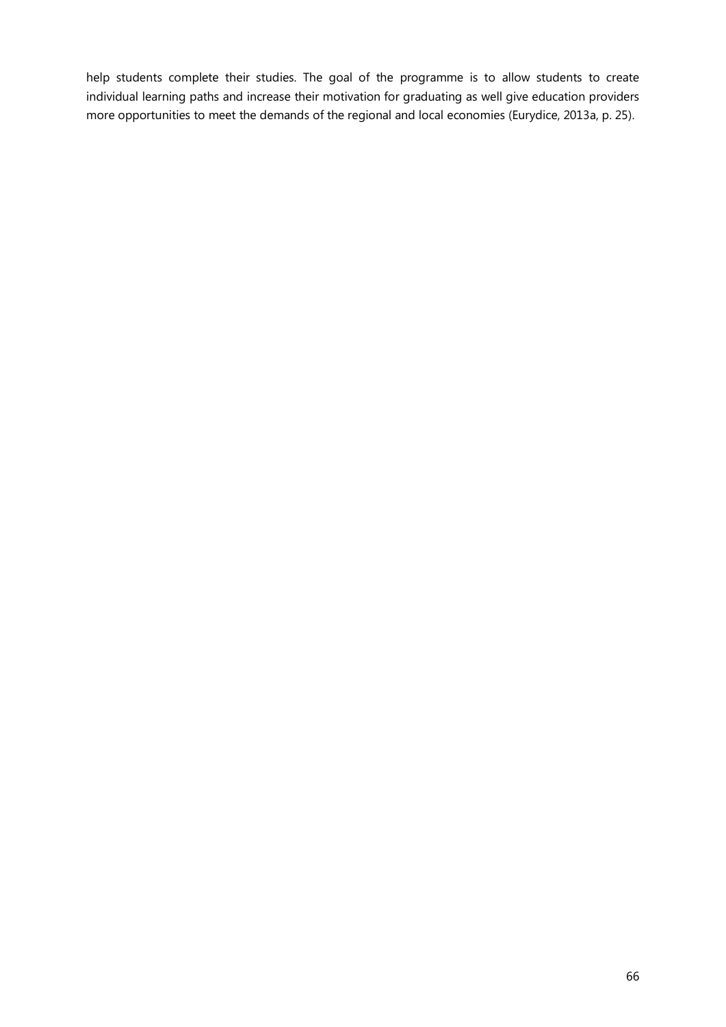help students complete their studies. The goal of the programme is to allow students to create individual learning paths and increase their motivation for graduating as well give education providers more opportunities to meet the demands of the regional and local economies (Eurydice, 2013a, p. 25).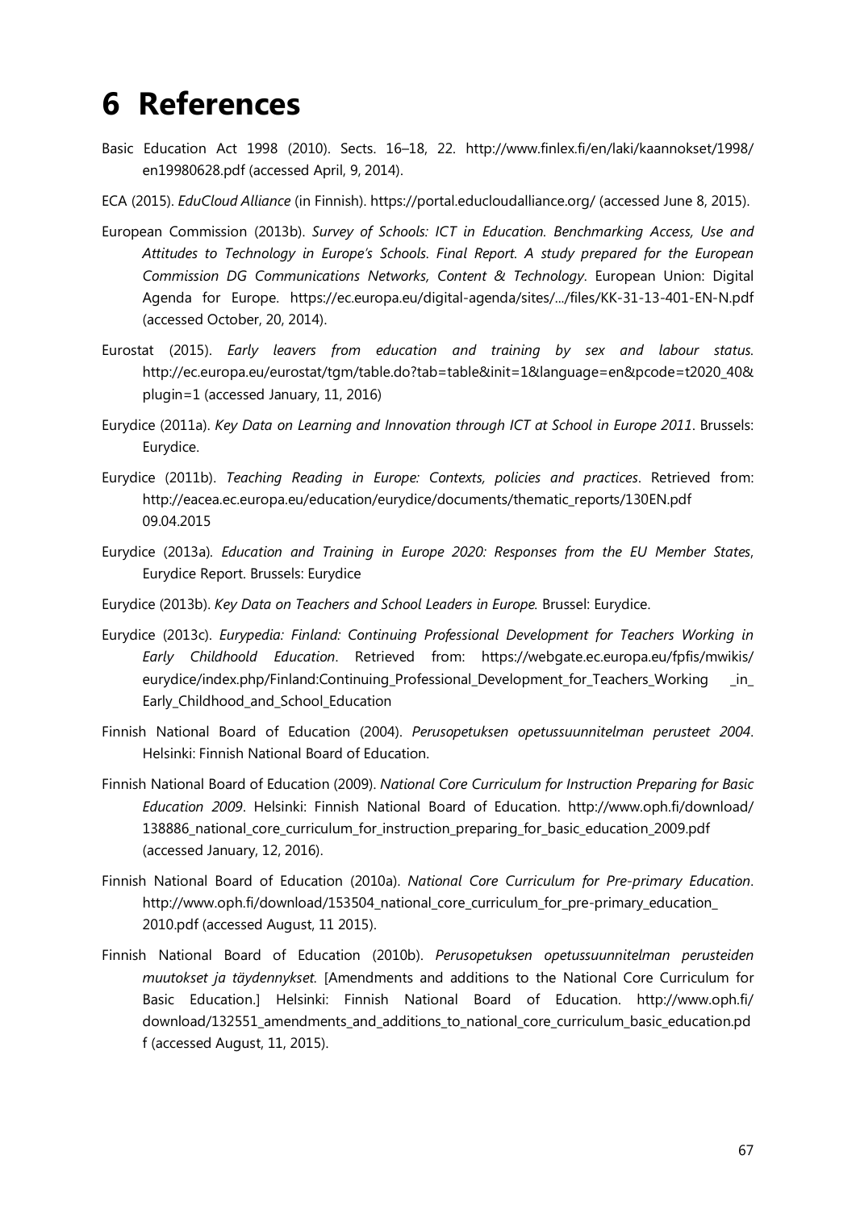# 6 References

Basic Education Act 1998 (2010). Sects. 16–18, 22. http://www.finlex.fi/en/laki/kaannokset/1998/en19980628.pdf (accessed April, 9, 2014).

ECA (2015). *EduCloud Alliance* (in Finnish). https://portal.educloudalliance.org/ (accessed June 8, 2015).

European Commission (2013b). *Survey of Schools: ICT in Education. Benchmarking Access, Use and Attitudes to Technology in Europe's Schools. Final Report. A study prepared for the European Commission DG Communications Networks, Content & Technology*. European Union: Digital Agenda for Europe. https://ec.europa.eu/digital-agenda/sites/.../files/KK-31-13-401-EN-N.pdf (accessed October, 20, 2014).

Eurostat (2015). *Early leavers from education and training by sex and labour status.* http://ec.europa.eu/eurostat/tgm/table.do?tab=table&init=1&language=en&pcode=t2020_40&plugin=1 (accessed January, 11, 2016)

Eurydice (2011a). *Key Data on Learning and Innovation through ICT at School in Europe 2011*. Brussels: Eurydice.

Eurydice (2011b). *Teaching Reading in Europe: Contexts, policies and practices*. Retrieved from: http://eacea.ec.europa.eu/education/eurydice/documents/thematic_reports/130EN.pdf 09.04.2015

Eurydice (2013a). *Education and Training in Europe 2020: Responses from the EU Member States*, Eurydice Report. Brussels: Eurydice

Eurydice (2013b). *Key Data on Teachers and School Leaders in Europe.* Brussel: Eurydice.

Eurydice (2013c). *Eurypedia: Finland: Continuing Professional Development for Teachers Working in Early Childhoold Education*. Retrieved from: https://webgate.ec.europa.eu/fpfis/mwikis/eurydice/index.php/Finland:Continuing_Professional_Development_for_Teachers_Working_in_Early_Childhood_and_School_Education

Finnish National Board of Education (2004). *Perusopetuksen opetussuunnitelman perusteet 2004*. Helsinki: Finnish National Board of Education.

Finnish National Board of Education (2009). *National Core Curriculum for Instruction Preparing for Basic Education 2009*. Helsinki: Finnish National Board of Education. http://www.oph.fi/download/138886_national_core_curriculum_for_instruction_preparing_for_basic_education_2009.pdf (accessed January, 12, 2016).

Finnish National Board of Education (2010a). *National Core Curriculum for Pre-primary Education*. http://www.oph.fi/download/153504_national_core_curriculum_for_pre-primary_education_2010.pdf (accessed August, 11 2015).

Finnish National Board of Education (2010b). *Perusopetuksen opetussuunnitelman perusteiden muutokset ja täydennykset.* [Amendments and additions to the National Core Curriculum for Basic Education.] Helsinki: Finnish National Board of Education. http://www.oph.fi/download/132551_amendments_and_additions_to_national_core_curriculum_basic_education.pdf (accessed August, 11, 2015).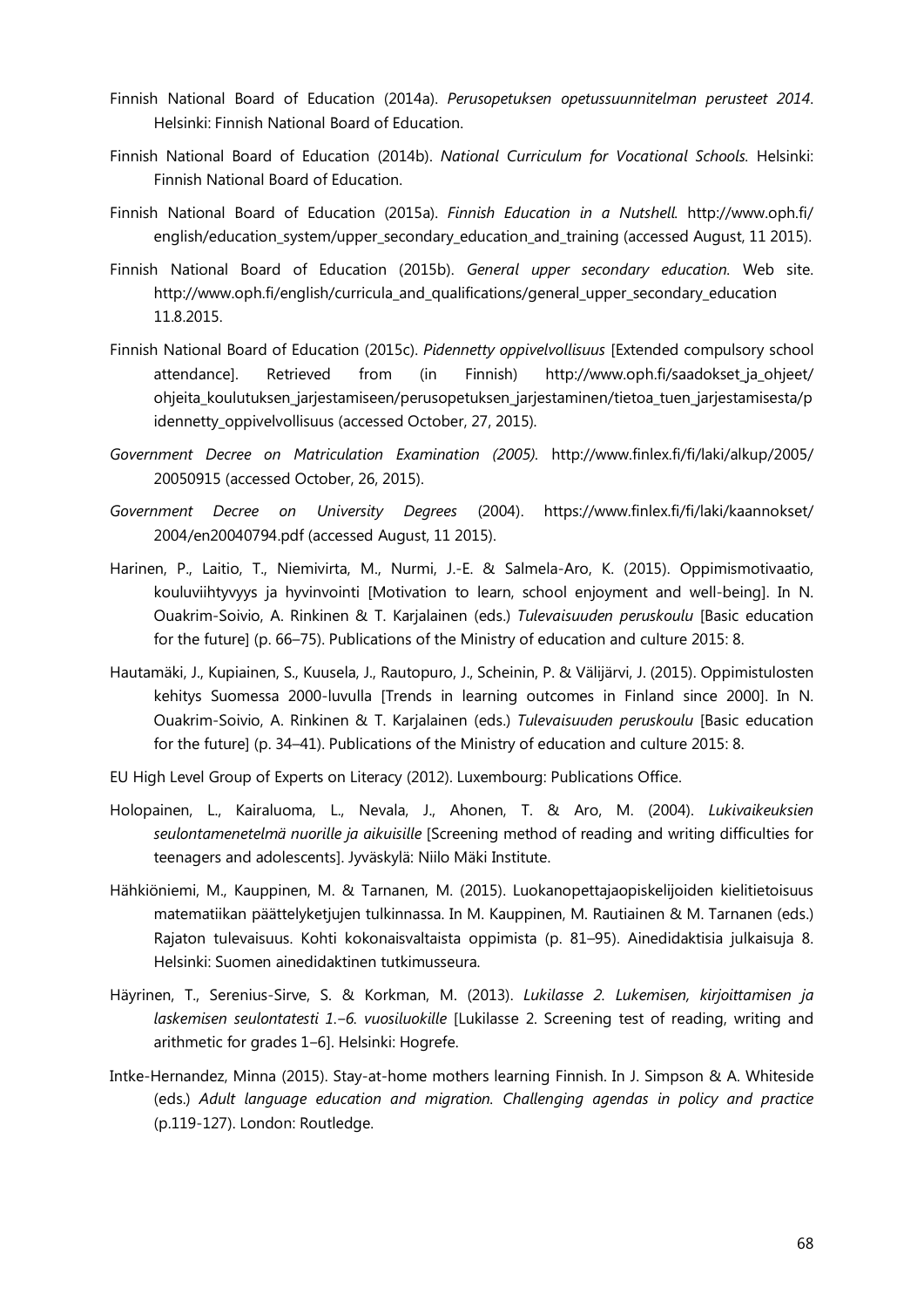Finnish National Board of Education (2014a). *Perusopetuksen opetussuunnitelman perusteet 2014*. Helsinki: Finnish National Board of Education.

Finnish National Board of Education (2014b). *National Curriculum for Vocational Schools.* Helsinki: Finnish National Board of Education.

Finnish National Board of Education (2015a). *Finnish Education in a Nutshell.* http://www.oph.fi/english/education_system/upper_secondary_education_and_training (accessed August, 11 2015).

Finnish National Board of Education (2015b). *General upper secondary education.* Web site. http://www.oph.fi/english/curricula_and_qualifications/general_upper_secondary_education 11.8.2015.

Finnish National Board of Education (2015c). *Pidennetty oppivelvollisuus* [Extended compulsory school attendance]. Retrieved from (in Finnish) http://www.oph.fi/saadokset_ja_ohjeet/ohjeita_koulutuksen_jarjestamiseen/perusopetuksen_jarjestaminen/tietoa_tuen_jarjestamisesta/pidennetty_oppivelvollisuus (accessed October, 27, 2015).

*Government Decree on Matriculation Examination (2005).* http://www.finlex.fi/fi/laki/alkup/2005/20050915 (accessed October, 26, 2015).

*Government Decree on University Degrees* (2004). https://www.finlex.fi/fi/laki/kaannokset/2004/en20040794.pdf (accessed August, 11 2015).

Harinen, P., Laitio, T., Niemivirta, M., Nurmi, J.-E. & Salmela-Aro, K. (2015). Oppimismotivaatio, kouluviihtyvyys ja hyvinvointi [Motivation to learn, school enjoyment and well-being]. In N. Ouakrim-Soivio, A. Rinkinen & T. Karjalainen (eds.) *Tulevaisuuden peruskoulu* [Basic education for the future] (p. 66–75). Publications of the Ministry of education and culture 2015: 8.

Hautamäki, J., Kupiainen, S., Kuusela, J., Rautopuro, J., Scheinin, P. & Välijärvi, J. (2015). Oppimistulosten kehitys Suomessa 2000-luvulla [Trends in learning outcomes in Finland since 2000]. In N. Ouakrim-Soivio, A. Rinkinen & T. Karjalainen (eds.) *Tulevaisuuden peruskoulu* [Basic education for the future] (p. 34–41). Publications of the Ministry of education and culture 2015: 8.

EU High Level Group of Experts on Literacy (2012). Luxembourg: Publications Office.

Holopainen, L., Kairaluoma, L., Nevala, J., Ahonen, T. & Aro, M. (2004). *Lukivaikeuksien seulontamenetelmä nuorille ja aikuisille* [Screening method of reading and writing difficulties for teenagers and adolescents]. Jyväskylä: Niilo Mäki Institute.

Hähkiöniemi, M., Kauppinen, M. & Tarnanen, M. (2015). Luokanopettajaopiskelijoiden kielitietoisuus matematiikan päättelyketjujen tulkinnassa. In M. Kauppinen, M. Rautiainen & M. Tarnanen (eds.) Rajaton tulevaisuus. Kohti kokonaisvaltaista oppimista (p. 81–95). Ainedidaktisia julkaisuja 8. Helsinki: Suomen ainedidaktinen tutkimusseura.

Häyrinen, T., Serenius-Sirve, S. & Korkman, M. (2013). *Lukilasse 2. Lukemisen, kirjoittamisen ja laskemisen seulontatesti 1.–6. vuosiluokille* [Lukilasse 2. Screening test of reading, writing and arithmetic for grades 1–6]. Helsinki: Hogrefe.

Intke-Hernandez, Minna (2015). Stay-at-home mothers learning Finnish. In J. Simpson & A. Whiteside (eds.) *Adult language education and migration. Challenging agendas in policy and practice* (p.119-127). London: Routledge.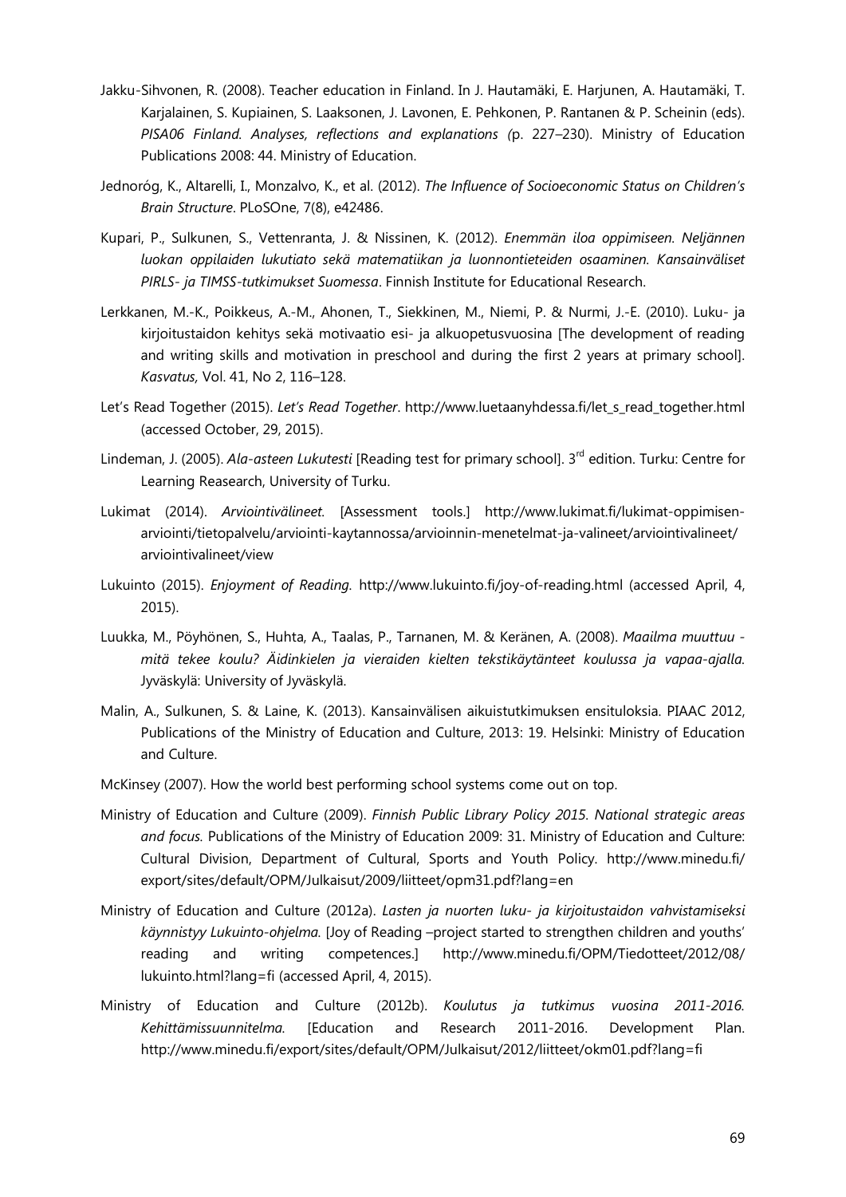Jakku-Sihvonen, R. (2008). Teacher education in Finland. In J. Hautamäki, E. Harjunen, A. Hautamäki, T. Karjalainen, S. Kupiainen, S. Laaksonen, J. Lavonen, E. Pehkonen, P. Rantanen & P. Scheinin (eds). *PISA06 Finland. Analyses, reflections and explanations (*p. 227–230). Ministry of Education Publications 2008: 44. Ministry of Education.

Jednoróg, K., Altarelli, I., Monzalvo, K., et al. (2012). *The Influence of Socioeconomic Status on Children's Brain Structure*. PLoSOne, 7(8), e42486.

Kupari, P., Sulkunen, S., Vettenranta, J. & Nissinen, K. (2012). *Enemmän iloa oppimiseen. Neljännen luokan oppilaiden lukutiato sekä matematiikan ja luonnontieteiden osaaminen. Kansainväliset PIRLS- ja TIMSS-tutkimukset Suomessa*. Finnish Institute for Educational Research.

Lerkkanen, M.-K., Poikkeus, A.-M., Ahonen, T., Siekkinen, M., Niemi, P. & Nurmi, J.-E. (2010). Luku- ja kirjoitustaidon kehitys sekä motivaatio esi- ja alkuopetusvuosina [The development of reading and writing skills and motivation in preschool and during the first 2 years at primary school]. *Kasvatus,* Vol. 41, No 2, 116–128.

Let's Read Together (2015). *Let's Read Together*. http://www.luetaanyhdessa.fi/let_s_read_together.html (accessed October, 29, 2015).

Lindeman, J. (2005). *Ala-asteen Lukutesti* [Reading test for primary school]. 3rd edition. Turku: Centre for Learning Reasearch, University of Turku.

Lukimat (2014). *Arviointivälineet.* [Assessment tools.] http://www.lukimat.fi/lukimat-oppimisen-arviointi/tietopalvelu/arviointi-kaytannossa/arvioinnin-menetelmat-ja-valineet/arviointivalineet/arviointivalineet/view

Lukuinto (2015). *Enjoyment of Reading.* http://www.lukuinto.fi/joy-of-reading.html (accessed April, 4, 2015).

Luukka, M., Pöyhönen, S., Huhta, A., Taalas, P., Tarnanen, M. & Keränen, A. (2008). *Maailma muuttuu - mitä tekee koulu? Äidinkielen ja vieraiden kielten tekstikäytänteet koulussa ja vapaa-ajalla.* Jyväskylä: University of Jyväskylä.

Malin, A., Sulkunen, S. & Laine, K. (2013). Kansainvälisen aikuistutkimuksen ensituloksia. PIAAC 2012, Publications of the Ministry of Education and Culture, 2013: 19. Helsinki: Ministry of Education and Culture.

McKinsey (2007). How the world best performing school systems come out on top.

Ministry of Education and Culture (2009). *Finnish Public Library Policy 2015. National strategic areas and focus.* Publications of the Ministry of Education 2009: 31. Ministry of Education and Culture: Cultural Division, Department of Cultural, Sports and Youth Policy. http://www.minedu.fi/export/sites/default/OPM/Julkaisut/2009/liitteet/opm31.pdf?lang=en

Ministry of Education and Culture (2012a). *Lasten ja nuorten luku- ja kirjoitustaidon vahvistamiseksi käynnistyy Lukuinto-ohjelma.* [Joy of Reading –project started to strengthen children and youths' reading and writing competences.] http://www.minedu.fi/OPM/Tiedotteet/2012/08/lukuinto.html?lang=fi (accessed April, 4, 2015).

Ministry of Education and Culture (2012b). *Koulutus ja tutkimus vuosina 2011-2016. Kehittämissuunnitelma.* [Education and Research 2011-2016. Development Plan. http://www.minedu.fi/export/sites/default/OPM/Julkaisut/2012/liitteet/okm01.pdf?lang=fi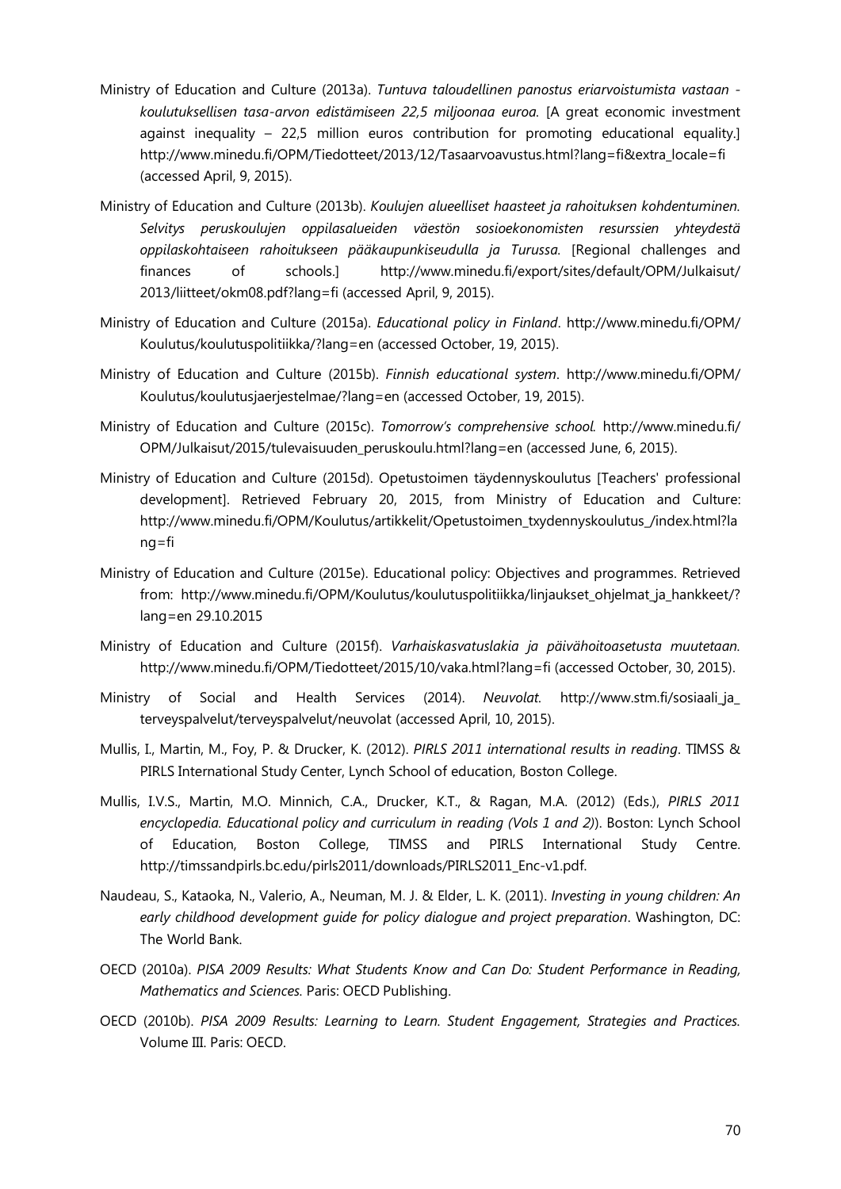Ministry of Education and Culture (2013a). *Tuntuva taloudellinen panostus eriarvoistumista vastaan - koulutuksellisen tasa-arvon edistämiseen 22,5 miljoonaa euroa.* [A great economic investment against inequality – 22,5 million euros contribution for promoting educational equality.] http://www.minedu.fi/OPM/Tiedotteet/2013/12/Tasaarvoavustus.html?lang=fi&extra_locale=fi (accessed April, 9, 2015).

Ministry of Education and Culture (2013b). *Koulujen alueelliset haasteet ja rahoituksen kohdentuminen. Selvitys peruskoulujen oppilasalueiden väestön sosioekonomisten resurssien yhteydestä oppilaskohtaiseen rahoitukseen pääkaupunkiseudulla ja Turussa.* [Regional challenges and finances of schools.] http://www.minedu.fi/export/sites/default/OPM/Julkaisut/2013/liitteet/okm08.pdf?lang=fi (accessed April, 9, 2015).

Ministry of Education and Culture (2015a). *Educational policy in Finland*. http://www.minedu.fi/OPM/Koulutus/koulutuspolitiikka/?lang=en (accessed October, 19, 2015).

Ministry of Education and Culture (2015b). *Finnish educational system*. http://www.minedu.fi/OPM/Koulutus/koulutusjaerjestelmae/?lang=en (accessed October, 19, 2015).

Ministry of Education and Culture (2015c). *Tomorrow's comprehensive school.* http://www.minedu.fi/OPM/Julkaisut/2015/tulevaisuuden_peruskoulu.html?lang=en (accessed June, 6, 2015).

Ministry of Education and Culture (2015d). Opetustoimen täydennyskoulutus [Teachers' professional development]. Retrieved February 20, 2015, from Ministry of Education and Culture: http://www.minedu.fi/OPM/Koulutus/artikkelit/Opetustoimen_txydennyskoulutus_/index.html?lang=fi

Ministry of Education and Culture (2015e). Educational policy: Objectives and programmes. Retrieved from: http://www.minedu.fi/OPM/Koulutus/koulutuspolitiikka/linjaukset_ohjelmat_ja_hankkeet/?lang=en 29.10.2015

Ministry of Education and Culture (2015f). *Varhaiskasvatuslakia ja päivähoitoasetusta muutetaan.* http://www.minedu.fi/OPM/Tiedotteet/2015/10/vaka.html?lang=fi (accessed October, 30, 2015).

Ministry of Social and Health Services (2014). *Neuvolat.* http://www.stm.fi/sosiaali_ja_terveyspalvelut/terveyspalvelut/neuvolat (accessed April, 10, 2015).

Mullis, I., Martin, M., Foy, P. & Drucker, K. (2012). *PIRLS 2011 international results in reading*. TIMSS & PIRLS International Study Center, Lynch School of education, Boston College.

Mullis, I.V.S., Martin, M.O. Minnich, C.A., Drucker, K.T., & Ragan, M.A. (2012) (Eds.), *PIRLS 2011 encyclopedia. Educational policy and curriculum in reading (Vols 1 and 2)*). Boston: Lynch School of Education, Boston College, TIMSS and PIRLS International Study Centre. http://timssandpirls.bc.edu/pirls2011/downloads/PIRLS2011_Enc-v1.pdf.

Naudeau, S., Kataoka, N., Valerio, A., Neuman, M. J. & Elder, L. K. (2011). *Investing in young children: An early childhood development guide for policy dialogue and project preparation*. Washington, DC: The World Bank.

OECD (2010a). *PISA 2009 Results: What Students Know and Can Do: Student Performance in Reading, Mathematics and Sciences.* Paris: OECD Publishing.

OECD (2010b). *PISA 2009 Results: Learning to Learn. Student Engagement, Strategies and Practices.* Volume III. Paris: OECD.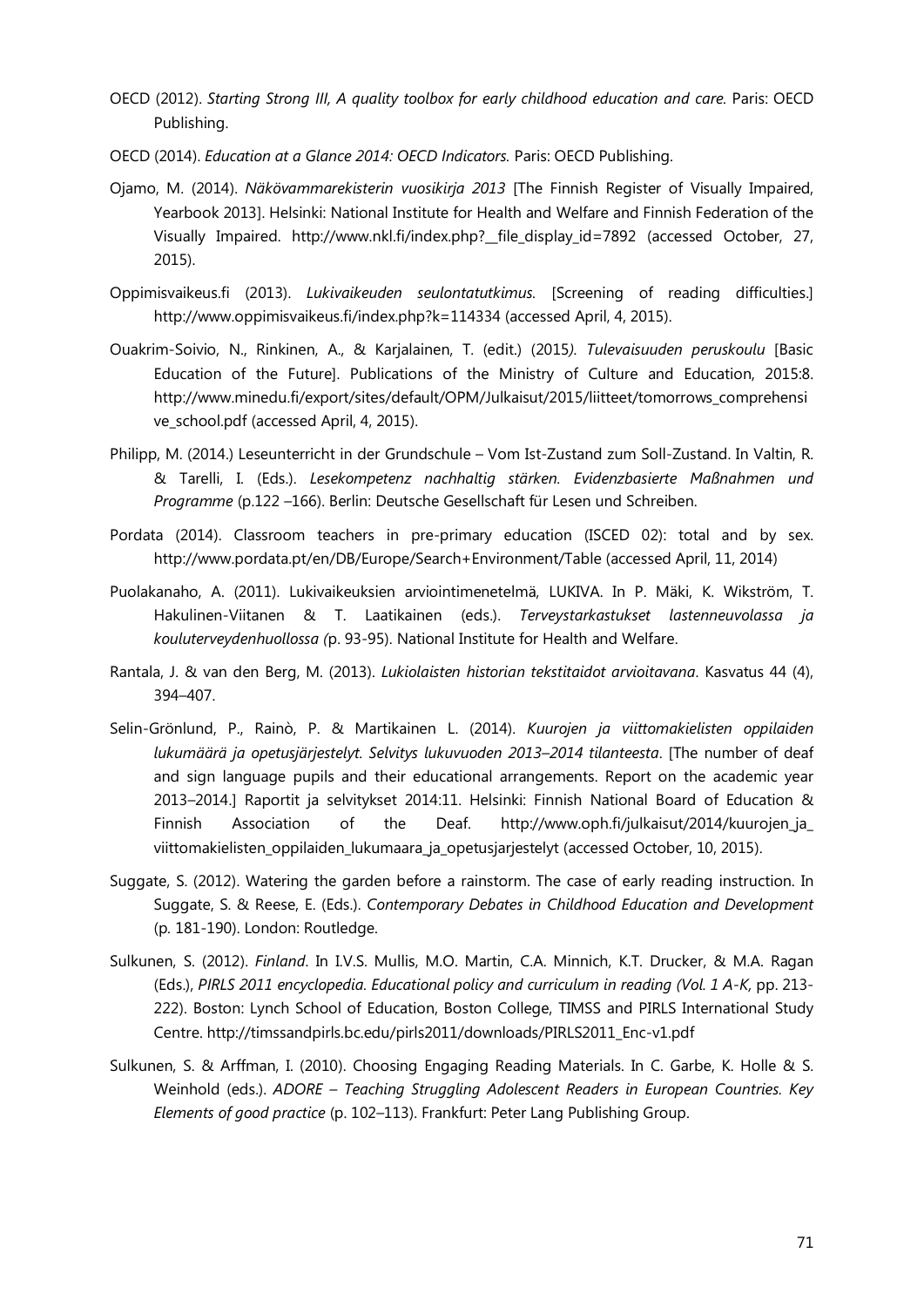OECD (2012). *Starting Strong III, A quality toolbox for early childhood education and care.* Paris: OECD Publishing.

OECD (2014). *Education at a Glance 2014: OECD Indicators.* Paris: OECD Publishing.

Ojamo, M. (2014). *Näkövammarekisterin vuosikirja 2013* [The Finnish Register of Visually Impaired, Yearbook 2013]. Helsinki: National Institute for Health and Welfare and Finnish Federation of the Visually Impaired. http://www.nkl.fi/index.php?__file_display_id=7892 (accessed October, 27, 2015).

Oppimisvaikeus.fi (2013). *Lukivaikeuden seulontatutkimus.* [Screening of reading difficulties.] http://www.oppimisvaikeus.fi/index.php?k=114334 (accessed April, 4, 2015).

Ouakrim-Soivio, N., Rinkinen, A., & Karjalainen, T. (edit.) (2015*). Tulevaisuuden peruskoulu* [Basic Education of the Future]. Publications of the Ministry of Culture and Education, 2015:8. http://www.minedu.fi/export/sites/default/OPM/Julkaisut/2015/liitteet/tomorrows_comprehensive_school.pdf (accessed April, 4, 2015).

Philipp, M. (2014.) Leseunterricht in der Grundschule – Vom Ist-Zustand zum Soll-Zustand. In Valtin, R. & Tarelli, I. (Eds.). *Lesekompetenz nachhaltig stärken. Evidenzbasierte Maßnahmen und Programme* (p.122 –166). Berlin: Deutsche Gesellschaft für Lesen und Schreiben.

Pordata (2014). Classroom teachers in pre-primary education (ISCED 02): total and by sex. http://www.pordata.pt/en/DB/Europe/Search+Environment/Table (accessed April, 11, 2014)

Puolakanaho, A. (2011). Lukivaikeuksien arviointimenetelmä, LUKIVA. In P. Mäki, K. Wikström, T. Hakulinen-Viitanen & T. Laatikainen (eds.). *Terveystarkastukset lastenneuvolassa ja kouluterveydenhuollossa (*p. 93-95). National Institute for Health and Welfare.

Rantala, J. & van den Berg, M. (2013). *Lukiolaisten historian tekstitaidot arvioitavana*. Kasvatus 44 (4), 394–407.

Selin-Grönlund, P., Rainò, P. & Martikainen L. (2014). *Kuurojen ja viittomakielisten oppilaiden lukumäärä ja opetusjärjestelyt. Selvitys lukuvuoden 2013–2014 tilanteesta*. [The number of deaf and sign language pupils and their educational arrangements. Report on the academic year 2013–2014.] Raportit ja selvitykset 2014:11. Helsinki: Finnish National Board of Education & Finnish Association of the Deaf. http://www.oph.fi/julkaisut/2014/kuurojen_ja_viittomakielisten_oppilaiden_lukumaara_ja_opetusjarjestelyt (accessed October, 10, 2015).

Suggate, S. (2012). Watering the garden before a rainstorm. The case of early reading instruction. In Suggate, S. & Reese, E. (Eds.). *Contemporary Debates in Childhood Education and Development* (p. 181-190). London: Routledge.

Sulkunen, S. (2012). *Finland*. In I.V.S. Mullis, M.O. Martin, C.A. Minnich, K.T. Drucker, & M.A. Ragan (Eds.), *PIRLS 2011 encyclopedia. Educational policy and curriculum in reading (Vol. 1 A-K,* pp. 213-222). Boston: Lynch School of Education, Boston College, TIMSS and PIRLS International Study Centre. http://timssandpirls.bc.edu/pirls2011/downloads/PIRLS2011_Enc-v1.pdf

Sulkunen, S. & Arffman, I. (2010). Choosing Engaging Reading Materials. In C. Garbe, K. Holle & S. Weinhold (eds.). *ADORE – Teaching Struggling Adolescent Readers in European Countries. Key Elements of good practice* (p. 102–113). Frankfurt: Peter Lang Publishing Group.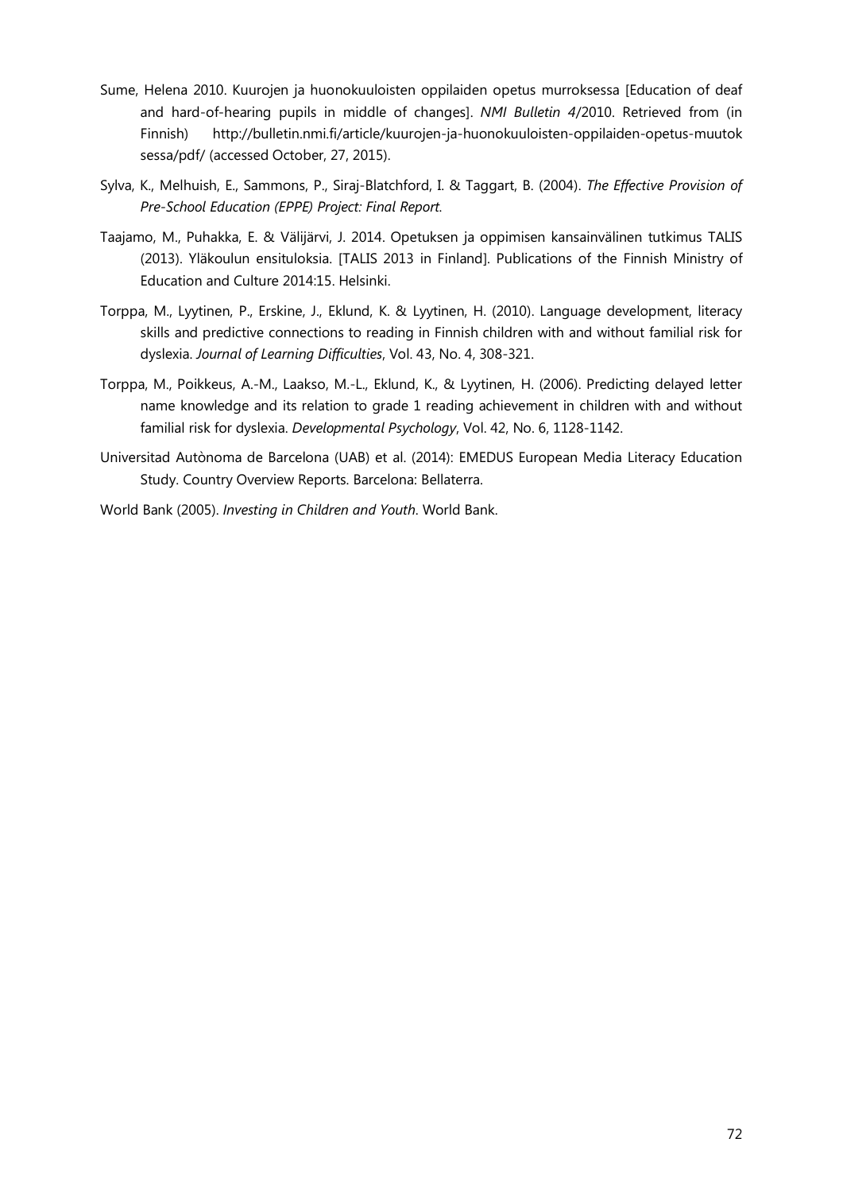Sume, Helena 2010. Kuurojen ja huonokuuloisten oppilaiden opetus murroksessa [Education of deaf and hard-of-hearing pupils in middle of changes]. *NMI Bulletin 4*/2010. Retrieved from (in Finnish) http://bulletin.nmi.fi/article/kuurojen-ja-huonokuuloisten-oppilaiden-opetus-muutoksessa/pdf/ (accessed October, 27, 2015).

Sylva, K., Melhuish, E., Sammons, P., Siraj-Blatchford, I. & Taggart, B. (2004). *The Effective Provision of Pre-School Education (EPPE) Project: Final Report.*

Taajamo, M., Puhakka, E. & Välijärvi, J. 2014. Opetuksen ja oppimisen kansainvälinen tutkimus TALIS (2013). Yläkoulun ensituloksia. [TALIS 2013 in Finland]. Publications of the Finnish Ministry of Education and Culture 2014:15. Helsinki.

Torppa, M., Lyytinen, P., Erskine, J., Eklund, K. & Lyytinen, H. (2010). Language development, literacy skills and predictive connections to reading in Finnish children with and without familial risk for dyslexia. *Journal of Learning Difficulties*, Vol. 43, No. 4, 308-321.

Torppa, M., Poikkeus, A.-M., Laakso, M.-L., Eklund, K., & Lyytinen, H. (2006). Predicting delayed letter name knowledge and its relation to grade 1 reading achievement in children with and without familial risk for dyslexia. *Developmental Psychology*, Vol. 42, No. 6, 1128-1142.

Universitad Autònoma de Barcelona (UAB) et al. (2014): EMEDUS European Media Literacy Education Study. Country Overview Reports. Barcelona: Bellaterra.

World Bank (2005). *Investing in Children and Youth*. World Bank.